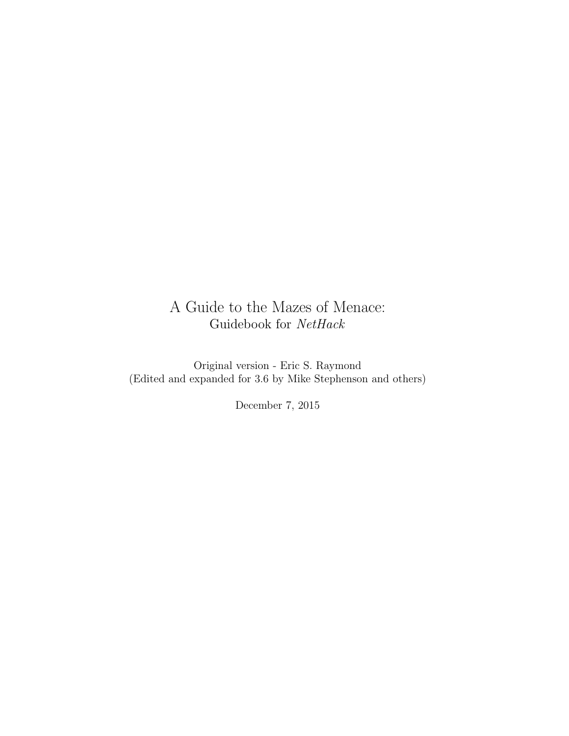# A Guide to the Mazes of Menace:

## Guidebook for *NetHack*

Original version - Eric S. Raymond
(Edited and expanded for 3.6 by Mike Stephenson and others)

December 7, 2015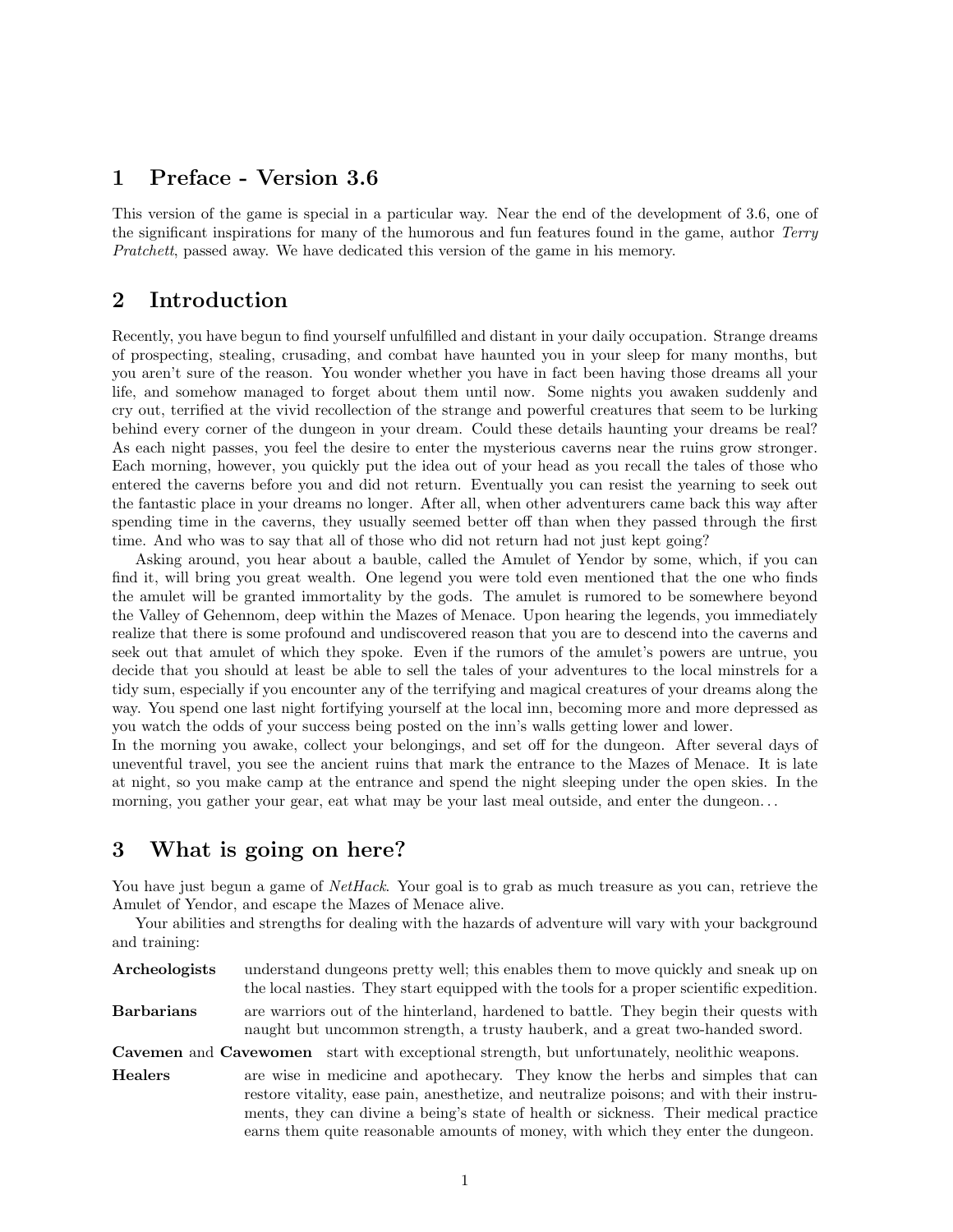# 1 Preface - Version 3.6

This version of the game is special in a particular way. Near the end of the development of 3.6, one of the significant inspirations for many of the humorous and fun features found in the game, author *Terry Pratchett*, passed away. We have dedicated this version of the game in his memory.

# 2 Introduction

Recently, you have begun to find yourself unfulfilled and distant in your daily occupation. Strange dreams of prospecting, stealing, crusading, and combat have haunted you in your sleep for many months, but you aren't sure of the reason. You wonder whether you have in fact been having those dreams all your life, and somehow managed to forget about them until now. Some nights you awaken suddenly and cry out, terrified at the vivid recollection of the strange and powerful creatures that seem to be lurking behind every corner of the dungeon in your dream. Could these details haunting your dreams be real? As each night passes, you feel the desire to enter the mysterious caverns near the ruins grow stronger. Each morning, however, you quickly put the idea out of your head as you recall the tales of those who entered the caverns before you and did not return. Eventually you can resist the yearning to seek out the fantastic place in your dreams no longer. After all, when other adventurers came back this way after spending time in the caverns, they usually seemed better off than when they passed through the first time. And who was to say that all of those who did not return had not just kept going?

Asking around, you hear about a bauble, called the Amulet of Yendor by some, which, if you can find it, will bring you great wealth. One legend you were told even mentioned that the one who finds the amulet will be granted immortality by the gods. The amulet is rumored to be somewhere beyond the Valley of Gehennom, deep within the Mazes of Menace. Upon hearing the legends, you immediately realize that there is some profound and undiscovered reason that you are to descend into the caverns and seek out that amulet of which they spoke. Even if the rumors of the amulet's powers are untrue, you decide that you should at least be able to sell the tales of your adventures to the local minstrels for a tidy sum, especially if you encounter any of the terrifying and magical creatures of your dreams along the way. You spend one last night fortifying yourself at the local inn, becoming more and more depressed as you watch the odds of your success being posted on the inn's walls getting lower and lower.

In the morning you awake, collect your belongings, and set off for the dungeon. After several days of uneventful travel, you see the ancient ruins that mark the entrance to the Mazes of Menace. It is late at night, so you make camp at the entrance and spend the night sleeping under the open skies. In the morning, you gather your gear, eat what may be your last meal outside, and enter the dungeon. . .

# 3 What is going on here?

You have just begun a game of *NetHack*. Your goal is to grab as much treasure as you can, retrieve the Amulet of Yendor, and escape the Mazes of Menace alive.

Your abilities and strengths for dealing with the hazards of adventure will vary with your background and training:

**Archeologists** understand dungeons pretty well; this enables them to move quickly and sneak up on the local nasties. They start equipped with the tools for a proper scientific expedition.

**Barbarians** are warriors out of the hinterland, hardened to battle. They begin their quests with naught but uncommon strength, a trusty hauberk, and a great two-handed sword.

**Cavemen** and **Cavewomen** start with exceptional strength, but unfortunately, neolithic weapons.

**Healers** are wise in medicine and apothecary. They know the herbs and simples that can restore vitality, ease pain, anesthetize, and neutralize poisons; and with their instruments, they can divine a being's state of health or sickness. Their medical practice earns them quite reasonable amounts of money, with which they enter the dungeon.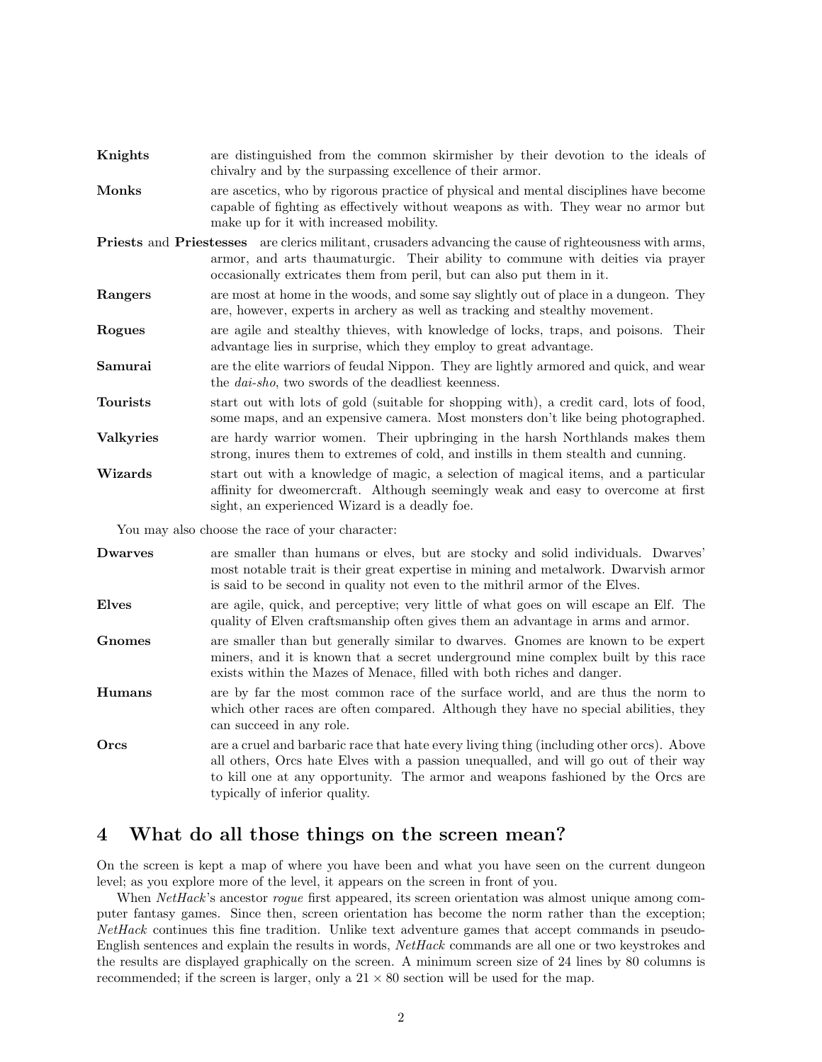**Knights** are distinguished from the common skirmisher by their devotion to the ideals of chivalry and by the surpassing excellence of their armor.

**Monks** are ascetics, who by rigorous practice of physical and mental disciplines have become capable of fighting as effectively without weapons as with. They wear no armor but make up for it with increased mobility.

**Priests** and **Priestesses** are clerics militant, crusaders advancing the cause of righteousness with arms, armor, and arts thaumaturgic. Their ability to commune with deities via prayer occasionally extricates them from peril, but can also put them in it.

**Rangers** are most at home in the woods, and some say slightly out of place in a dungeon. They are, however, experts in archery as well as tracking and stealthy movement.

**Rogues** are agile and stealthy thieves, with knowledge of locks, traps, and poisons. Their advantage lies in surprise, which they employ to great advantage.

**Samurai** are the elite warriors of feudal Nippon. They are lightly armored and quick, and wear the *dai-sho*, two swords of the deadliest keenness.

**Tourists** start out with lots of gold (suitable for shopping with), a credit card, lots of food, some maps, and an expensive camera. Most monsters don't like being photographed.

**Valkyries** are hardy warrior women. Their upbringing in the harsh Northlands makes them strong, inures them to extremes of cold, and instills in them stealth and cunning.

**Wizards** start out with a knowledge of magic, a selection of magical items, and a particular affinity for dweomercraft. Although seemingly weak and easy to overcome at first sight, an experienced Wizard is a deadly foe.

You may also choose the race of your character:

**Dwarves** are smaller than humans or elves, but are stocky and solid individuals. Dwarves' most notable trait is their great expertise in mining and metalwork. Dwarvish armor is said to be second in quality not even to the mithril armor of the Elves.

**Elves** are agile, quick, and perceptive; very little of what goes on will escape an Elf. The quality of Elven craftsmanship often gives them an advantage in arms and armor.

**Gnomes** are smaller than but generally similar to dwarves. Gnomes are known to be expert miners, and it is known that a secret underground mine complex built by this race exists within the Mazes of Menace, filled with both riches and danger.

**Humans** are by far the most common race of the surface world, and are thus the norm to which other races are often compared. Although they have no special abilities, they can succeed in any role.

**Orcs** are a cruel and barbaric race that hate every living thing (including other orcs). Above all others, Orcs hate Elves with a passion unequalled, and will go out of their way to kill one at any opportunity. The armor and weapons fashioned by the Orcs are typically of inferior quality.

## 4 What do all those things on the screen mean?

On the screen is kept a map of where you have been and what you have seen on the current dungeon level; as you explore more of the level, it appears on the screen in front of you.

When *NetHack*'s ancestor *rogue* first appeared, its screen orientation was almost unique among computer fantasy games. Since then, screen orientation has become the norm rather than the exception; *NetHack* continues this fine tradition. Unlike text adventure games that accept commands in pseudo-English sentences and explain the results in words, *NetHack* commands are all one or two keystrokes and the results are displayed graphically on the screen. A minimum screen size of 24 lines by 80 columns is recommended; if the screen is larger, only a $21 \times 80$ section will be used for the map.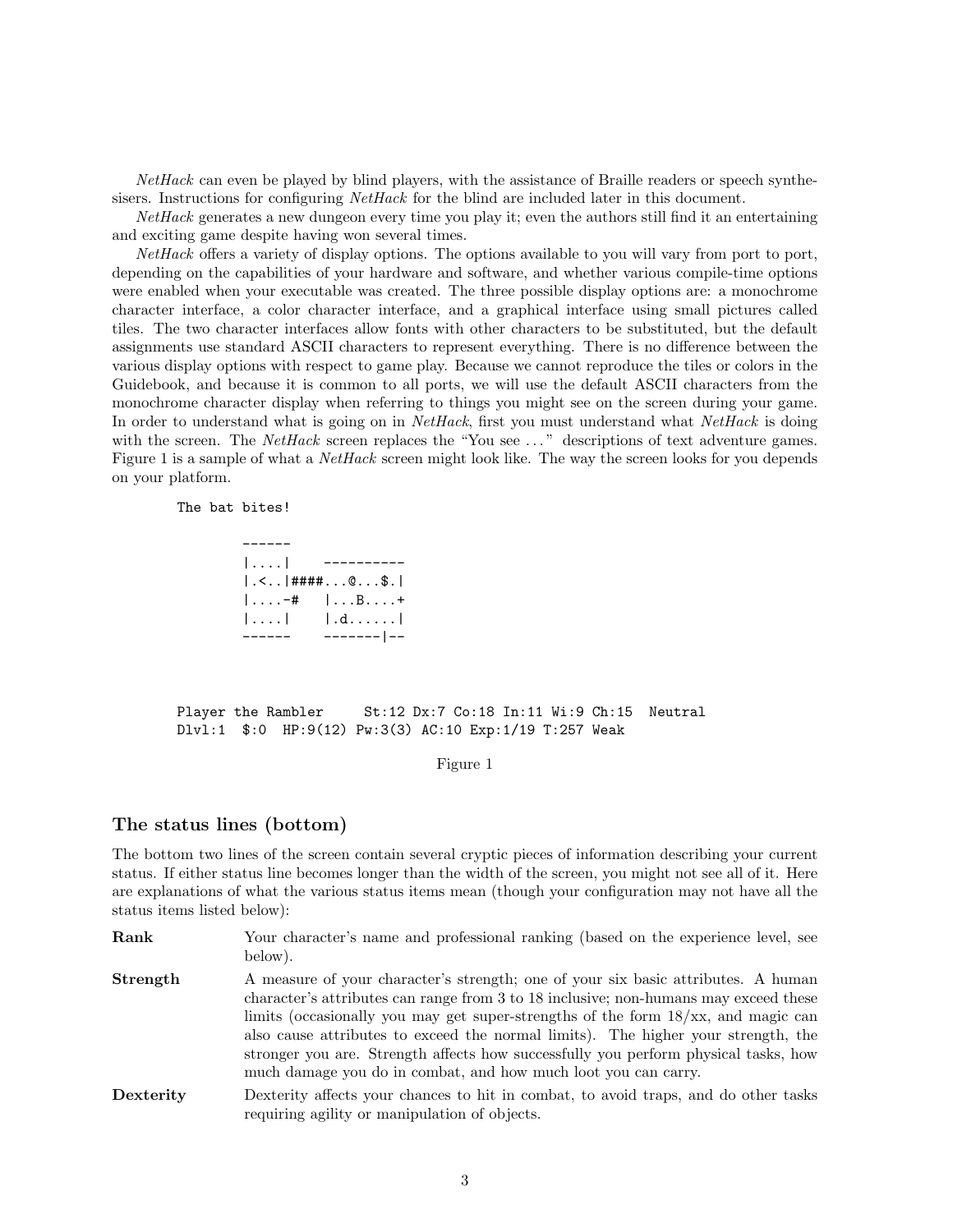*NetHack* can even be played by blind players, with the assistance of Braille readers or speech synthesisers. Instructions for configuring *NetHack* for the blind are included later in this document.

*NetHack* generates a new dungeon every time you play it; even the authors still find it an entertaining and exciting game despite having won several times.

*NetHack* offers a variety of display options. The options available to you will vary from port to port, depending on the capabilities of your hardware and software, and whether various compile-time options were enabled when your executable was created. The three possible display options are: a monochrome character interface, a color character interface, and a graphical interface using small pictures called tiles. The two character interfaces allow fonts with other characters to be substituted, but the default assignments use standard ASCII characters to represent everything. There is no difference between the various display options with respect to game play. Because we cannot reproduce the tiles or colors in the Guidebook, and because it is common to all ports, we will use the default ASCII characters from the monochrome character display when referring to things you might see on the screen during your game. In order to understand what is going on in *NetHack*, first you must understand what *NetHack* is doing with the screen. The *NetHack* screen replaces the "You see ..." descriptions of text adventure games. Figure 1 is a sample of what a *NetHack* screen might look like. The way the screen looks for you depends on your platform.

```
The bat bites!

          ------
          |....|    ----------
          |.<..|####...@...$.|
          |....-#   |...B....+
          |....|    |.d......|
          ------    -------|--



Player the Rambler     St:12 Dx:7 Co:18 In:11 Wi:9 Ch:15  Neutral
Dlvl:1  $:0  HP:9(12) Pw:3(3) AC:10 Exp:1/19 T:257 Weak
```

Figure 1

## The status lines (bottom)

The bottom two lines of the screen contain several cryptic pieces of information describing your current status. If either status line becomes longer than the width of the screen, you might not see all of it. Here are explanations of what the various status items mean (though your configuration may not have all the status items listed below):

**Rank** Your character's name and professional ranking (based on the experience level, see below).

**Strength** A measure of your character's strength; one of your six basic attributes. A human character's attributes can range from 3 to 18 inclusive; non-humans may exceed these limits (occasionally you may get super-strengths of the form 18/xx, and magic can also cause attributes to exceed the normal limits). The higher your strength, the stronger you are. Strength affects how successfully you perform physical tasks, how much damage you do in combat, and how much loot you can carry.

**Dexterity** Dexterity affects your chances to hit in combat, to avoid traps, and do other tasks requiring agility or manipulation of objects.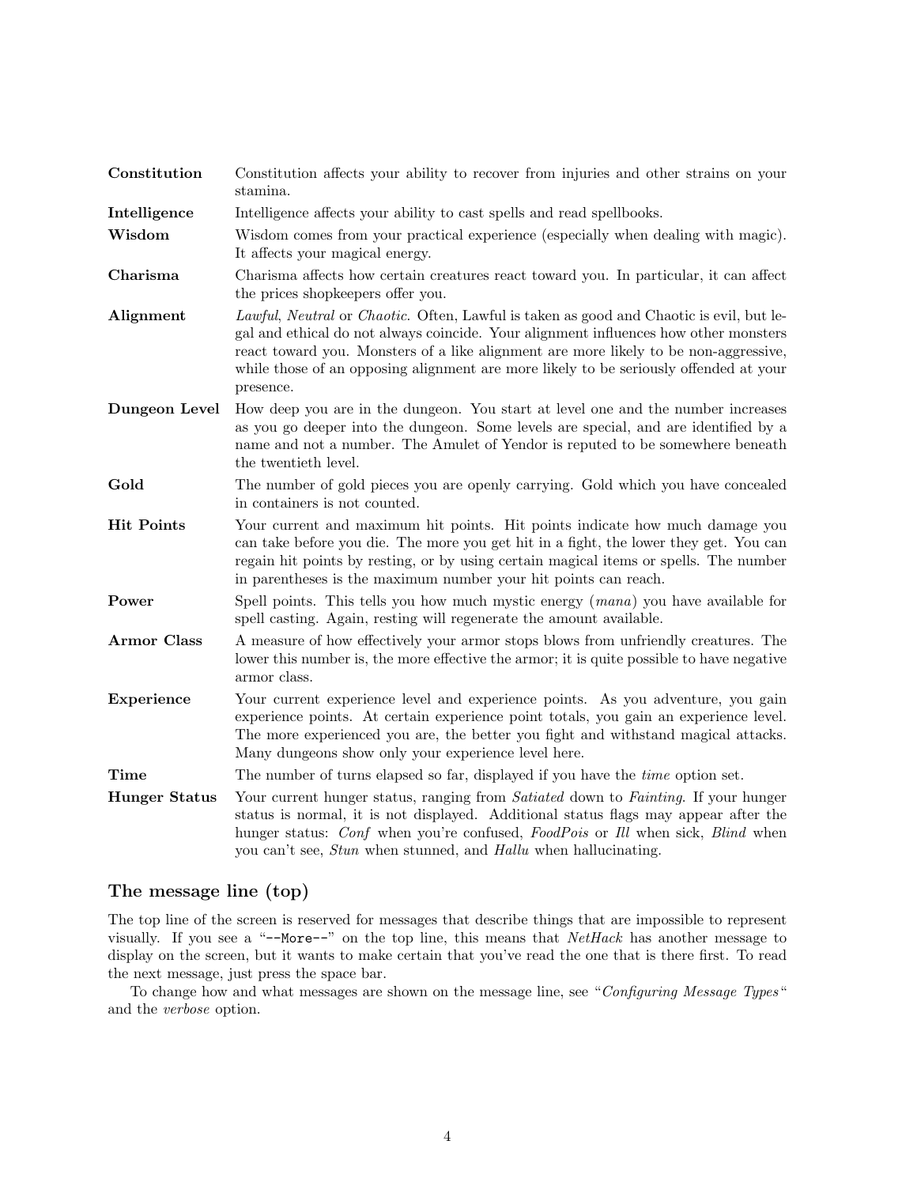**Constitution** Constitution affects your ability to recover from injuries and other strains on your stamina.

**Intelligence** Intelligence affects your ability to cast spells and read spellbooks.

**Wisdom** Wisdom comes from your practical experience (especially when dealing with magic). It affects your magical energy.

**Charisma** Charisma affects how certain creatures react toward you. In particular, it can affect the prices shopkeepers offer you.

**Alignment** *Lawful*, *Neutral* or *Chaotic*. Often, Lawful is taken as good and Chaotic is evil, but legal and ethical do not always coincide. Your alignment influences how other monsters react toward you. Monsters of a like alignment are more likely to be non-aggressive, while those of an opposing alignment are more likely to be seriously offended at your presence.

**Dungeon Level** How deep you are in the dungeon. You start at level one and the number increases as you go deeper into the dungeon. Some levels are special, and are identified by a name and not a number. The Amulet of Yendor is reputed to be somewhere beneath the twentieth level.

**Gold** The number of gold pieces you are openly carrying. Gold which you have concealed in containers is not counted.

**Hit Points** Your current and maximum hit points. Hit points indicate how much damage you can take before you die. The more you get hit in a fight, the lower they get. You can regain hit points by resting, or by using certain magical items or spells. The number in parentheses is the maximum number your hit points can reach.

**Power** Spell points. This tells you how much mystic energy (*mana*) you have available for spell casting. Again, resting will regenerate the amount available.

**Armor Class** A measure of how effectively your armor stops blows from unfriendly creatures. The lower this number is, the more effective the armor; it is quite possible to have negative armor class.

**Experience** Your current experience level and experience points. As you adventure, you gain experience points. At certain experience point totals, you gain an experience level. The more experienced you are, the better you fight and withstand magical attacks. Many dungeons show only your experience level here.

**Time** The number of turns elapsed so far, displayed if you have the *time* option set.

**Hunger Status** Your current hunger status, ranging from *Satiated* down to *Fainting*. If your hunger status is normal, it is not displayed. Additional status flags may appear after the hunger status: *Conf* when you're confused, *FoodPois* or *Ill* when sick, *Blind* when you can't see, *Stun* when stunned, and *Hallu* when hallucinating.

## The message line (top)

The top line of the screen is reserved for messages that describe things that are impossible to represent visually. If you see a "`--More--`" on the top line, this means that *NetHack* has another message to display on the screen, but it wants to make certain that you've read the one that is there first. To read the next message, just press the space bar.

To change how and what messages are shown on the message line, see "*Configuring Message Types*" and the *verbose* option.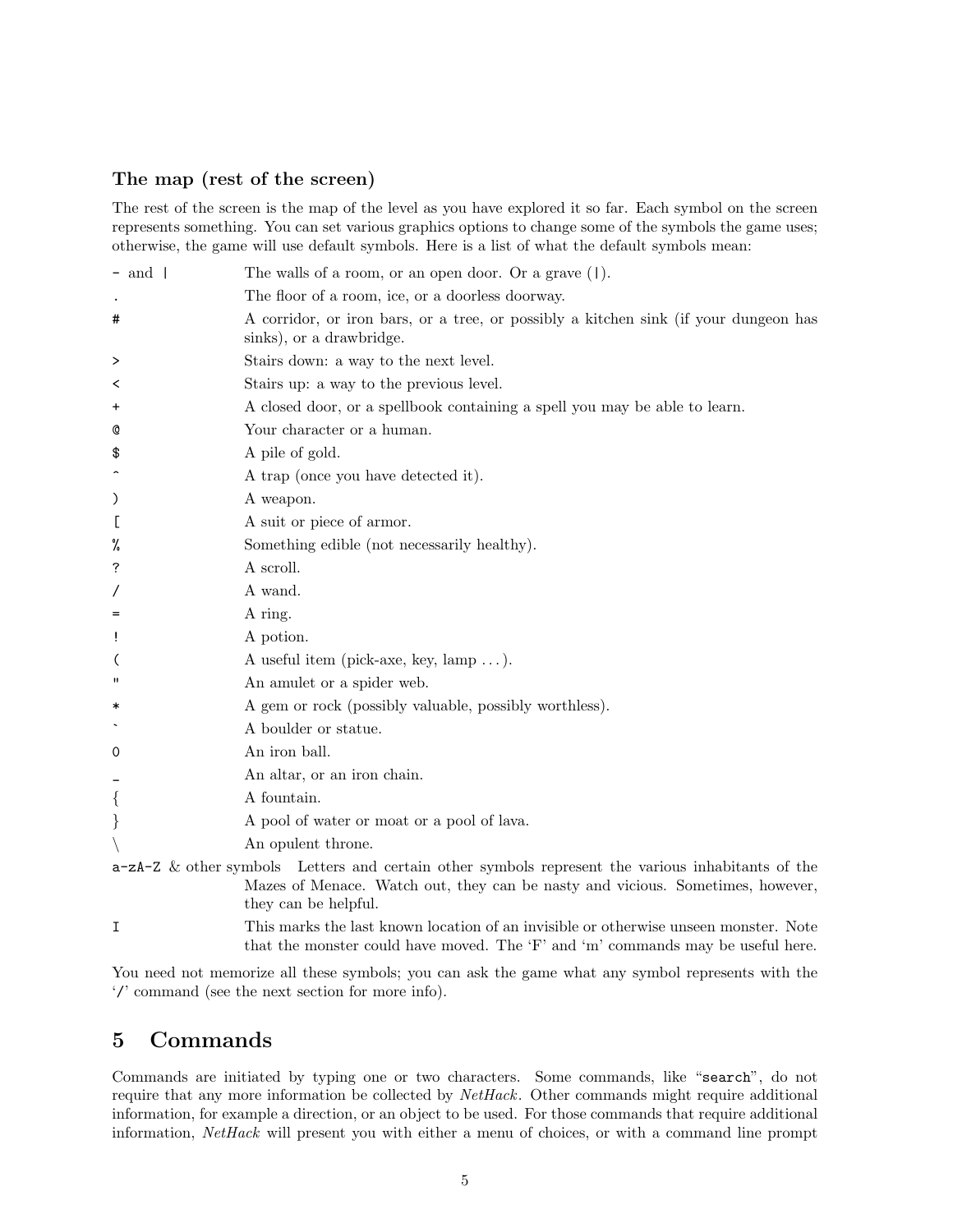### The map (rest of the screen)

The rest of the screen is the map of the level as you have explored it so far. Each symbol on the screen represents something. You can set various graphics options to change some of the symbols the game uses; otherwise, the game will use default symbols. Here is a list of what the default symbols mean:

| Symbol | Meaning |
| --- | --- |
| `-` and `|` | The walls of a room, or an open door. Or a grave (`|`). |
| `.` | The floor of a room, ice, or a doorless doorway. |
| `#` | A corridor, or iron bars, or a tree, or possibly a kitchen sink (if your dungeon has sinks), or a drawbridge. |
| `>` | Stairs down: a way to the next level. |
| `<` | Stairs up: a way to the previous level. |
| `+` | A closed door, or a spellbook containing a spell you may be able to learn. |
| `@` | Your character or a human. |
| `$` | A pile of gold. |
| `^` | A trap (once you have detected it). |
| `)` | A weapon. |
| `[` | A suit or piece of armor. |
| `%` | Something edible (not necessarily healthy). |
| `?` | A scroll. |
| `/` | A wand. |
| `=` | A ring. |
| `!` | A potion. |
| `(` | A useful item (pick-axe, key, lamp ...). |
| `"` | An amulet or a spider web. |
| `*` | A gem or rock (possibly valuable, possibly worthless). |
| `` ` `` | A boulder or statue. |
| `0` | An iron ball. |
| `_` | An altar, or an iron chain. |
| `{` | A fountain. |
| `}` | A pool of water or moat or a pool of lava. |
| `\` | An opulent throne. |
| `a-zA-Z` & other symbols | Letters and certain other symbols represent the various inhabitants of the Mazes of Menace. Watch out, they can be nasty and vicious. Sometimes, however, they can be helpful. |
| `I` | This marks the last known location of an invisible or otherwise unseen monster. Note that the monster could have moved. The 'F' and 'm' commands may be useful here. |

You need not memorize all these symbols; you can ask the game what any symbol represents with the '/' command (see the next section for more info).

## 5 Commands

Commands are initiated by typing one or two characters. Some commands, like "`search`", do not require that any more information be collected by *NetHack*. Other commands might require additional information, for example a direction, or an object to be used. For those commands that require additional information, *NetHack* will present you with either a menu of choices, or with a command line prompt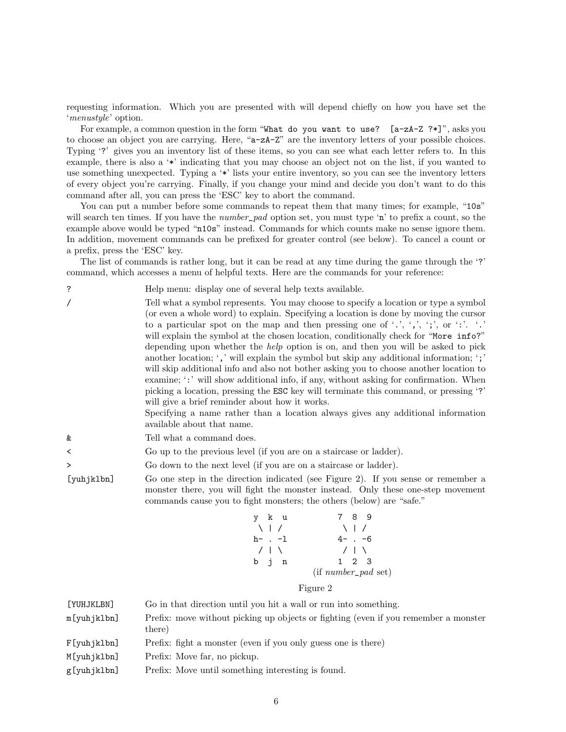requesting information. Which you are presented with will depend chiefly on how you have set the '*menustyle*' option.

For example, a common question in the form "`What do you want to use?  [a-zA-Z ?*]`", asks you to choose an object you are carrying. Here, "`a-zA-Z`" are the inventory letters of your possible choices. Typing '`?`' gives you an inventory list of these items, so you can see what each letter refers to. In this example, there is also a '`*`' indicating that you may choose an object not on the list, if you wanted to use something unexpected. Typing a '`*`' lists your entire inventory, so you can see the inventory letters of every object you're carrying. Finally, if you change your mind and decide you don't want to do this command after all, you can press the 'ESC' key to abort the command.

You can put a number before some commands to repeat them that many times; for example, "`10s`" will search ten times. If you have the *number_pad* option set, you must type '`n`' to prefix a count, so the example above would be typed "`n10s`" instead. Commands for which counts make no sense ignore them. In addition, movement commands can be prefixed for greater control (see below). To cancel a count or a prefix, press the 'ESC' key.

The list of commands is rather long, but it can be read at any time during the game through the '`?`' command, which accesses a menu of helpful texts. Here are the commands for your reference:

`?`
: Help menu: display one of several help texts available.

`/`
: Tell what a symbol represents. You may choose to specify a location or type a symbol (or even a whole word) to explain. Specifying a location is done by moving the cursor to a particular spot on the map and then pressing one of '`.`', '`,`', '`;`', or '`:`'. '`.`' will explain the symbol at the chosen location, conditionally check for "`More info?`" depending upon whether the *help* option is on, and then you will be asked to pick another location; '`,`' will explain the symbol but skip any additional information; '`;`' will skip additional info and also not bother asking you to choose another location to examine; '`:`' will show additional info, if any, without asking for confirmation. When picking a location, pressing the `ESC` key will terminate this command, or pressing '`?`' will give a brief reminder about how it works.
: Specifying a name rather than a location always gives any additional information available about that name.

`&`
: Tell what a command does.

`<`
: Go up to the previous level (if you are on a staircase or ladder).

`>`
: Go down to the next level (if you are on a staircase or ladder).

`[yuhjklbn]`
: Go one step in the direction indicated (see Figure 2). If you sense or remember a monster there, you will fight the monster instead. Only these one-step movement commands cause you to fight monsters; the others (below) are "safe."

```
y  k  u          7  8  9
 \ | /            \ | /
h- . -l          4- . -6
 / | \            / | \
b  j  n          1  2  3
              (if number_pad set)
```

Figure 2

`[YUHJKLBN]`
: Go in that direction until you hit a wall or run into something.

`m[yuhjklbn]`
: Prefix: move without picking up objects or fighting (even if you remember a monster there)

`F[yuhjklbn]`
: Prefix: fight a monster (even if you only guess one is there)

`M[yuhjklbn]`
: Prefix: Move far, no pickup.

`g[yuhjklbn]`
: Prefix: Move until something interesting is found.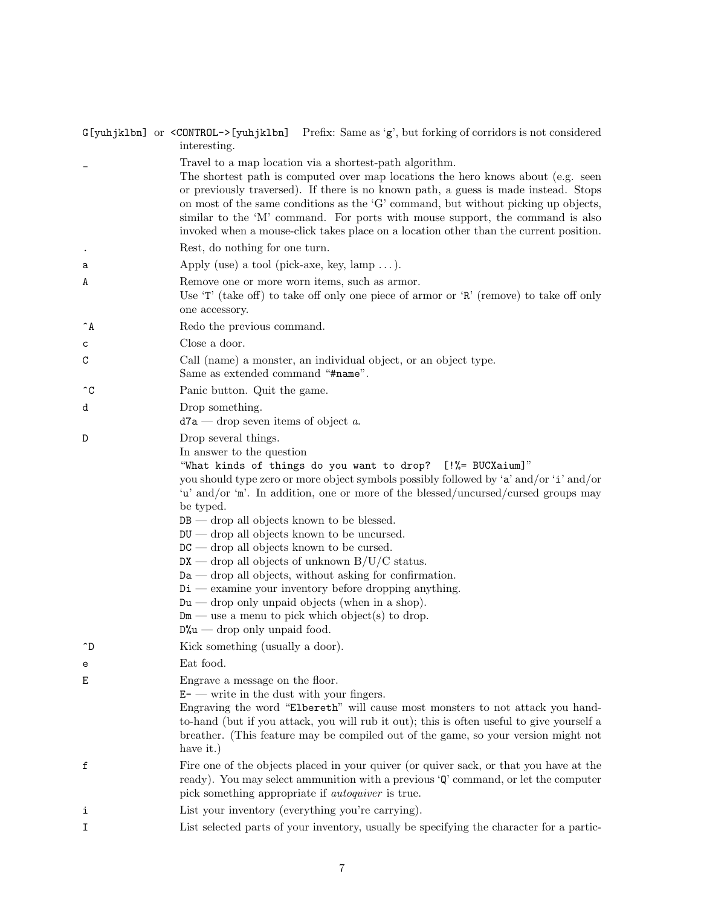`G[yuhjklbn]` or `<CONTROL->[yuhjklbn]`
Prefix: Same as '`g`', but forking of corridors is not considered interesting.

`_`
Travel to a map location via a shortest-path algorithm.
The shortest path is computed over map locations the hero knows about (e.g. seen or previously traversed). If there is no known path, a guess is made instead. Stops on most of the same conditions as the 'G' command, but without picking up objects, similar to the 'M' command. For ports with mouse support, the command is also invoked when a mouse-click takes place on a location other than the current position.

`.`
Rest, do nothing for one turn.

`a`
Apply (use) a tool (pick-axe, key, lamp . . . ).

`A`
Remove one or more worn items, such as armor.
Use '`T`' (take off) to take off only one piece of armor or '`R`' (remove) to take off only one accessory.

`^A`
Redo the previous command.

`c`
Close a door.

`C`
Call (name) a monster, an individual object, or an object type.
Same as extended command "`#name`".

`^C`
Panic button. Quit the game.

`d`
Drop something.
`d7a` — drop seven items of object *a*.

`D`
Drop several things.
In answer to the question
"`What kinds of things do you want to drop? [!%= BUCXaium]`"
you should type zero or more object symbols possibly followed by '`a`' and/or '`i`' and/or '`u`' and/or '`m`'. In addition, one or more of the blessed/uncursed/cursed groups may be typed.
`DB` — drop all objects known to be blessed.
`DU` — drop all objects known to be uncursed.
`DC` — drop all objects known to be cursed.
`DX` — drop all objects of unknown B/U/C status.
`Da` — drop all objects, without asking for confirmation.
`Di` — examine your inventory before dropping anything.
`Du` — drop only unpaid objects (when in a shop).
`Dm` — use a menu to pick which object(s) to drop.
`D%u` — drop only unpaid food.

`^D`
Kick something (usually a door).

`e`
Eat food.

`E`
Engrave a message on the floor.
`E-` — write in the dust with your fingers.
Engraving the word "`Elbereth`" will cause most monsters to not attack you hand-to-hand (but if you attack, you will rub it out); this is often useful to give yourself a breather. (This feature may be compiled out of the game, so your version might not have it.)

`f`
Fire one of the objects placed in your quiver (or quiver sack, or that you have at the ready). You may select ammunition with a previous '`Q`' command, or let the computer pick something appropriate if *autoquiver* is true.

`i`
List your inventory (everything you're carrying).

`I`
List selected parts of your inventory, usually be specifying the character for a partic-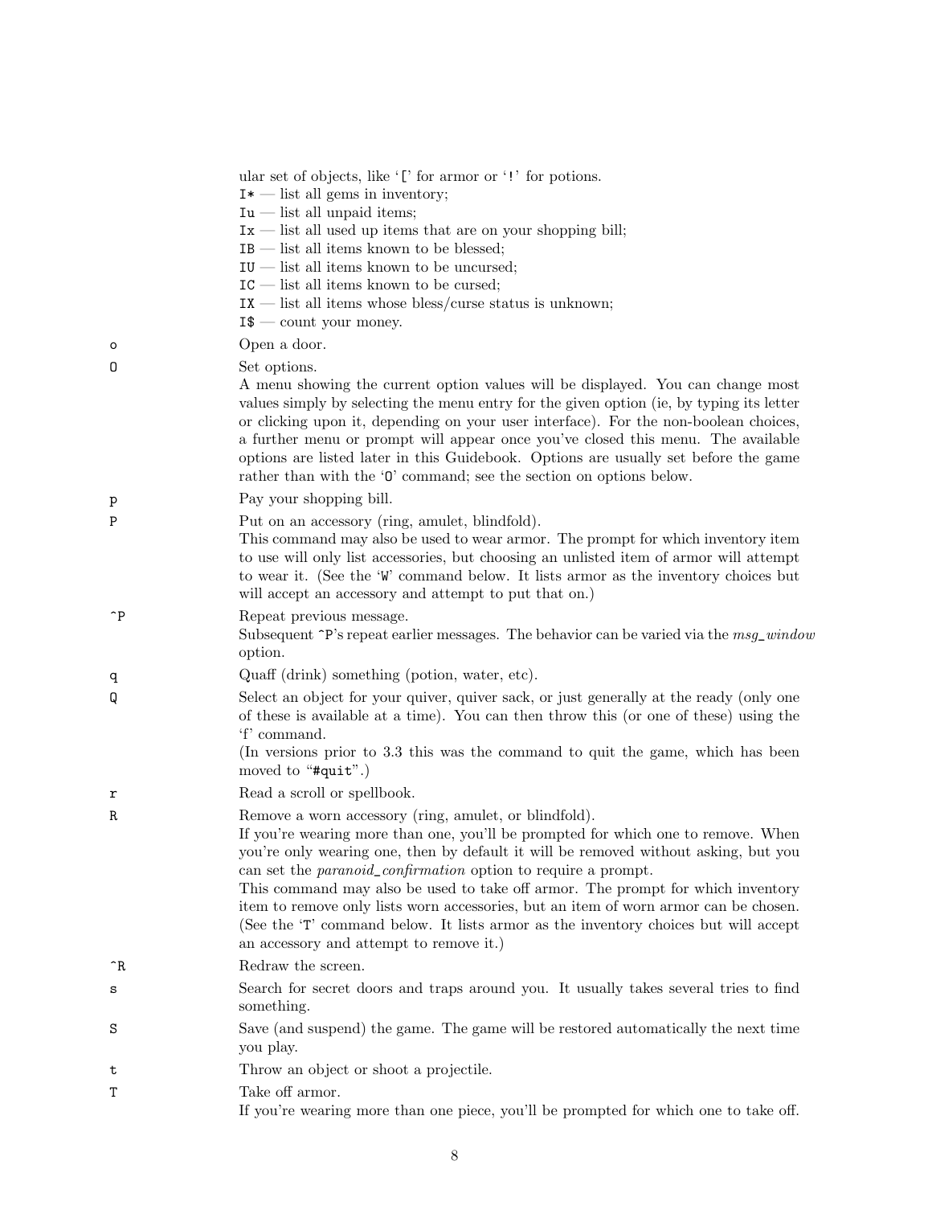ular set of objects, like '[' for armor or '!' for potions.
I* — list all gems in inventory;
Iu — list all unpaid items;
Ix — list all used up items that are on your shopping bill;
IB — list all items known to be blessed;
IU — list all items known to be uncursed;
IC — list all items known to be cursed;
IX — list all items whose bless/curse status is unknown;
I$ — count your money.

`o`
: Open a door.

`O`
: Set options.
A menu showing the current option values will be displayed. You can change most values simply by selecting the menu entry for the given option (ie, by typing its letter or clicking upon it, depending on your user interface). For the non-boolean choices, a further menu or prompt will appear once you've closed this menu. The available options are listed later in this Guidebook. Options are usually set before the game rather than with the 'O' command; see the section on options below.

`p`
: Pay your shopping bill.

`P`
: Put on an accessory (ring, amulet, blindfold).
This command may also be used to wear armor. The prompt for which inventory item to use will only list accessories, but choosing an unlisted item of armor will attempt to wear it. (See the 'W' command below. It lists armor as the inventory choices but will accept an accessory and attempt to put that on.)

`^P`
: Repeat previous message.
Subsequent ^P's repeat earlier messages. The behavior can be varied via the *msg_window* option.

`q`
: Quaff (drink) something (potion, water, etc).

`Q`
: Select an object for your quiver, quiver sack, or just generally at the ready (only one of these is available at a time). You can then throw this (or one of these) using the 'f' command.
(In versions prior to 3.3 this was the command to quit the game, which has been moved to "#quit".)

`r`
: Read a scroll or spellbook.

`R`
: Remove a worn accessory (ring, amulet, or blindfold).
If you're wearing more than one, you'll be prompted for which one to remove. When you're only wearing one, then by default it will be removed without asking, but you can set the *paranoid_confirmation* option to require a prompt.
This command may also be used to take off armor. The prompt for which inventory item to remove only lists worn accessories, but an item of worn armor can be chosen. (See the 'T' command below. It lists armor as the inventory choices but will accept an accessory and attempt to remove it.)

`^R`
: Redraw the screen.

`s`
: Search for secret doors and traps around you. It usually takes several tries to find something.

`S`
: Save (and suspend) the game. The game will be restored automatically the next time you play.

`t`
: Throw an object or shoot a projectile.

`T`
: Take off armor.
If you're wearing more than one piece, you'll be prompted for which one to take off.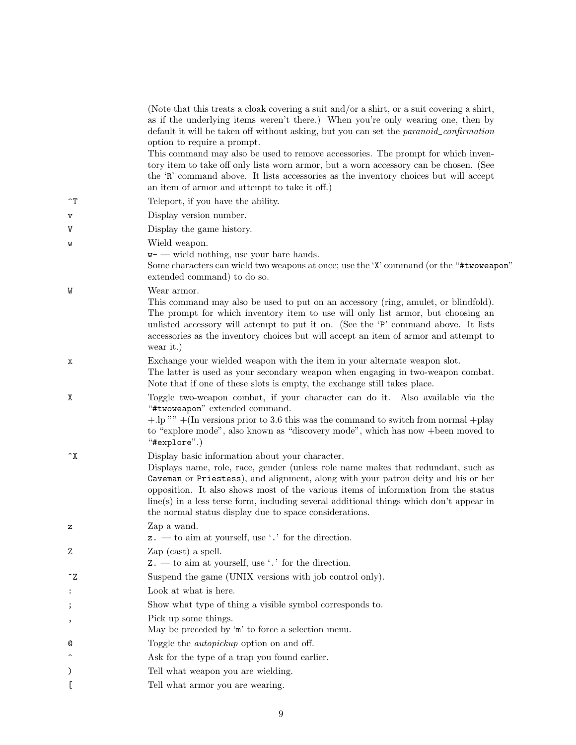(Note that this treats a cloak covering a suit and/or a shirt, or a suit covering a shirt, as if the underlying items weren't there.) When you're only wearing one, then by default it will be taken off without asking, but you can set the *paranoid_confirmation* option to require a prompt.
This command may also be used to remove accessories. The prompt for which inventory item to take off only lists worn armor, but a worn accessory can be chosen. (See the 'R' command above. It lists accessories as the inventory choices but will accept an item of armor and attempt to take it off.)

`^T`
: Teleport, if you have the ability.

`v`
: Display version number.

`V`
: Display the game history.

`w`
: Wield weapon.
`w-` — wield nothing, use your bare hands.
Some characters can wield two weapons at once; use the 'X' command (or the "#twoweapon" extended command) to do so.

`W`
: Wear armor.
This command may also be used to put on an accessory (ring, amulet, or blindfold). The prompt for which inventory item to use will only list armor, but choosing an unlisted accessory will attempt to put it on. (See the 'P' command above. It lists accessories as the inventory choices but will accept an item of armor and attempt to wear it.)

`x`
: Exchange your wielded weapon with the item in your alternate weapon slot.
The latter is used as your secondary weapon when engaging in two-weapon combat. Note that if one of these slots is empty, the exchange still takes place.

`X`
: Toggle two-weapon combat, if your character can do it. Also available via the "#twoweapon" extended command.
+.lp "" +(In versions prior to 3.6 this was the command to switch from normal +play to "explore mode", also known as "discovery mode", which has now +been moved to "#explore".)

`^X`
: Display basic information about your character.
Displays name, role, race, gender (unless role name makes that redundant, such as `Caveman` or `Priestess`), and alignment, along with your patron deity and his or her opposition. It also shows most of the various items of information from the status line(s) in a less terse form, including several additional things which don't appear in the normal status display due to space considerations.

`z`
: Zap a wand.
`z.` — to aim at yourself, use '.' for the direction.

`Z`
: Zap (cast) a spell.
`Z.` — to aim at yourself, use '.' for the direction.

`^Z`
: Suspend the game (UNIX versions with job control only).

`:`
: Look at what is here.

`;`
: Show what type of thing a visible symbol corresponds to.

`,`
: Pick up some things.
May be preceded by 'm' to force a selection menu.

`@`
: Toggle the *autopickup* option on and off.

`^`
: Ask for the type of a trap you found earlier.

`)`
: Tell what weapon you are wielding.

`[`
: Tell what armor you are wearing.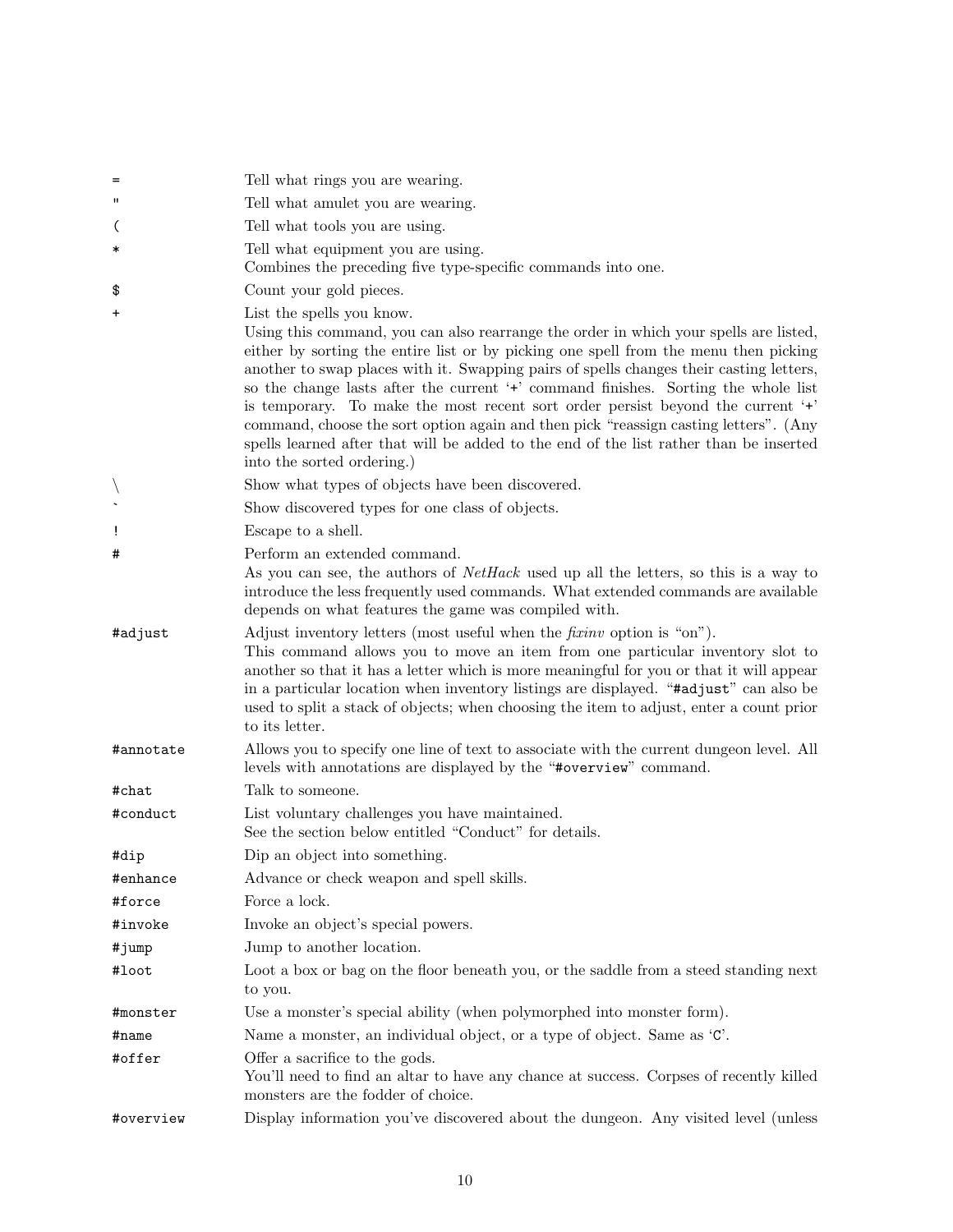`=` Tell what rings you are wearing.

`"` Tell what amulet you are wearing.

`(` Tell what tools you are using.

`*` Tell what equipment you are using.
Combines the preceding five type-specific commands into one.

`$` Count your gold pieces.

`+` List the spells you know.
Using this command, you can also rearrange the order in which your spells are listed, either by sorting the entire list or by picking one spell from the menu then picking another to swap places with it. Swapping pairs of spells changes their casting letters, so the change lasts after the current '`+`' command finishes. Sorting the whole list is temporary. To make the most recent sort order persist beyond the current '`+`' command, choose the sort option again and then pick "reassign casting letters". (Any spells learned after that will be added to the end of the list rather than be inserted into the sorted ordering.)

`\` Show what types of objects have been discovered.

`` ` `` Show discovered types for one class of objects.

`!` Escape to a shell.

`#` Perform an extended command.
As you can see, the authors of *NetHack* used up all the letters, so this is a way to introduce the less frequently used commands. What extended commands are available depends on what features the game was compiled with.

`#adjust` Adjust inventory letters (most useful when the *fixinv* option is "on").
This command allows you to move an item from one particular inventory slot to another so that it has a letter which is more meaningful for you or that it will appear in a particular location when inventory listings are displayed. "`#adjust`" can also be used to split a stack of objects; when choosing the item to adjust, enter a count prior to its letter.

`#annotate` Allows you to specify one line of text to associate with the current dungeon level. All levels with annotations are displayed by the "`#overview`" command.

`#chat` Talk to someone.

`#conduct` List voluntary challenges you have maintained.
See the section below entitled "Conduct" for details.

`#dip` Dip an object into something.

`#enhance` Advance or check weapon and spell skills.

`#force` Force a lock.

`#invoke` Invoke an object's special powers.

`#jump` Jump to another location.

`#loot` Loot a box or bag on the floor beneath you, or the saddle from a steed standing next to you.

`#monster` Use a monster's special ability (when polymorphed into monster form).

`#name` Name a monster, an individual object, or a type of object. Same as '`C`'.

`#offer` Offer a sacrifice to the gods.
You'll need to find an altar to have any chance at success. Corpses of recently killed monsters are the fodder of choice.

`#overview` Display information you've discovered about the dungeon. Any visited level (unless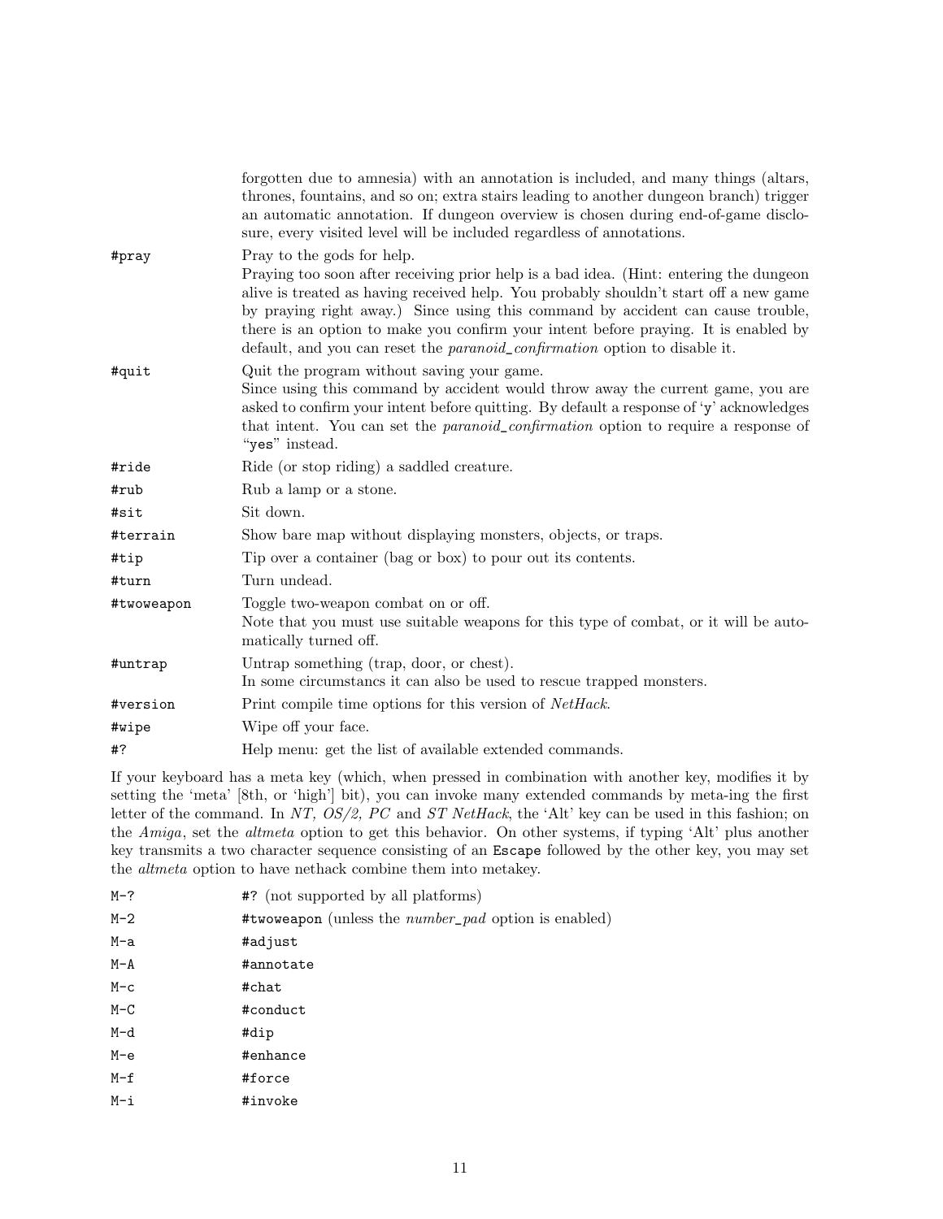forgotten due to amnesia) with an annotation is included, and many things (altars, thrones, fountains, and so on; extra stairs leading to another dungeon branch) trigger an automatic annotation. If dungeon overview is chosen during end-of-game disclosure, every visited level will be included regardless of annotations.

`#pray`
: Pray to the gods for help.
Praying too soon after receiving prior help is a bad idea. (Hint: entering the dungeon alive is treated as having received help. You probably shouldn't start off a new game by praying right away.) Since using this command by accident can cause trouble, there is an option to make you confirm your intent before praying. It is enabled by default, and you can reset the *paranoid_confirmation* option to disable it.

`#quit`
: Quit the program without saving your game.
Since using this command by accident would throw away the current game, you are asked to confirm your intent before quitting. By default a response of '`y`' acknowledges that intent. You can set the *paranoid_confirmation* option to require a response of "`yes`" instead.

`#ride`
: Ride (or stop riding) a saddled creature.

`#rub`
: Rub a lamp or a stone.

`#sit`
: Sit down.

`#terrain`
: Show bare map without displaying monsters, objects, or traps.

`#tip`
: Tip over a container (bag or box) to pour out its contents.

`#turn`
: Turn undead.

`#twoweapon`
: Toggle two-weapon combat on or off.
Note that you must use suitable weapons for this type of combat, or it will be automatically turned off.

`#untrap`
: Untrap something (trap, door, or chest).
In some circumstancs it can also be used to rescue trapped monsters.

`#version`
: Print compile time options for this version of *NetHack*.

`#wipe`
: Wipe off your face.

`#?`
: Help menu: get the list of available extended commands.

If your keyboard has a meta key (which, when pressed in combination with another key, modifies it by setting the 'meta' [8th, or 'high'] bit), you can invoke many extended commands by meta-ing the first letter of the command. In *NT, OS/2, PC* and *ST NetHack*, the 'Alt' key can be used in this fashion; on the *Amiga*, set the *altmeta* option to get this behavior. On other systems, if typing 'Alt' plus another key transmits a two character sequence consisting of an `Escape` followed by the other key, you may set the *altmeta* option to have nethack combine them into metakey.

`M-?`
: `#?` (not supported by all platforms)

`M-2`
: `#twoweapon` (unless the *number_pad* option is enabled)

`M-a`
: `#adjust`

`M-A`
: `#annotate`

`M-c`
: `#chat`

`M-C`
: `#conduct`

`M-d`
: `#dip`

`M-e`
: `#enhance`

`M-f`
: `#force`

`M-i`
: `#invoke`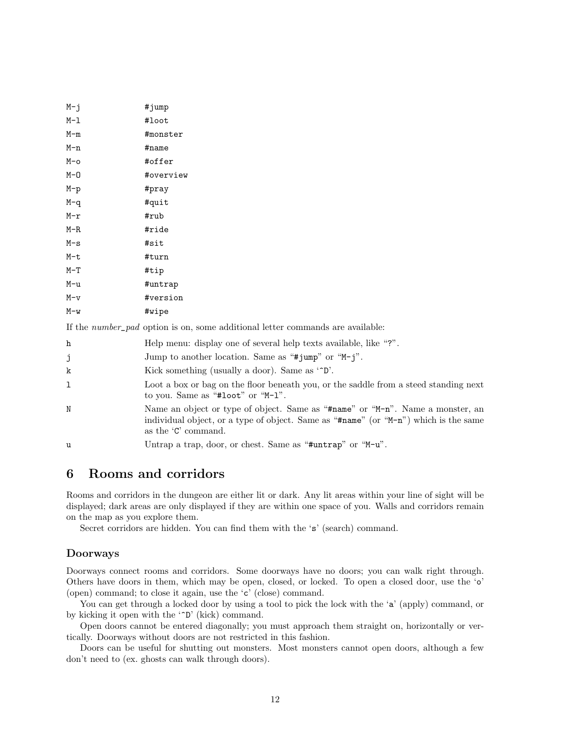| | |
|---|---|
| `M-j` | `#jump` |
| `M-l` | `#loot` |
| `M-m` | `#monster` |
| `M-n` | `#name` |
| `M-o` | `#offer` |
| `M-O` | `#overview` |
| `M-p` | `#pray` |
| `M-q` | `#quit` |
| `M-r` | `#rub` |
| `M-R` | `#ride` |
| `M-s` | `#sit` |
| `M-t` | `#turn` |
| `M-T` | `#tip` |
| `M-u` | `#untrap` |
| `M-v` | `#version` |
| `M-w` | `#wipe` |

If the *number_pad* option is on, some additional letter commands are available:

| | |
|---|---|
| `h` | Help menu: display one of several help texts available, like "`?`". |
| `j` | Jump to another location. Same as "`#jump`" or "`M-j`". |
| `k` | Kick something (usually a door). Same as '`^D`'. |
| `l` | Loot a box or bag on the floor beneath you, or the saddle from a steed standing next to you. Same as "`#loot`" or "`M-l`". |
| `N` | Name an object or type of object. Same as "`#name`" or "`M-n`". Name a monster, an individual object, or a type of object. Same as "`#name`" (or "`M-n`") which is the same as the '`C`' command. |
| `u` | Untrap a trap, door, or chest. Same as "`#untrap`" or "`M-u`". |

# 6 Rooms and corridors

Rooms and corridors in the dungeon are either lit or dark. Any lit areas within your line of sight will be displayed; dark areas are only displayed if they are within one space of you. Walls and corridors remain on the map as you explore them.

Secret corridors are hidden. You can find them with the '`s`' (search) command.

## Doorways

Doorways connect rooms and corridors. Some doorways have no doors; you can walk right through. Others have doors in them, which may be open, closed, or locked. To open a closed door, use the '`o`' (open) command; to close it again, use the '`c`' (close) command.

You can get through a locked door by using a tool to pick the lock with the '`a`' (apply) command, or by kicking it open with the '`^D`' (kick) command.

Open doors cannot be entered diagonally; you must approach them straight on, horizontally or vertically. Doorways without doors are not restricted in this fashion.

Doors can be useful for shutting out monsters. Most monsters cannot open doors, although a few don't need to (ex. ghosts can walk through doors).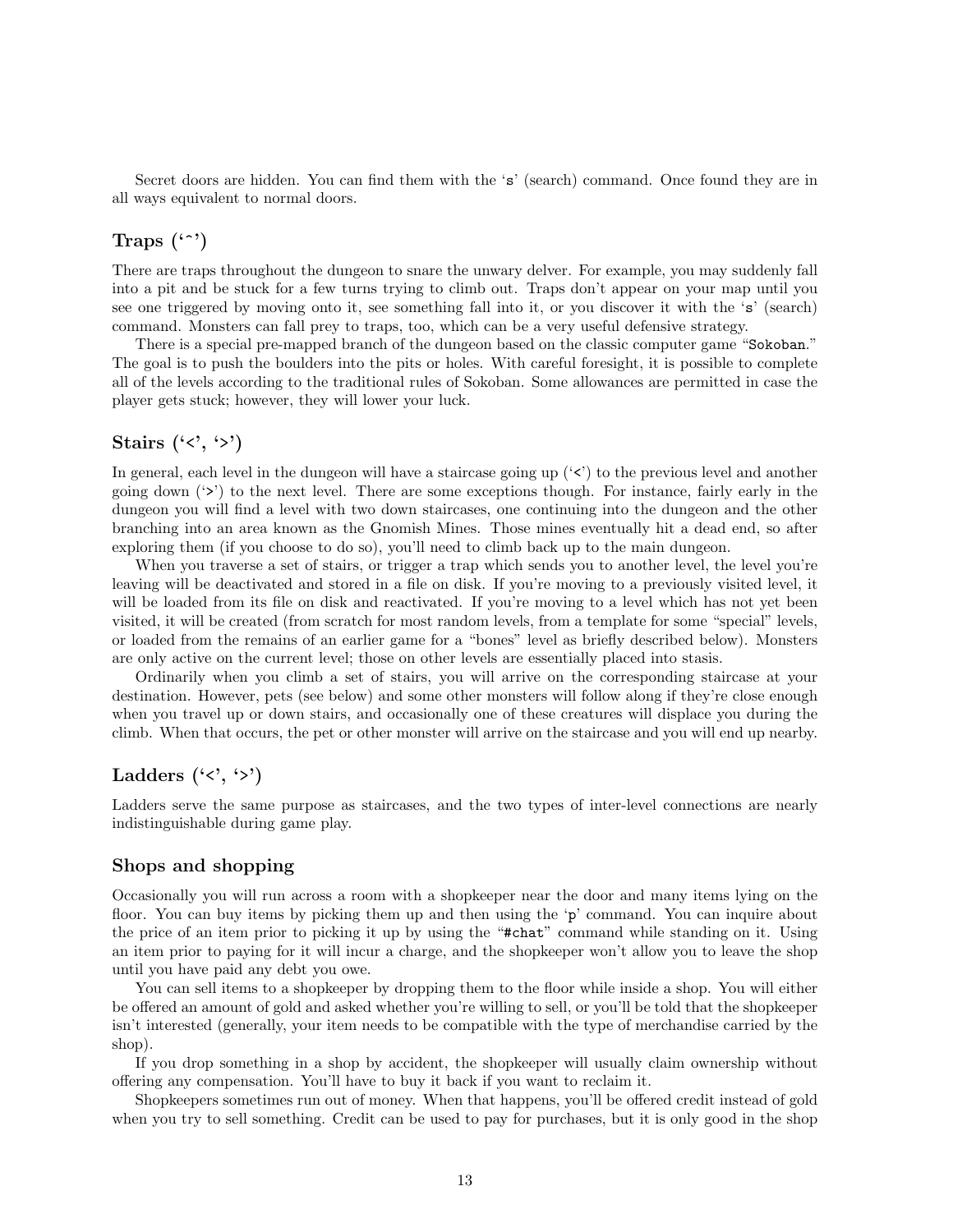Secret doors are hidden. You can find them with the '`s`' (search) command. Once found they are in all ways equivalent to normal doors.

## Traps ('`^`')

There are traps throughout the dungeon to snare the unwary delver. For example, you may suddenly fall into a pit and be stuck for a few turns trying to climb out. Traps don't appear on your map until you see one triggered by moving onto it, see something fall into it, or you discover it with the '`s`' (search) command. Monsters can fall prey to traps, too, which can be a very useful defensive strategy.

There is a special pre-mapped branch of the dungeon based on the classic computer game "`Sokoban`." The goal is to push the boulders into the pits or holes. With careful foresight, it is possible to complete all of the levels according to the traditional rules of Sokoban. Some allowances are permitted in case the player gets stuck; however, they will lower your luck.

## Stairs ('`<`', '`>`')

In general, each level in the dungeon will have a staircase going up ('`<`') to the previous level and another going down ('`>`') to the next level. There are some exceptions though. For instance, fairly early in the dungeon you will find a level with two down staircases, one continuing into the dungeon and the other branching into an area known as the Gnomish Mines. Those mines eventually hit a dead end, so after exploring them (if you choose to do so), you'll need to climb back up to the main dungeon.

When you traverse a set of stairs, or trigger a trap which sends you to another level, the level you're leaving will be deactivated and stored in a file on disk. If you're moving to a previously visited level, it will be loaded from its file on disk and reactivated. If you're moving to a level which has not yet been visited, it will be created (from scratch for most random levels, from a template for some "special" levels, or loaded from the remains of an earlier game for a "bones" level as briefly described below). Monsters are only active on the current level; those on other levels are essentially placed into stasis.

Ordinarily when you climb a set of stairs, you will arrive on the corresponding staircase at your destination. However, pets (see below) and some other monsters will follow along if they're close enough when you travel up or down stairs, and occasionally one of these creatures will displace you during the climb. When that occurs, the pet or other monster will arrive on the staircase and you will end up nearby.

## Ladders ('`<`', '`>`')

Ladders serve the same purpose as staircases, and the two types of inter-level connections are nearly indistinguishable during game play.

## Shops and shopping

Occasionally you will run across a room with a shopkeeper near the door and many items lying on the floor. You can buy items by picking them up and then using the '`p`' command. You can inquire about the price of an item prior to picking it up by using the "`#chat`" command while standing on it. Using an item prior to paying for it will incur a charge, and the shopkeeper won't allow you to leave the shop until you have paid any debt you owe.

You can sell items to a shopkeeper by dropping them to the floor while inside a shop. You will either be offered an amount of gold and asked whether you're willing to sell, or you'll be told that the shopkeeper isn't interested (generally, your item needs to be compatible with the type of merchandise carried by the shop).

If you drop something in a shop by accident, the shopkeeper will usually claim ownership without offering any compensation. You'll have to buy it back if you want to reclaim it.

Shopkeepers sometimes run out of money. When that happens, you'll be offered credit instead of gold when you try to sell something. Credit can be used to pay for purchases, but it is only good in the shop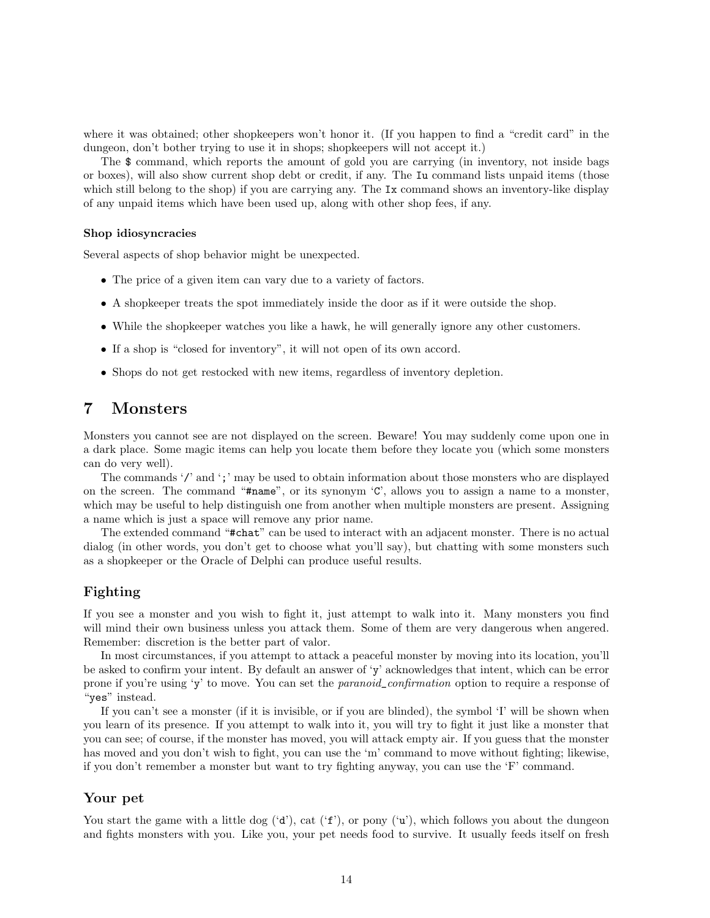where it was obtained; other shopkeepers won't honor it. (If you happen to find a "credit card" in the dungeon, don't bother trying to use it in shops; shopkeepers will not accept it.)

The `$` command, which reports the amount of gold you are carrying (in inventory, not inside bags or boxes), will also show current shop debt or credit, if any. The `Iu` command lists unpaid items (those which still belong to the shop) if you are carrying any. The `Ix` command shows an inventory-like display of any unpaid items which have been used up, along with other shop fees, if any.

#### Shop idiosyncracies

Several aspects of shop behavior might be unexpected.

- The price of a given item can vary due to a variety of factors.
- A shopkeeper treats the spot immediately inside the door as if it were outside the shop.
- While the shopkeeper watches you like a hawk, he will generally ignore any other customers.
- If a shop is "closed for inventory", it will not open of its own accord.
- Shops do not get restocked with new items, regardless of inventory depletion.

# 7 Monsters

Monsters you cannot see are not displayed on the screen. Beware! You may suddenly come upon one in a dark place. Some magic items can help you locate them before they locate you (which some monsters can do very well).

The commands '`/`' and '`;`' may be used to obtain information about those monsters who are displayed on the screen. The command "`#name`", or its synonym '`C`', allows you to assign a name to a monster, which may be useful to help distinguish one from another when multiple monsters are present. Assigning a name which is just a space will remove any prior name.

The extended command "`#chat`" can be used to interact with an adjacent monster. There is no actual dialog (in other words, you don't get to choose what you'll say), but chatting with some monsters such as a shopkeeper or the Oracle of Delphi can produce useful results.

## Fighting

If you see a monster and you wish to fight it, just attempt to walk into it. Many monsters you find will mind their own business unless you attack them. Some of them are very dangerous when angered. Remember: discretion is the better part of valor.

In most circumstances, if you attempt to attack a peaceful monster by moving into its location, you'll be asked to confirm your intent. By default an answer of '`y`' acknowledges that intent, which can be error prone if you're using '`y`' to move. You can set the *paranoid_confirmation* option to require a response of "`yes`" instead.

If you can't see a monster (if it is invisible, or if you are blinded), the symbol 'I' will be shown when you learn of its presence. If you attempt to walk into it, you will try to fight it just like a monster that you can see; of course, if the monster has moved, you will attack empty air. If you guess that the monster has moved and you don't wish to fight, you can use the 'm' command to move without fighting; likewise, if you don't remember a monster but want to try fighting anyway, you can use the 'F' command.

## Your pet

You start the game with a little dog ('`d`'), cat ('`f`'), or pony ('`u`'), which follows you about the dungeon and fights monsters with you. Like you, your pet needs food to survive. It usually feeds itself on fresh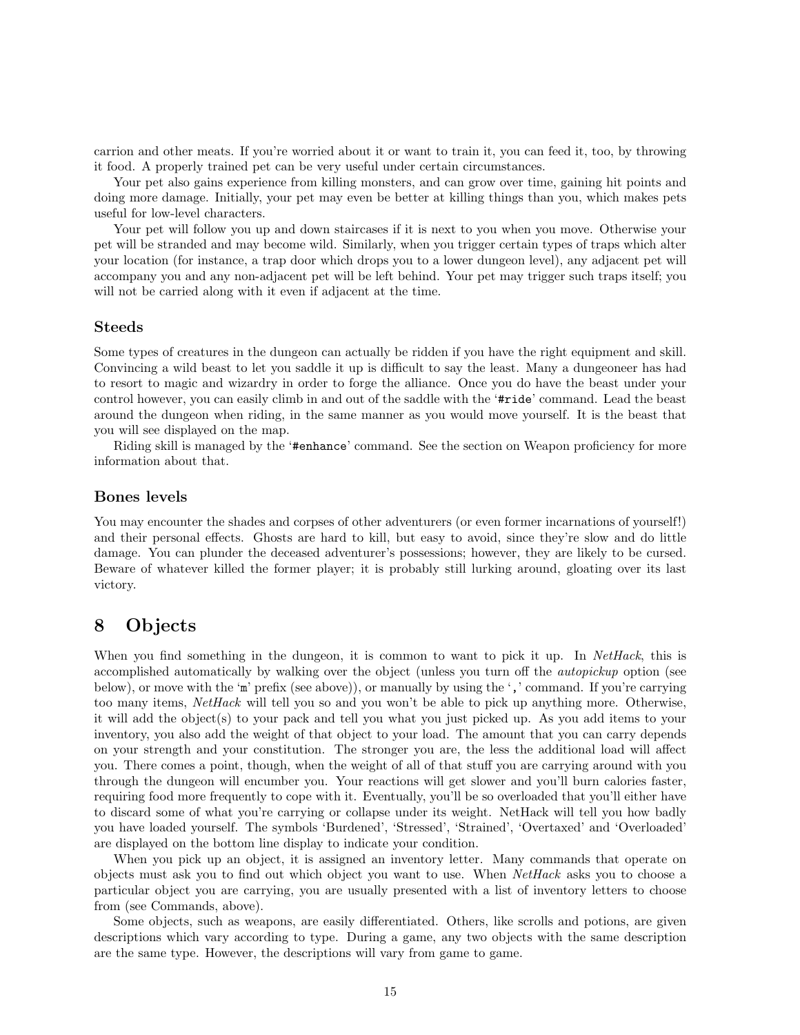carrion and other meats. If you're worried about it or want to train it, you can feed it, too, by throwing it food. A properly trained pet can be very useful under certain circumstances.

Your pet also gains experience from killing monsters, and can grow over time, gaining hit points and doing more damage. Initially, your pet may even be better at killing things than you, which makes pets useful for low-level characters.

Your pet will follow you up and down staircases if it is next to you when you move. Otherwise your pet will be stranded and may become wild. Similarly, when you trigger certain types of traps which alter your location (for instance, a trap door which drops you to a lower dungeon level), any adjacent pet will accompany you and any non-adjacent pet will be left behind. Your pet may trigger such traps itself; you will not be carried along with it even if adjacent at the time.

### Steeds

Some types of creatures in the dungeon can actually be ridden if you have the right equipment and skill. Convincing a wild beast to let you saddle it up is difficult to say the least. Many a dungeoneer has had to resort to magic and wizardry in order to forge the alliance. Once you do have the beast under your control however, you can easily climb in and out of the saddle with the '`#ride`' command. Lead the beast around the dungeon when riding, in the same manner as you would move yourself. It is the beast that you will see displayed on the map.

Riding skill is managed by the '`#enhance`' command. See the section on Weapon proficiency for more information about that.

### Bones levels

You may encounter the shades and corpses of other adventurers (or even former incarnations of yourself!) and their personal effects. Ghosts are hard to kill, but easy to avoid, since they're slow and do little damage. You can plunder the deceased adventurer's possessions; however, they are likely to be cursed. Beware of whatever killed the former player; it is probably still lurking around, gloating over its last victory.

## 8 Objects

When you find something in the dungeon, it is common to want to pick it up. In *NetHack*, this is accomplished automatically by walking over the object (unless you turn off the *autopickup* option (see below), or move with the '`m`' prefix (see above)), or manually by using the '`,`' command. If you're carrying too many items, *NetHack* will tell you so and you won't be able to pick up anything more. Otherwise, it will add the object(s) to your pack and tell you what you just picked up. As you add items to your inventory, you also add the weight of that object to your load. The amount that you can carry depends on your strength and your constitution. The stronger you are, the less the additional load will affect you. There comes a point, though, when the weight of all of that stuff you are carrying around with you through the dungeon will encumber you. Your reactions will get slower and you'll burn calories faster, requiring food more frequently to cope with it. Eventually, you'll be so overloaded that you'll either have to discard some of what you're carrying or collapse under its weight. NetHack will tell you how badly you have loaded yourself. The symbols 'Burdened', 'Stressed', 'Strained', 'Overtaxed' and 'Overloaded' are displayed on the bottom line display to indicate your condition.

When you pick up an object, it is assigned an inventory letter. Many commands that operate on objects must ask you to find out which object you want to use. When *NetHack* asks you to choose a particular object you are carrying, you are usually presented with a list of inventory letters to choose from (see Commands, above).

Some objects, such as weapons, are easily differentiated. Others, like scrolls and potions, are given descriptions which vary according to type. During a game, any two objects with the same description are the same type. However, the descriptions will vary from game to game.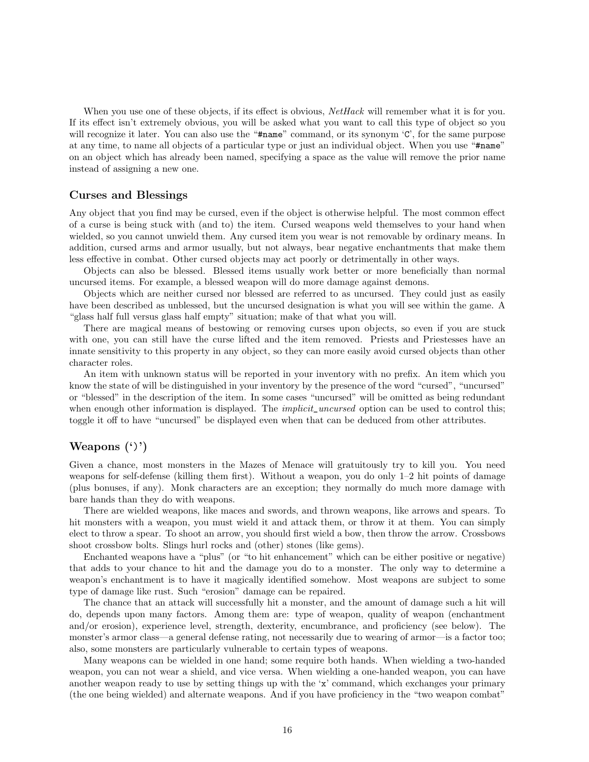When you use one of these objects, if its effect is obvious, *NetHack* will remember what it is for you. If its effect isn't extremely obvious, you will be asked what you want to call this type of object so you will recognize it later. You can also use the "`#name`" command, or its synonym '`C`', for the same purpose at any time, to name all objects of a particular type or just an individual object. When you use "`#name`" on an object which has already been named, specifying a space as the value will remove the prior name instead of assigning a new one.

### Curses and Blessings

Any object that you find may be cursed, even if the object is otherwise helpful. The most common effect of a curse is being stuck with (and to) the item. Cursed weapons weld themselves to your hand when wielded, so you cannot unwield them. Any cursed item you wear is not removable by ordinary means. In addition, cursed arms and armor usually, but not always, bear negative enchantments that make them less effective in combat. Other cursed objects may act poorly or detrimentally in other ways.

Objects can also be blessed. Blessed items usually work better or more beneficially than normal uncursed items. For example, a blessed weapon will do more damage against demons.

Objects which are neither cursed nor blessed are referred to as uncursed. They could just as easily have been described as unblessed, but the uncursed designation is what you will see within the game. A "glass half full versus glass half empty" situation; make of that what you will.

There are magical means of bestowing or removing curses upon objects, so even if you are stuck with one, you can still have the curse lifted and the item removed. Priests and Priestesses have an innate sensitivity to this property in any object, so they can more easily avoid cursed objects than other character roles.

An item with unknown status will be reported in your inventory with no prefix. An item which you know the state of will be distinguished in your inventory by the presence of the word "cursed", "uncursed" or "blessed" in the description of the item. In some cases "uncursed" will be omitted as being redundant when enough other information is displayed. The *implicit_uncursed* option can be used to control this; toggle it off to have "uncursed" be displayed even when that can be deduced from other attributes.

### Weapons (')')

Given a chance, most monsters in the Mazes of Menace will gratuitously try to kill you. You need weapons for self-defense (killing them first). Without a weapon, you do only 1–2 hit points of damage (plus bonuses, if any). Monk characters are an exception; they normally do much more damage with bare hands than they do with weapons.

There are wielded weapons, like maces and swords, and thrown weapons, like arrows and spears. To hit monsters with a weapon, you must wield it and attack them, or throw it at them. You can simply elect to throw a spear. To shoot an arrow, you should first wield a bow, then throw the arrow. Crossbows shoot crossbow bolts. Slings hurl rocks and (other) stones (like gems).

Enchanted weapons have a "plus" (or "to hit enhancement" which can be either positive or negative) that adds to your chance to hit and the damage you do to a monster. The only way to determine a weapon's enchantment is to have it magically identified somehow. Most weapons are subject to some type of damage like rust. Such "erosion" damage can be repaired.

The chance that an attack will successfully hit a monster, and the amount of damage such a hit will do, depends upon many factors. Among them are: type of weapon, quality of weapon (enchantment and/or erosion), experience level, strength, dexterity, encumbrance, and proficiency (see below). The monster's armor class—a general defense rating, not necessarily due to wearing of armor—is a factor too; also, some monsters are particularly vulnerable to certain types of weapons.

Many weapons can be wielded in one hand; some require both hands. When wielding a two-handed weapon, you can not wear a shield, and vice versa. When wielding a one-handed weapon, you can have another weapon ready to use by setting things up with the '`x`' command, which exchanges your primary (the one being wielded) and alternate weapons. And if you have proficiency in the "two weapon combat"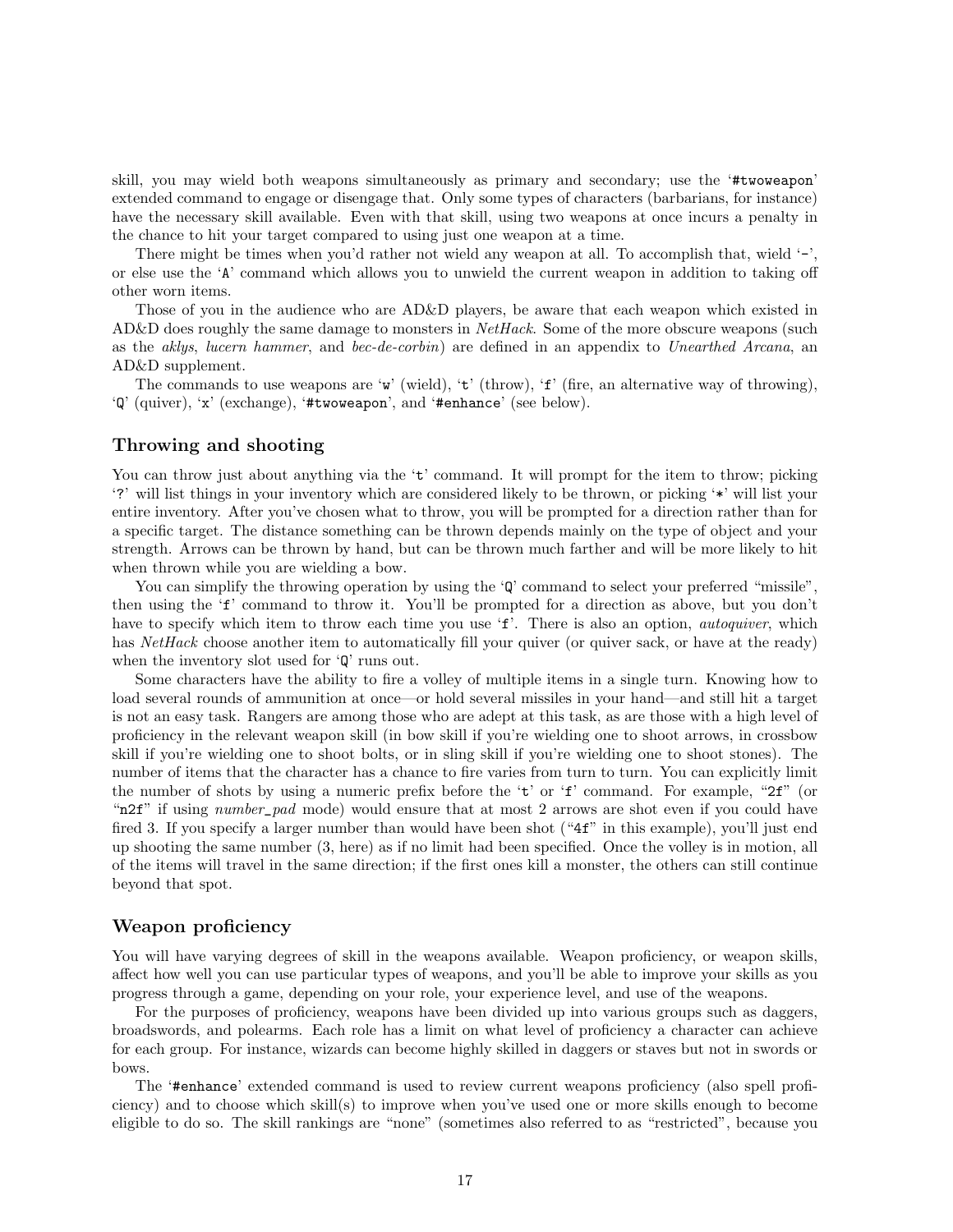skill, you may wield both weapons simultaneously as primary and secondary; use the '`#twoweapon`' extended command to engage or disengage that. Only some types of characters (barbarians, for instance) have the necessary skill available. Even with that skill, using two weapons at once incurs a penalty in the chance to hit your target compared to using just one weapon at a time.

There might be times when you'd rather not wield any weapon at all. To accomplish that, wield '`-`', or else use the '`A`' command which allows you to unwield the current weapon in addition to taking off other worn items.

Those of you in the audience who are AD&D players, be aware that each weapon which existed in AD&D does roughly the same damage to monsters in *NetHack*. Some of the more obscure weapons (such as the *aklys*, *lucern hammer*, and *bec-de-corbin*) are defined in an appendix to *Unearthed Arcana*, an AD&D supplement.

The commands to use weapons are '`w`' (wield), '`t`' (throw), '`f`' (fire, an alternative way of throwing), '`Q`' (quiver), '`x`' (exchange), '`#twoweapon`', and '`#enhance`' (see below).

### Throwing and shooting

You can throw just about anything via the '`t`' command. It will prompt for the item to throw; picking '`?`' will list things in your inventory which are considered likely to be thrown, or picking '`*`' will list your entire inventory. After you've chosen what to throw, you will be prompted for a direction rather than for a specific target. The distance something can be thrown depends mainly on the type of object and your strength. Arrows can be thrown by hand, but can be thrown much farther and will be more likely to hit when thrown while you are wielding a bow.

You can simplify the throwing operation by using the '`Q`' command to select your preferred "missile", then using the '`f`' command to throw it. You'll be prompted for a direction as above, but you don't have to specify which item to throw each time you use '`f`'. There is also an option, *autoquiver*, which has *NetHack* choose another item to automatically fill your quiver (or quiver sack, or have at the ready) when the inventory slot used for '`Q`' runs out.

Some characters have the ability to fire a volley of multiple items in a single turn. Knowing how to load several rounds of ammunition at once—or hold several missiles in your hand—and still hit a target is not an easy task. Rangers are among those who are adept at this task, as are those with a high level of proficiency in the relevant weapon skill (in bow skill if you're wielding one to shoot arrows, in crossbow skill if you're wielding one to shoot bolts, or in sling skill if you're wielding one to shoot stones). The number of items that the character has a chance to fire varies from turn to turn. You can explicitly limit the number of shots by using a numeric prefix before the '`t`' or '`f`' command. For example, "`2f`" (or "`n2f`" if using *number_pad* mode) would ensure that at most 2 arrows are shot even if you could have fired 3. If you specify a larger number than would have been shot ("`4f`" in this example), you'll just end up shooting the same number (3, here) as if no limit had been specified. Once the volley is in motion, all of the items will travel in the same direction; if the first ones kill a monster, the others can still continue beyond that spot.

### Weapon proficiency

You will have varying degrees of skill in the weapons available. Weapon proficiency, or weapon skills, affect how well you can use particular types of weapons, and you'll be able to improve your skills as you progress through a game, depending on your role, your experience level, and use of the weapons.

For the purposes of proficiency, weapons have been divided up into various groups such as daggers, broadswords, and polearms. Each role has a limit on what level of proficiency a character can achieve for each group. For instance, wizards can become highly skilled in daggers or staves but not in swords or bows.

The '`#enhance`' extended command is used to review current weapons proficiency (also spell proficiency) and to choose which skill(s) to improve when you've used one or more skills enough to become eligible to do so. The skill rankings are "none" (sometimes also referred to as "restricted", because you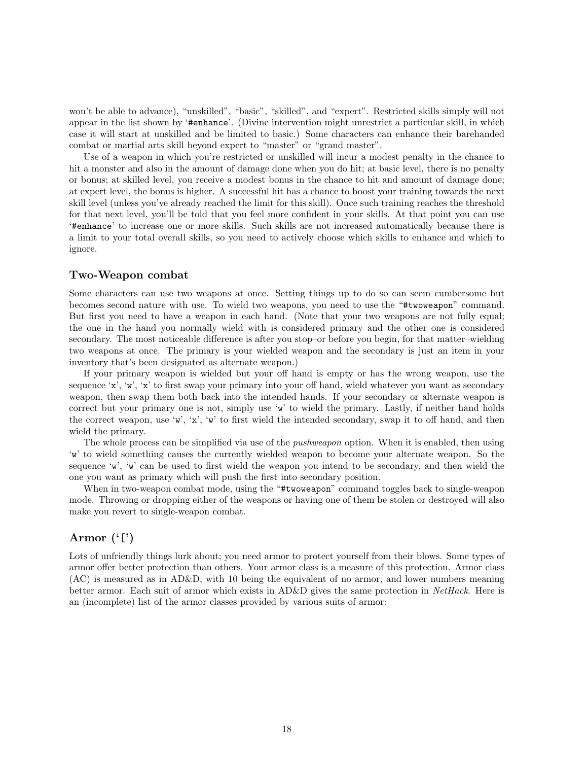won't be able to advance), "unskilled", "basic", "skilled", and "expert". Restricted skills simply will not appear in the list shown by '`#enhance`'. (Divine intervention might unrestrict a particular skill, in which case it will start at unskilled and be limited to basic.) Some characters can enhance their barehanded combat or martial arts skill beyond expert to "master" or "grand master".

Use of a weapon in which you're restricted or unskilled will incur a modest penalty in the chance to hit a monster and also in the amount of damage done when you do hit; at basic level, there is no penalty or bonus; at skilled level, you receive a modest bonus in the chance to hit and amount of damage done; at expert level, the bonus is higher. A successful hit has a chance to boost your training towards the next skill level (unless you've already reached the limit for this skill). Once such training reaches the threshold for that next level, you'll be told that you feel more confident in your skills. At that point you can use '`#enhance`' to increase one or more skills. Such skills are not increased automatically because there is a limit to your total overall skills, so you need to actively choose which skills to enhance and which to ignore.

### Two-Weapon combat

Some characters can use two weapons at once. Setting things up to do so can seem cumbersome but becomes second nature with use. To wield two weapons, you need to use the "`#twoweapon`" command. But first you need to have a weapon in each hand. (Note that your two weapons are not fully equal; the one in the hand you normally wield with is considered primary and the other one is considered secondary. The most noticeable difference is after you stop–or before you begin, for that matter–wielding two weapons at once. The primary is your wielded weapon and the secondary is just an item in your inventory that's been designated as alternate weapon.)

If your primary weapon is wielded but your off hand is empty or has the wrong weapon, use the sequence '`x`', '`w`', '`x`' to first swap your primary into your off hand, wield whatever you want as secondary weapon, then swap them both back into the intended hands. If your secondary or alternate weapon is correct but your primary one is not, simply use '`w`' to wield the primary. Lastly, if neither hand holds the correct weapon, use '`w`', '`x`', '`w`' to first wield the intended secondary, swap it to off hand, and then wield the primary.

The whole process can be simplified via use of the *pushweapon* option. When it is enabled, then using '`w`' to wield something causes the currently wielded weapon to become your alternate weapon. So the sequence '`w`', '`w`' can be used to first wield the weapon you intend to be secondary, and then wield the one you want as primary which will push the first into secondary position.

When in two-weapon combat mode, using the "`#twoweapon`" command toggles back to single-weapon mode. Throwing or dropping either of the weapons or having one of them be stolen or destroyed will also make you revert to single-weapon combat.

## Armor ('`[`')

Lots of unfriendly things lurk about; you need armor to protect yourself from their blows. Some types of armor offer better protection than others. Your armor class is a measure of this protection. Armor class (AC) is measured as in AD&D, with 10 being the equivalent of no armor, and lower numbers meaning better armor. Each suit of armor which exists in AD&D gives the same protection in *NetHack*. Here is an (incomplete) list of the armor classes provided by various suits of armor: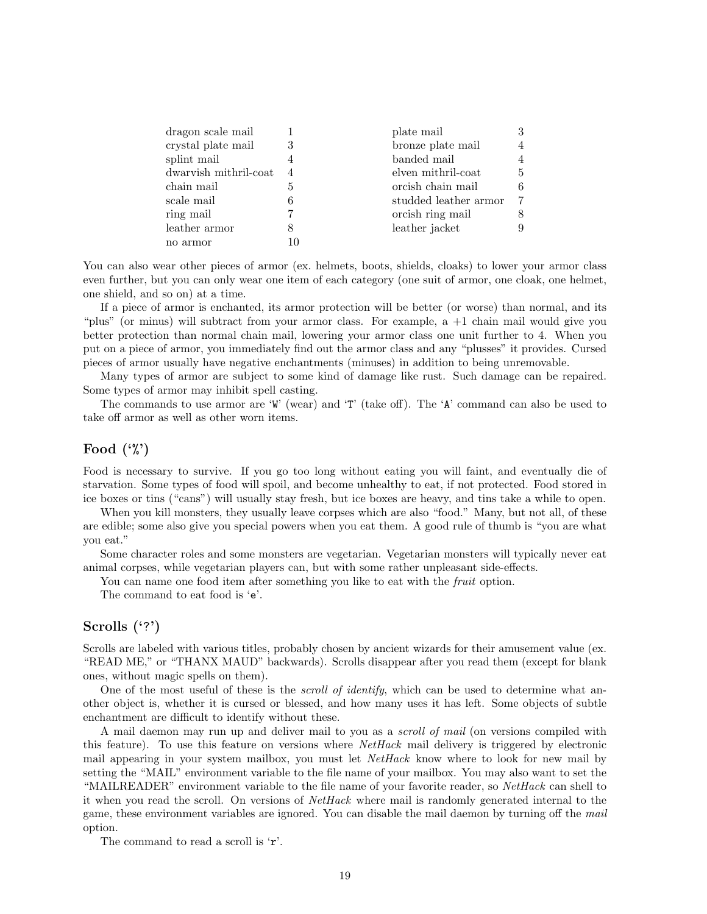| | | | |
|---|---|---|---|
| dragon scale mail | 1 | plate mail | 3 |
| crystal plate mail | 3 | bronze plate mail | 4 |
| splint mail | 4 | banded mail | 4 |
| dwarvish mithril-coat | 4 | elven mithril-coat | 5 |
| chain mail | 5 | orcish chain mail | 6 |
| scale mail | 6 | studded leather armor | 7 |
| ring mail | 7 | orcish ring mail | 8 |
| leather armor | 8 | leather jacket | 9 |
| no armor | 10 | | |

You can also wear other pieces of armor (ex. helmets, boots, shields, cloaks) to lower your armor class even further, but you can only wear one item of each category (one suit of armor, one cloak, one helmet, one shield, and so on) at a time.

If a piece of armor is enchanted, its armor protection will be better (or worse) than normal, and its "plus" (or minus) will subtract from your armor class. For example, a +1 chain mail would give you better protection than normal chain mail, lowering your armor class one unit further to 4. When you put on a piece of armor, you immediately find out the armor class and any "plusses" it provides. Cursed pieces of armor usually have negative enchantments (minuses) in addition to being unremovable.

Many types of armor are subject to some kind of damage like rust. Such damage can be repaired. Some types of armor may inhibit spell casting.

The commands to use armor are '`W`' (wear) and '`T`' (take off). The '`A`' command can also be used to take off armor as well as other worn items.

## Food ('%')

Food is necessary to survive. If you go too long without eating you will faint, and eventually die of starvation. Some types of food will spoil, and become unhealthy to eat, if not protected. Food stored in ice boxes or tins ("cans") will usually stay fresh, but ice boxes are heavy, and tins take a while to open.

When you kill monsters, they usually leave corpses which are also "food." Many, but not all, of these are edible; some also give you special powers when you eat them. A good rule of thumb is "you are what you eat."

Some character roles and some monsters are vegetarian. Vegetarian monsters will typically never eat animal corpses, while vegetarian players can, but with some rather unpleasant side-effects.

You can name one food item after something you like to eat with the *fruit* option.

The command to eat food is '`e`'.

## Scrolls ('?')

Scrolls are labeled with various titles, probably chosen by ancient wizards for their amusement value (ex. "READ ME," or "THANX MAUD" backwards). Scrolls disappear after you read them (except for blank ones, without magic spells on them).

One of the most useful of these is the *scroll of identify*, which can be used to determine what another object is, whether it is cursed or blessed, and how many uses it has left. Some objects of subtle enchantment are difficult to identify without these.

A mail daemon may run up and deliver mail to you as a *scroll of mail* (on versions compiled with this feature). To use this feature on versions where *NetHack* mail delivery is triggered by electronic mail appearing in your system mailbox, you must let *NetHack* know where to look for new mail by setting the "MAIL" environment variable to the file name of your mailbox. You may also want to set the "MAILREADER" environment variable to the file name of your favorite reader, so *NetHack* can shell to it when you read the scroll. On versions of *NetHack* where mail is randomly generated internal to the game, these environment variables are ignored. You can disable the mail daemon by turning off the *mail* option.

The command to read a scroll is '`r`'.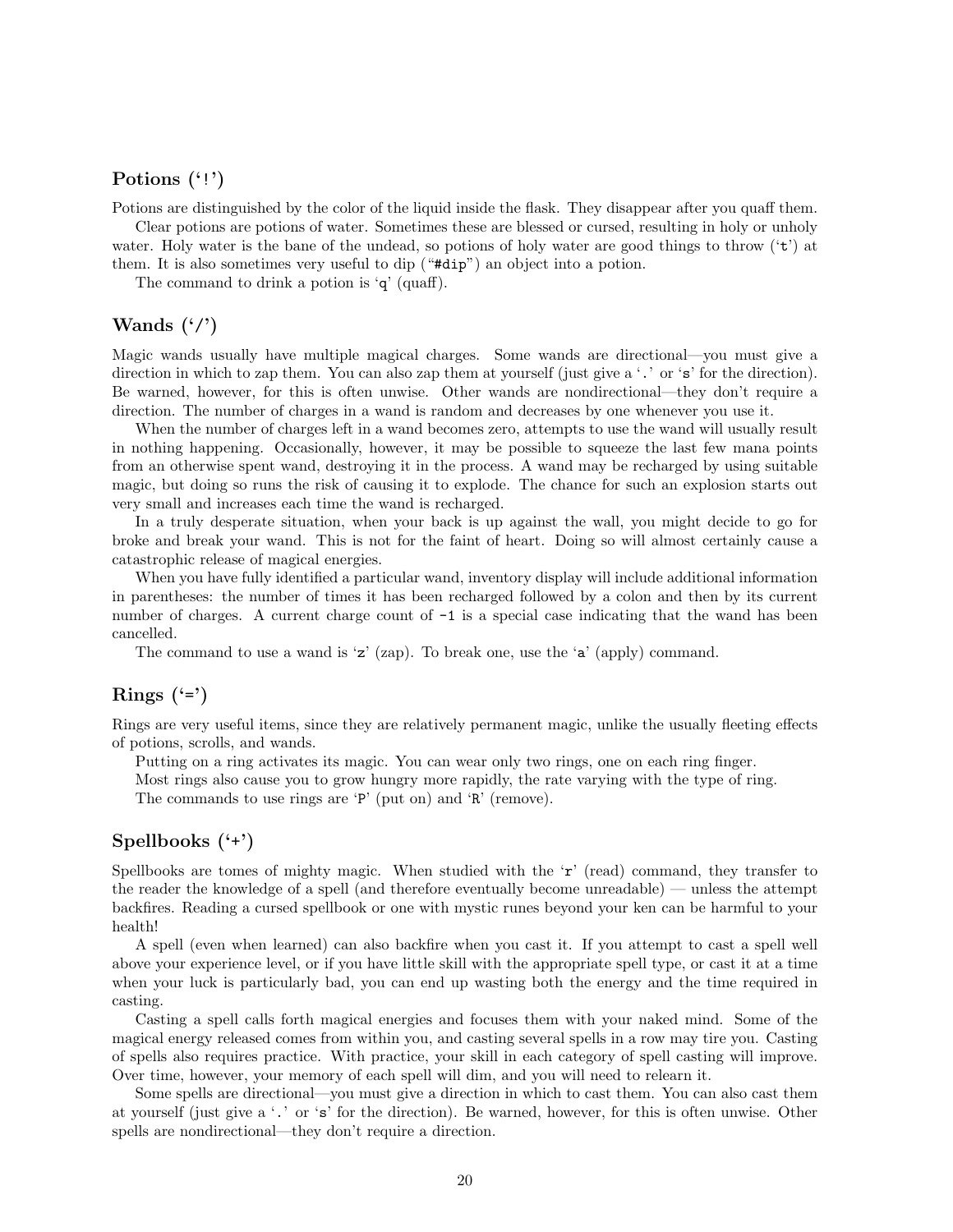## Potions (‘!’)

Potions are distinguished by the color of the liquid inside the flask. They disappear after you quaff them.

Clear potions are potions of water. Sometimes these are blessed or cursed, resulting in holy or unholy water. Holy water is the bane of the undead, so potions of holy water are good things to throw (‘t’) at them. It is also sometimes very useful to dip (“#dip”) an object into a potion.

The command to drink a potion is ‘q’ (quaff).

## Wands (‘/’)

Magic wands usually have multiple magical charges. Some wands are directional—you must give a direction in which to zap them. You can also zap them at yourself (just give a ‘.’ or ‘s’ for the direction). Be warned, however, for this is often unwise. Other wands are nondirectional—they don’t require a direction. The number of charges in a wand is random and decreases by one whenever you use it.

When the number of charges left in a wand becomes zero, attempts to use the wand will usually result in nothing happening. Occasionally, however, it may be possible to squeeze the last few mana points from an otherwise spent wand, destroying it in the process. A wand may be recharged by using suitable magic, but doing so runs the risk of causing it to explode. The chance for such an explosion starts out very small and increases each time the wand is recharged.

In a truly desperate situation, when your back is up against the wall, you might decide to go for broke and break your wand. This is not for the faint of heart. Doing so will almost certainly cause a catastrophic release of magical energies.

When you have fully identified a particular wand, inventory display will include additional information in parentheses: the number of times it has been recharged followed by a colon and then by its current number of charges. A current charge count of -1 is a special case indicating that the wand has been cancelled.

The command to use a wand is ‘z’ (zap). To break one, use the ‘a’ (apply) command.

## Rings (‘=’)

Rings are very useful items, since they are relatively permanent magic, unlike the usually fleeting effects of potions, scrolls, and wands.

Putting on a ring activates its magic. You can wear only two rings, one on each ring finger.

Most rings also cause you to grow hungry more rapidly, the rate varying with the type of ring.

The commands to use rings are ‘P’ (put on) and ‘R’ (remove).

## Spellbooks (‘+’)

Spellbooks are tomes of mighty magic. When studied with the ‘r’ (read) command, they transfer to the reader the knowledge of a spell (and therefore eventually become unreadable) — unless the attempt backfires. Reading a cursed spellbook or one with mystic runes beyond your ken can be harmful to your health!

A spell (even when learned) can also backfire when you cast it. If you attempt to cast a spell well above your experience level, or if you have little skill with the appropriate spell type, or cast it at a time when your luck is particularly bad, you can end up wasting both the energy and the time required in casting.

Casting a spell calls forth magical energies and focuses them with your naked mind. Some of the magical energy released comes from within you, and casting several spells in a row may tire you. Casting of spells also requires practice. With practice, your skill in each category of spell casting will improve. Over time, however, your memory of each spell will dim, and you will need to relearn it.

Some spells are directional—you must give a direction in which to cast them. You can also cast them at yourself (just give a ‘.’ or ‘s’ for the direction). Be warned, however, for this is often unwise. Other spells are nondirectional—they don’t require a direction.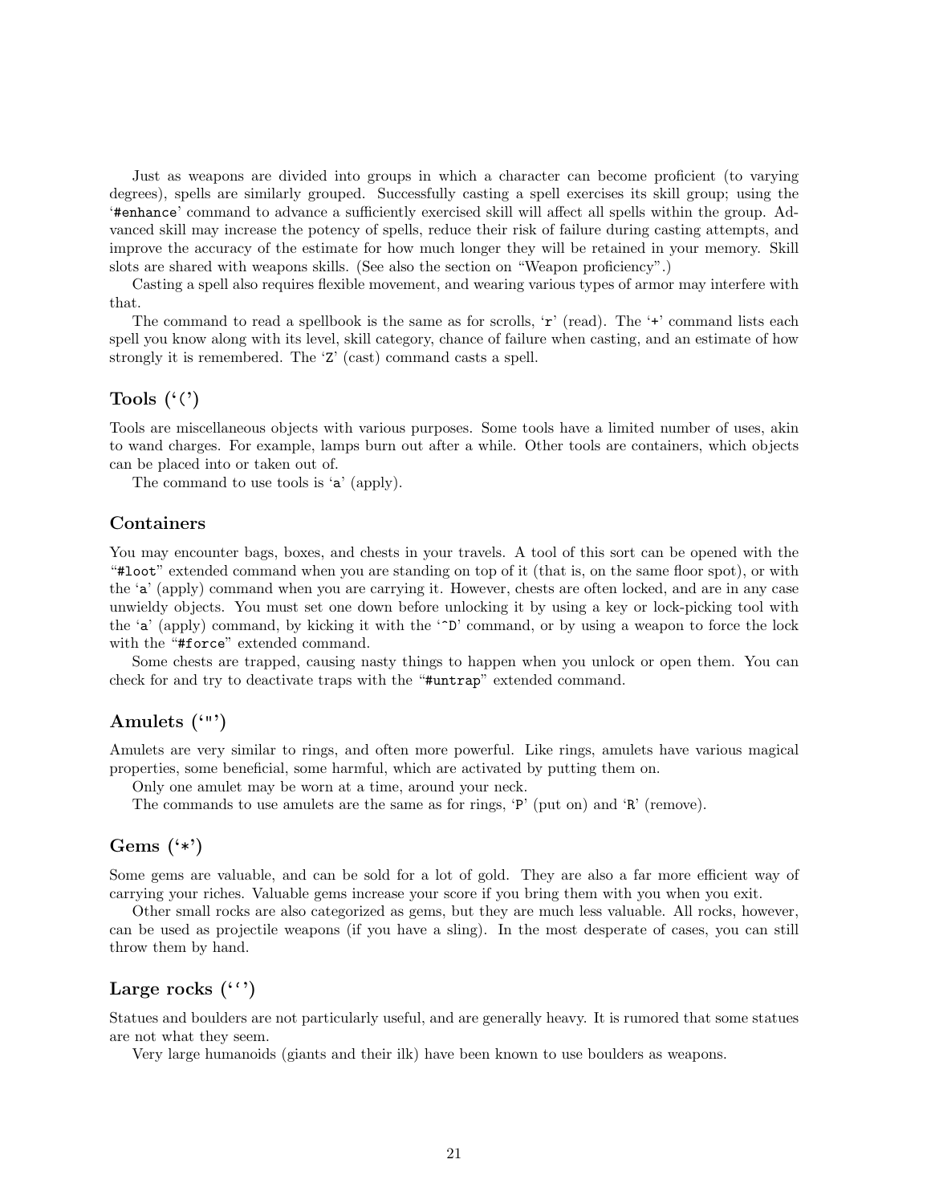Just as weapons are divided into groups in which a character can become proficient (to varying degrees), spells are similarly grouped. Successfully casting a spell exercises its skill group; using the '#enhance' command to advance a sufficiently exercised skill will affect all spells within the group. Advanced skill may increase the potency of spells, reduce their risk of failure during casting attempts, and improve the accuracy of the estimate for how much longer they will be retained in your memory. Skill slots are shared with weapons skills. (See also the section on "Weapon proficiency".)

Casting a spell also requires flexible movement, and wearing various types of armor may interfere with that.

The command to read a spellbook is the same as for scrolls, 'r' (read). The '+' command lists each spell you know along with its level, skill category, chance of failure when casting, and an estimate of how strongly it is remembered. The 'Z' (cast) command casts a spell.

## Tools ('(')

Tools are miscellaneous objects with various purposes. Some tools have a limited number of uses, akin to wand charges. For example, lamps burn out after a while. Other tools are containers, which objects can be placed into or taken out of.

The command to use tools is 'a' (apply).

## Containers

You may encounter bags, boxes, and chests in your travels. A tool of this sort can be opened with the "#loot" extended command when you are standing on top of it (that is, on the same floor spot), or with the 'a' (apply) command when you are carrying it. However, chests are often locked, and are in any case unwieldy objects. You must set one down before unlocking it by using a key or lock-picking tool with the 'a' (apply) command, by kicking it with the '^D' command, or by using a weapon to force the lock with the "#force" extended command.

Some chests are trapped, causing nasty things to happen when you unlock or open them. You can check for and try to deactivate traps with the "#untrap" extended command.

## Amulets ('"')

Amulets are very similar to rings, and often more powerful. Like rings, amulets have various magical properties, some beneficial, some harmful, which are activated by putting them on.

Only one amulet may be worn at a time, around your neck.

The commands to use amulets are the same as for rings, 'P' (put on) and 'R' (remove).

## Gems ('*')

Some gems are valuable, and can be sold for a lot of gold. They are also a far more efficient way of carrying your riches. Valuable gems increase your score if you bring them with you when you exit.

Other small rocks are also categorized as gems, but they are much less valuable. All rocks, however, can be used as projectile weapons (if you have a sling). In the most desperate of cases, you can still throw them by hand.

## Large rocks ('`')

Statues and boulders are not particularly useful, and are generally heavy. It is rumored that some statues are not what they seem.

Very large humanoids (giants and their ilk) have been known to use boulders as weapons.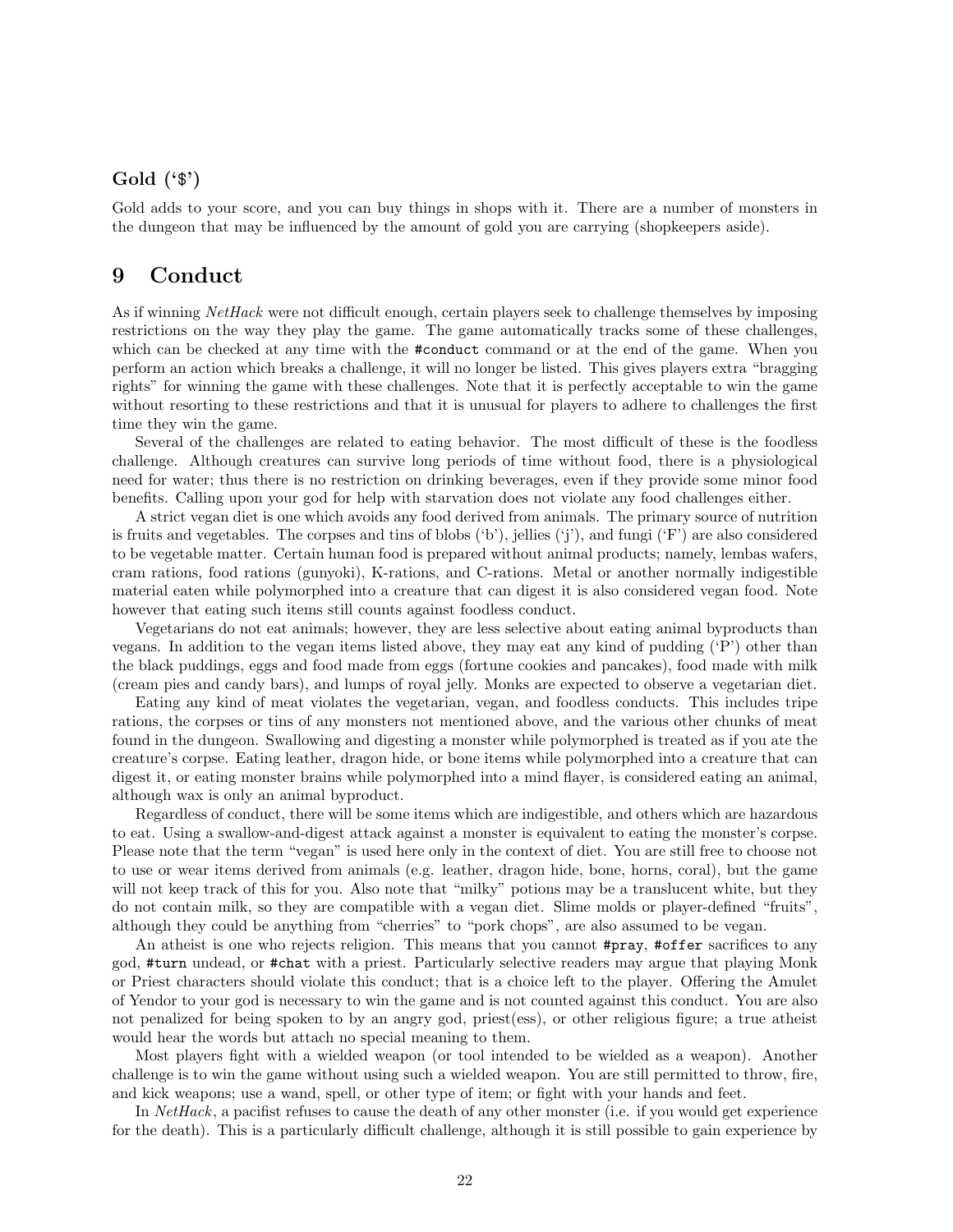### Gold ('$')

Gold adds to your score, and you can buy things in shops with it. There are a number of monsters in the dungeon that may be influenced by the amount of gold you are carrying (shopkeepers aside).

## 9 Conduct

As if winning *NetHack* were not difficult enough, certain players seek to challenge themselves by imposing restrictions on the way they play the game. The game automatically tracks some of these challenges, which can be checked at any time with the `#conduct` command or at the end of the game. When you perform an action which breaks a challenge, it will no longer be listed. This gives players extra "bragging rights" for winning the game with these challenges. Note that it is perfectly acceptable to win the game without resorting to these restrictions and that it is unusual for players to adhere to challenges the first time they win the game.

Several of the challenges are related to eating behavior. The most difficult of these is the foodless challenge. Although creatures can survive long periods of time without food, there is a physiological need for water; thus there is no restriction on drinking beverages, even if they provide some minor food benefits. Calling upon your god for help with starvation does not violate any food challenges either.

A strict vegan diet is one which avoids any food derived from animals. The primary source of nutrition is fruits and vegetables. The corpses and tins of blobs ('b'), jellies ('j'), and fungi ('F') are also considered to be vegetable matter. Certain human food is prepared without animal products; namely, lembas wafers, cram rations, food rations (gunyoki), K-rations, and C-rations. Metal or another normally indigestible material eaten while polymorphed into a creature that can digest it is also considered vegan food. Note however that eating such items still counts against foodless conduct.

Vegetarians do not eat animals; however, they are less selective about eating animal byproducts than vegans. In addition to the vegan items listed above, they may eat any kind of pudding ('P') other than the black puddings, eggs and food made from eggs (fortune cookies and pancakes), food made with milk (cream pies and candy bars), and lumps of royal jelly. Monks are expected to observe a vegetarian diet.

Eating any kind of meat violates the vegetarian, vegan, and foodless conducts. This includes tripe rations, the corpses or tins of any monsters not mentioned above, and the various other chunks of meat found in the dungeon. Swallowing and digesting a monster while polymorphed is treated as if you ate the creature's corpse. Eating leather, dragon hide, or bone items while polymorphed into a creature that can digest it, or eating monster brains while polymorphed into a mind flayer, is considered eating an animal, although wax is only an animal byproduct.

Regardless of conduct, there will be some items which are indigestible, and others which are hazardous to eat. Using a swallow-and-digest attack against a monster is equivalent to eating the monster's corpse. Please note that the term "vegan" is used here only in the context of diet. You are still free to choose not to use or wear items derived from animals (e.g. leather, dragon hide, bone, horns, coral), but the game will not keep track of this for you. Also note that "milky" potions may be a translucent white, but they do not contain milk, so they are compatible with a vegan diet. Slime molds or player-defined "fruits", although they could be anything from "cherries" to "pork chops", are also assumed to be vegan.

An atheist is one who rejects religion. This means that you cannot `#pray`, `#offer` sacrifices to any god, `#turn` undead, or `#chat` with a priest. Particularly selective readers may argue that playing Monk or Priest characters should violate this conduct; that is a choice left to the player. Offering the Amulet of Yendor to your god is necessary to win the game and is not counted against this conduct. You are also not penalized for being spoken to by an angry god, priest(ess), or other religious figure; a true atheist would hear the words but attach no special meaning to them.

Most players fight with a wielded weapon (or tool intended to be wielded as a weapon). Another challenge is to win the game without using such a wielded weapon. You are still permitted to throw, fire, and kick weapons; use a wand, spell, or other type of item; or fight with your hands and feet.

In *NetHack*, a pacifist refuses to cause the death of any other monster (i.e. if you would get experience for the death). This is a particularly difficult challenge, although it is still possible to gain experience by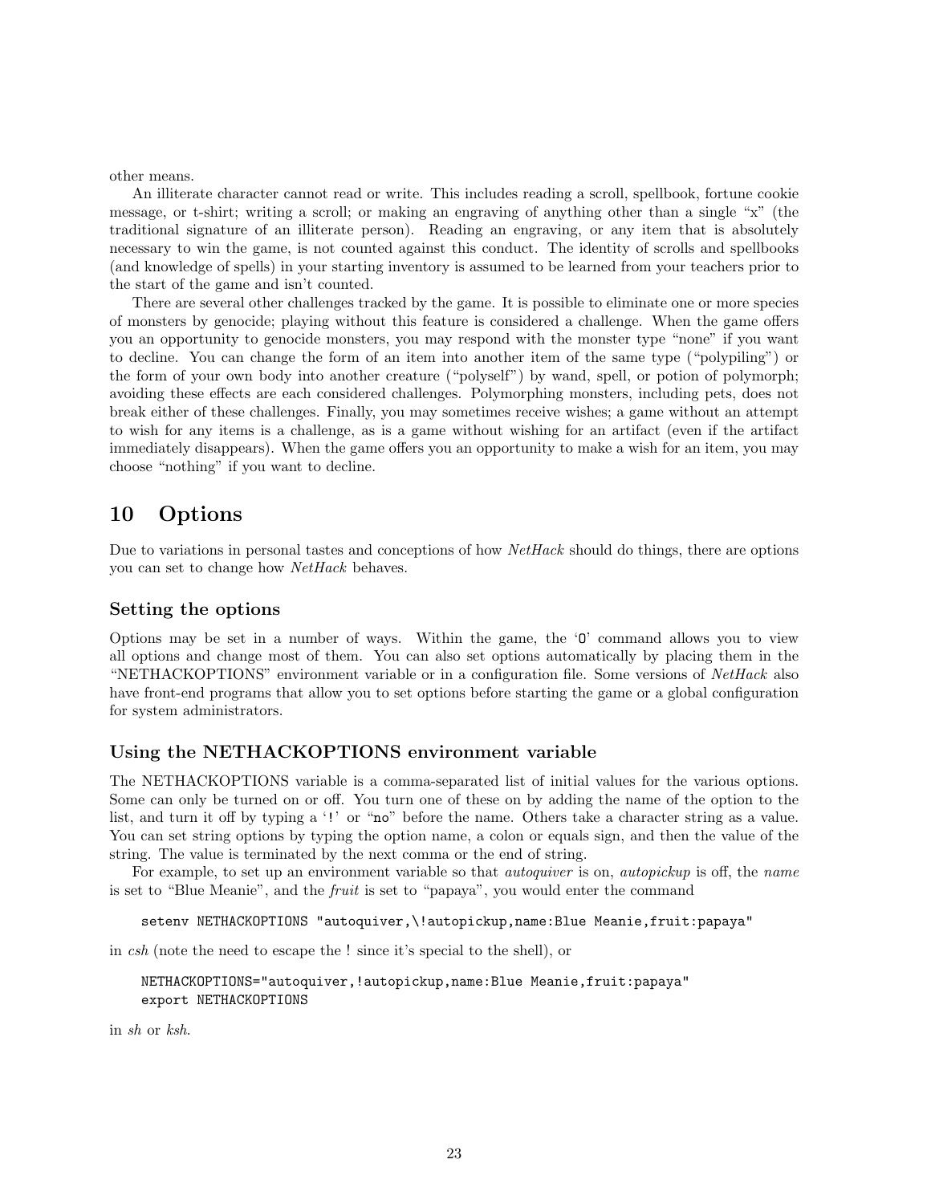other means.

An illiterate character cannot read or write. This includes reading a scroll, spellbook, fortune cookie message, or t-shirt; writing a scroll; or making an engraving of anything other than a single “x” (the traditional signature of an illiterate person). Reading an engraving, or any item that is absolutely necessary to win the game, is not counted against this conduct. The identity of scrolls and spellbooks (and knowledge of spells) in your starting inventory is assumed to be learned from your teachers prior to the start of the game and isn’t counted.

There are several other challenges tracked by the game. It is possible to eliminate one or more species of monsters by genocide; playing without this feature is considered a challenge. When the game offers you an opportunity to genocide monsters, you may respond with the monster type “none” if you want to decline. You can change the form of an item into another item of the same type (“polypiling”) or the form of your own body into another creature (“polyself”) by wand, spell, or potion of polymorph; avoiding these effects are each considered challenges. Polymorphing monsters, including pets, does not break either of these challenges. Finally, you may sometimes receive wishes; a game without an attempt to wish for any items is a challenge, as is a game without wishing for an artifact (even if the artifact immediately disappears). When the game offers you an opportunity to make a wish for an item, you may choose “nothing” if you want to decline.

# 10 Options

Due to variations in personal tastes and conceptions of how *NetHack* should do things, there are options you can set to change how *NetHack* behaves.

## Setting the options

Options may be set in a number of ways. Within the game, the ‘`O`’ command allows you to view all options and change most of them. You can also set options automatically by placing them in the “NETHACKOPTIONS” environment variable or in a configuration file. Some versions of *NetHack* also have front-end programs that allow you to set options before starting the game or a global configuration for system administrators.

## Using the NETHACKOPTIONS environment variable

The NETHACKOPTIONS variable is a comma-separated list of initial values for the various options. Some can only be turned on or off. You turn one of these on by adding the name of the option to the list, and turn it off by typing a ‘`!`’ or “`no`” before the name. Others take a character string as a value. You can set string options by typing the option name, a colon or equals sign, and then the value of the string. The value is terminated by the next comma or the end of string.

For example, to set up an environment variable so that *autoquiver* is on, *autopickup* is off, the *name* is set to “Blue Meanie”, and the *fruit* is set to “papaya”, you would enter the command

```
setenv NETHACKOPTIONS "autoquiver,\!autopickup,name:Blue Meanie,fruit:papaya"
```

in *csh* (note the need to escape the ! since it’s special to the shell), or

```
NETHACKOPTIONS="autoquiver,!autopickup,name:Blue Meanie,fruit:papaya"
export NETHACKOPTIONS
```

in *sh* or *ksh*.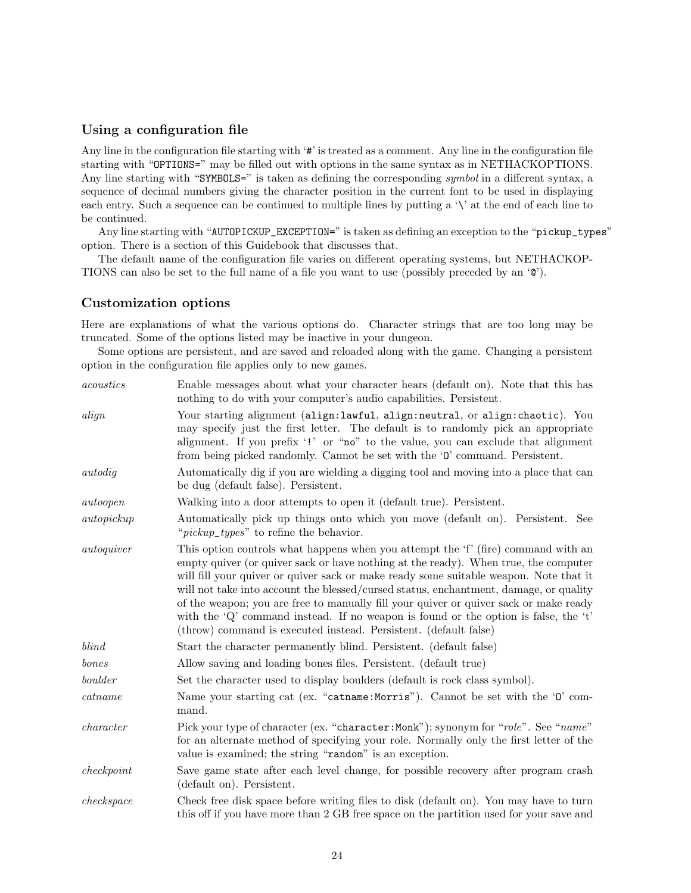### Using a configuration file

Any line in the configuration file starting with '`#`' is treated as a comment. Any line in the configuration file starting with "`OPTIONS=`" may be filled out with options in the same syntax as in NETHACKOPTIONS. Any line starting with "`SYMBOLS=`" is taken as defining the corresponding *symbol* in a different syntax, a sequence of decimal numbers giving the character position in the current font to be used in displaying each entry. Such a sequence can be continued to multiple lines by putting a '\' at the end of each line to be continued.

Any line starting with "`AUTOPICKUP_EXCEPTION=`" is taken as defining an exception to the "`pickup_types`" option. There is a section of this Guidebook that discusses that.

The default name of the configuration file varies on different operating systems, but NETHACKOPTIONS can also be set to the full name of a file you want to use (possibly preceded by an '`@`').

### Customization options

Here are explanations of what the various options do. Character strings that are too long may be truncated. Some of the options listed may be inactive in your dungeon.

Some options are persistent, and are saved and reloaded along with the game. Changing a persistent option in the configuration file applies only to new games.

*acoustics*
: Enable messages about what your character hears (default on). Note that this has nothing to do with your computer's audio capabilities. Persistent.

*align*
: Your starting alignment (`align:lawful`, `align:neutral`, or `align:chaotic`). You may specify just the first letter. The default is to randomly pick an appropriate alignment. If you prefix '`!`' or "`no`" to the value, you can exclude that alignment from being picked randomly. Cannot be set with the '`O`' command. Persistent.

*autodig*
: Automatically dig if you are wielding a digging tool and moving into a place that can be dug (default false). Persistent.

*autoopen*
: Walking into a door attempts to open it (default true). Persistent.

*autopickup*
: Automatically pick up things onto which you move (default on). Persistent. See "*pickup_types*" to refine the behavior.

*autoquiver*
: This option controls what happens when you attempt the 'f' (fire) command with an empty quiver (or quiver sack or have nothing at the ready). When true, the computer will fill your quiver or quiver sack or make ready some suitable weapon. Note that it will not take into account the blessed/cursed status, enchantment, damage, or quality of the weapon; you are free to manually fill your quiver or quiver sack or make ready with the 'Q' command instead. If no weapon is found or the option is false, the 't' (throw) command is executed instead. Persistent. (default false)

*blind*
: Start the character permanently blind. Persistent. (default false)

*bones*
: Allow saving and loading bones files. Persistent. (default true)

*boulder*
: Set the character used to display boulders (default is rock class symbol).

*catname*
: Name your starting cat (ex. "`catname:Morris`"). Cannot be set with the '`O`' command.

*character*
: Pick your type of character (ex. "`character:Monk`"); synonym for "*role*". See "*name*" for an alternate method of specifying your role. Normally only the first letter of the value is examined; the string "`random`" is an exception.

*checkpoint*
: Save game state after each level change, for possible recovery after program crash (default on). Persistent.

*checkspace*
: Check free disk space before writing files to disk (default on). You may have to turn this off if you have more than 2 GB free space on the partition used for your save and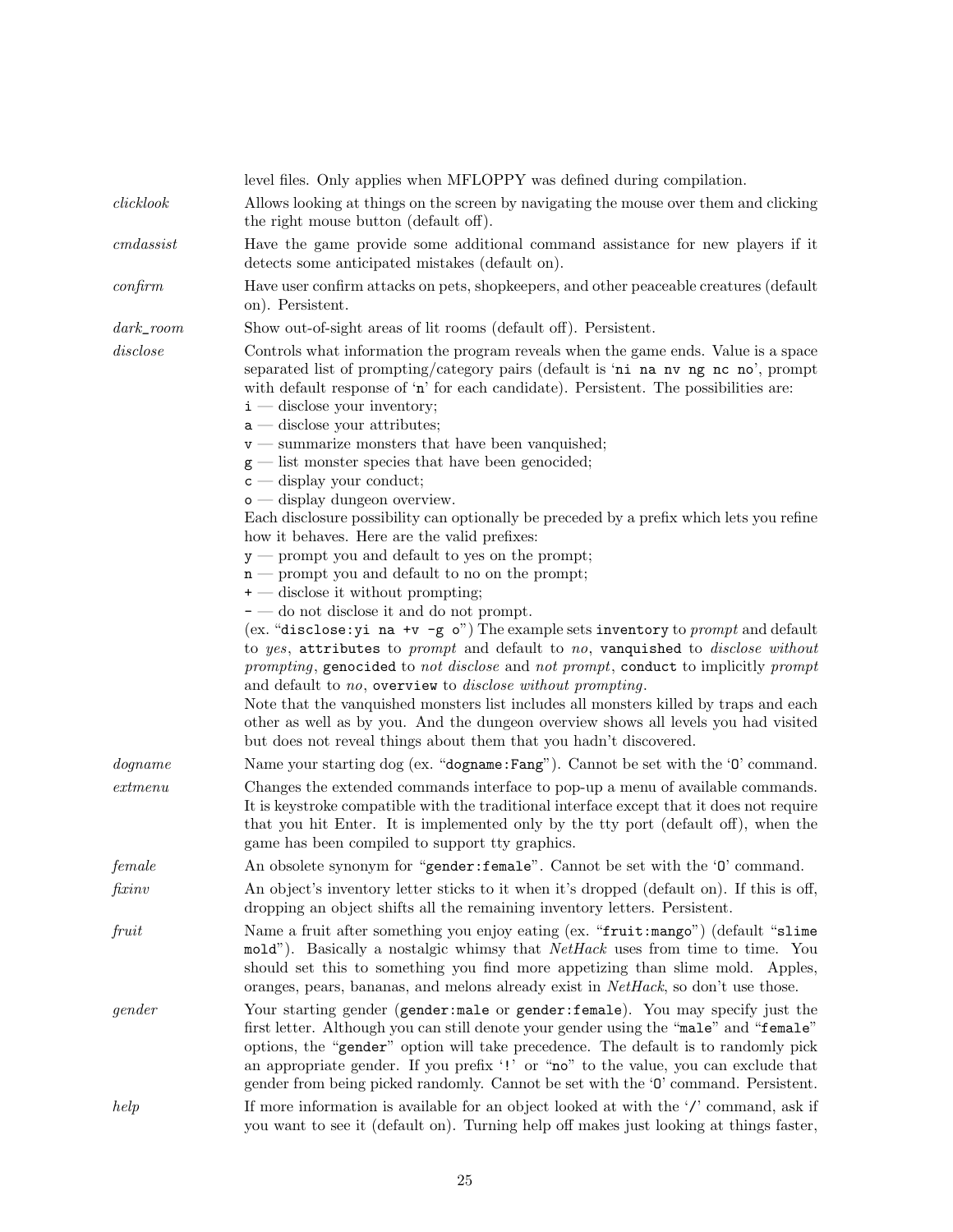level files. Only applies when MFLOPPY was defined during compilation.

*clicklook*
Allows looking at things on the screen by navigating the mouse over them and clicking the right mouse button (default off).

*cmdassist*
Have the game provide some additional command assistance for new players if it detects some anticipated mistakes (default on).

*confirm*
Have user confirm attacks on pets, shopkeepers, and other peaceable creatures (default on). Persistent.

*dark_room*
Show out-of-sight areas of lit rooms (default off). Persistent.

*disclose*
Controls what information the program reveals when the game ends. Value is a space separated list of prompting/category pairs (default is '`ni na nv ng nc no`', prompt with default response of '`n`' for each candidate). Persistent. The possibilities are:
`i` — disclose your inventory;
`a` — disclose your attributes;
`v` — summarize monsters that have been vanquished;
`g` — list monster species that have been genocided;
`c` — display your conduct;
`o` — display dungeon overview.
Each disclosure possibility can optionally be preceded by a prefix which lets you refine how it behaves. Here are the valid prefixes:
`y` — prompt you and default to yes on the prompt;
`n` — prompt you and default to no on the prompt;
`+` — disclose it without prompting;
`-` — do not disclose it and do not prompt.
(ex. "`disclose:yi na +v -g o`") The example sets `inventory` to *prompt* and default to *yes*, `attributes` to *prompt* and default to *no*, `vanquished` to *disclose without prompting*, `genocided` to *not disclose* and *not prompt*, `conduct` to implicitly *prompt* and default to *no*, `overview` to *disclose without prompting*.
Note that the vanquished monsters list includes all monsters killed by traps and each other as well as by you. And the dungeon overview shows all levels you had visited but does not reveal things about them that you hadn't discovered.

*dogname*
Name your starting dog (ex. "`dogname:Fang`"). Cannot be set with the '`O`' command.

*extmenu*
Changes the extended commands interface to pop-up a menu of available commands. It is keystroke compatible with the traditional interface except that it does not require that you hit Enter. It is implemented only by the tty port (default off), when the game has been compiled to support tty graphics.

*female*
An obsolete synonym for "`gender:female`". Cannot be set with the '`O`' command.

*fixinv*
An object's inventory letter sticks to it when it's dropped (default on). If this is off, dropping an object shifts all the remaining inventory letters. Persistent.

*fruit*
Name a fruit after something you enjoy eating (ex. "`fruit:mango`") (default "`slime mold`"). Basically a nostalgic whimsy that *NetHack* uses from time to time. You should set this to something you find more appetizing than slime mold. Apples, oranges, pears, bananas, and melons already exist in *NetHack*, so don't use those.

*gender*
Your starting gender (`gender:male` or `gender:female`). You may specify just the first letter. Although you can still denote your gender using the "`male`" and "`female`" options, the "`gender`" option will take precedence. The default is to randomly pick an appropriate gender. If you prefix '`!`' or "`no`" to the value, you can exclude that gender from being picked randomly. Cannot be set with the '`O`' command. Persistent.

*help*
If more information is available for an object looked at with the '`/`' command, ask if you want to see it (default on). Turning help off makes just looking at things faster,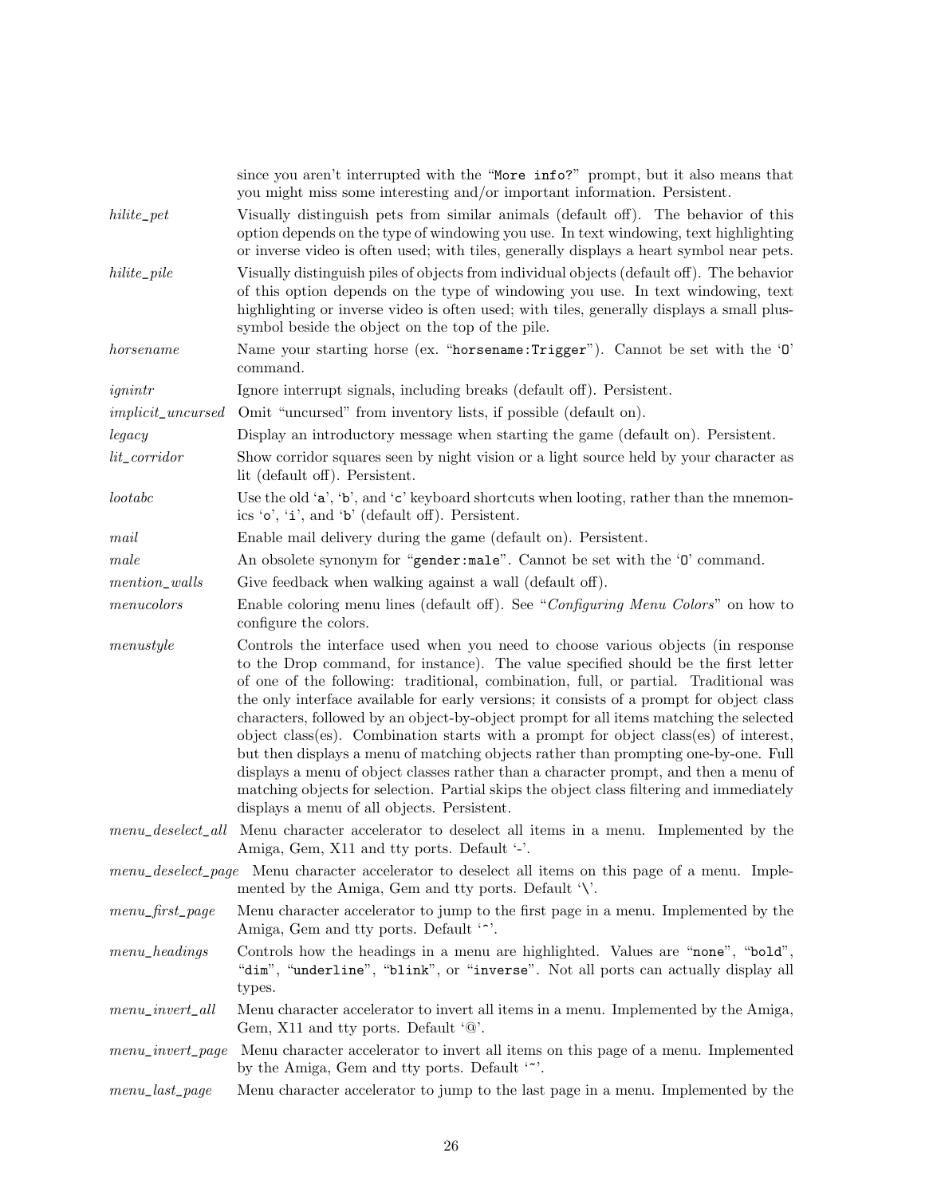since you aren't interrupted with the "`More info?`" prompt, but it also means that you might miss some interesting and/or important information. Persistent.

*hilite_pet*
: Visually distinguish pets from similar animals (default off). The behavior of this option depends on the type of windowing you use. In text windowing, text highlighting or inverse video is often used; with tiles, generally displays a heart symbol near pets.

*hilite_pile*
: Visually distinguish piles of objects from individual objects (default off). The behavior of this option depends on the type of windowing you use. In text windowing, text highlighting or inverse video is often used; with tiles, generally displays a small plus-symbol beside the object on the top of the pile.

*horsename*
: Name your starting horse (ex. "`horsename:Trigger`"). Cannot be set with the '`O`' command.

*ignintr*
: Ignore interrupt signals, including breaks (default off). Persistent.

*implicit_uncursed*
: Omit "uncursed" from inventory lists, if possible (default on).

*legacy*
: Display an introductory message when starting the game (default on). Persistent.

*lit_corridor*
: Show corridor squares seen by night vision or a light source held by your character as lit (default off). Persistent.

*lootabc*
: Use the old '`a`', '`b`', and '`c`' keyboard shortcuts when looting, rather than the mnemonics '`o`', '`i`', and '`b`' (default off). Persistent.

*mail*
: Enable mail delivery during the game (default on). Persistent.

*male*
: An obsolete synonym for "`gender:male`". Cannot be set with the '`O`' command.

*mention_walls*
: Give feedback when walking against a wall (default off).

*menucolors*
: Enable coloring menu lines (default off). See "*Configuring Menu Colors*" on how to configure the colors.

*menustyle*
: Controls the interface used when you need to choose various objects (in response to the Drop command, for instance). The value specified should be the first letter of one of the following: traditional, combination, full, or partial. Traditional was the only interface available for early versions; it consists of a prompt for object class characters, followed by an object-by-object prompt for all items matching the selected object class(es). Combination starts with a prompt for object class(es) of interest, but then displays a menu of matching objects rather than prompting one-by-one. Full displays a menu of object classes rather than a character prompt, and then a menu of matching objects for selection. Partial skips the object class filtering and immediately displays a menu of all objects. Persistent.

*menu_deselect_all*
: Menu character accelerator to deselect all items in a menu. Implemented by the Amiga, Gem, X11 and tty ports. Default '-'.

*menu_deselect_page*
: Menu character accelerator to deselect all items on this page of a menu. Implemented by the Amiga, Gem and tty ports. Default '\'.

*menu_first_page*
: Menu character accelerator to jump to the first page in a menu. Implemented by the Amiga, Gem and tty ports. Default '^'.

*menu_headings*
: Controls how the headings in a menu are highlighted. Values are "`none`", "`bold`", "`dim`", "`underline`", "`blink`", or "`inverse`". Not all ports can actually display all types.

*menu_invert_all*
: Menu character accelerator to invert all items in a menu. Implemented by the Amiga, Gem, X11 and tty ports. Default '@'.

*menu_invert_page*
: Menu character accelerator to invert all items on this page of a menu. Implemented by the Amiga, Gem and tty ports. Default '~'.

*menu_last_page*
: Menu character accelerator to jump to the last page in a menu. Implemented by the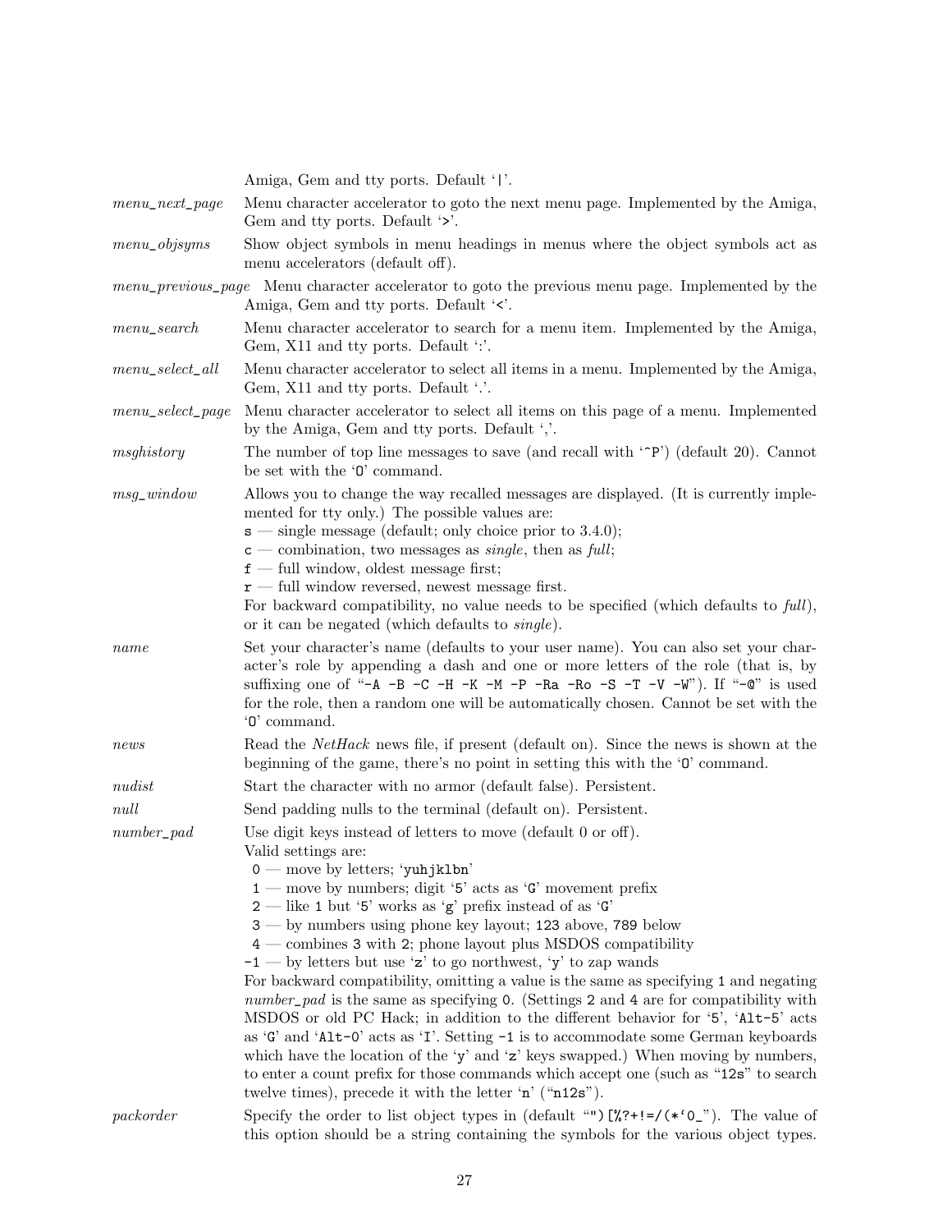Amiga, Gem and tty ports. Default '|'.

*menu_next_page*
: Menu character accelerator to goto the next menu page. Implemented by the Amiga, Gem and tty ports. Default '>'.

*menu_objsyms*
: Show object symbols in menu headings in menus where the object symbols act as menu accelerators (default off).

*menu_previous_page*
: Menu character accelerator to goto the previous menu page. Implemented by the Amiga, Gem and tty ports. Default '<'.

*menu_search*
: Menu character accelerator to search for a menu item. Implemented by the Amiga, Gem, X11 and tty ports. Default ':'.

*menu_select_all*
: Menu character accelerator to select all items in a menu. Implemented by the Amiga, Gem, X11 and tty ports. Default '.'.

*menu_select_page*
: Menu character accelerator to select all items on this page of a menu. Implemented by the Amiga, Gem and tty ports. Default ','.

*msghistory*
: The number of top line messages to save (and recall with '`^P`') (default 20). Cannot be set with the '`O`' command.

*msg_window*
: Allows you to change the way recalled messages are displayed. (It is currently implemented for tty only.) The possible values are:
`s` — single message (default; only choice prior to 3.4.0);
`c` — combination, two messages as *single*, then as *full*;
`f` — full window, oldest message first;
`r` — full window reversed, newest message first.
For backward compatibility, no value needs to be specified (which defaults to *full*), or it can be negated (which defaults to *single*).

*name*
: Set your character's name (defaults to your user name). You can also set your character's role by appending a dash and one or more letters of the role (that is, by suffixing one of "`-A -B -C -H -K -M -P -Ra -Ro -S -T -V -W`"). If "`-@`" is used for the role, then a random one will be automatically chosen. Cannot be set with the '`O`' command.

*news*
: Read the *NetHack* news file, if present (default on). Since the news is shown at the beginning of the game, there's no point in setting this with the '`O`' command.

*nudist*
: Start the character with no armor (default false). Persistent.

*null*
: Send padding nulls to the terminal (default on). Persistent.

*number_pad*
: Use digit keys instead of letters to move (default 0 or off).
Valid settings are:
`0` — move by letters; '`yuhjklbn`'
`1` — move by numbers; digit '`5`' acts as '`G`' movement prefix
`2` — like `1` but '`5`' works as '`g`' prefix instead of as '`G`'
`3` — by numbers using phone key layout; `123` above, `789` below
`4` — combines `3` with `2`; phone layout plus MSDOS compatibility
`-1` — by letters but use '`z`' to go northwest, '`y`' to zap wands
For backward compatibility, omitting a value is the same as specifying `1` and negating *number_pad* is the same as specifying `0`. (Settings `2` and `4` are for compatibility with MSDOS or old PC Hack; in addition to the different behavior for '`5`', '`Alt-5`' acts as '`G`' and '`Alt-0`' acts as '`I`'. Setting `-1` is to accommodate some German keyboards which have the location of the '`y`' and '`z`' keys swapped.) When moving by numbers, to enter a count prefix for those commands which accept one (such as "`12s`" to search twelve times), precede it with the letter '`n`' ("`n12s`").

*packorder*
: Specify the order to list object types in (default "`")[%?+!=/(*`0_`"). The value of this option should be a string containing the symbols for the various object types.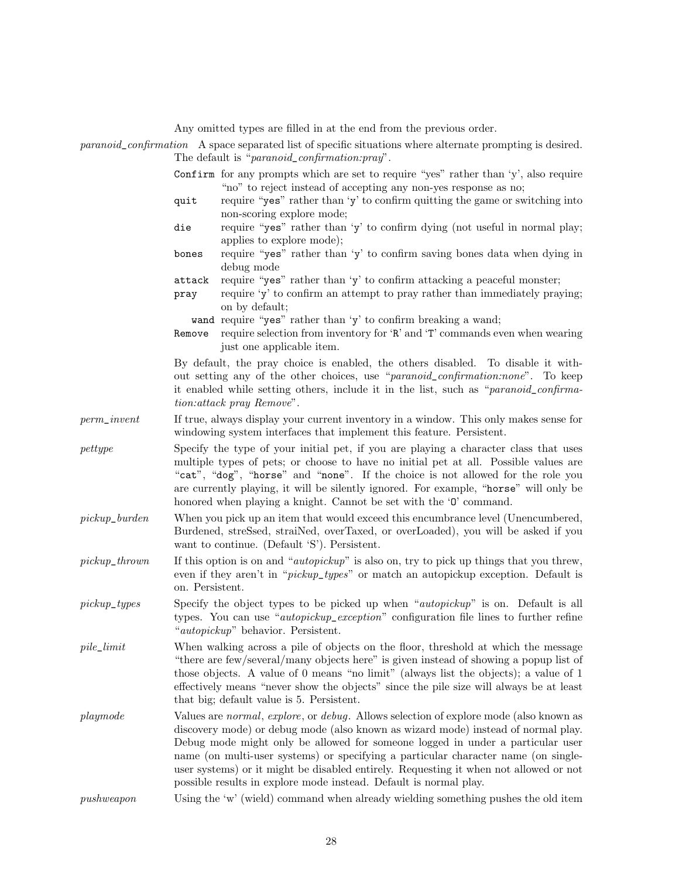Any omitted types are filled in at the end from the previous order.

*paranoid_confirmation* A space separated list of specific situations where alternate prompting is desired. The default is "*paranoid_confirmation:pray*".

- `Confirm` for any prompts which are set to require "yes" rather than 'y', also require "no" to reject instead of accepting any non-yes response as no;
- `quit` require "`yes`" rather than '`y`' to confirm quitting the game or switching into non-scoring explore mode;
- `die` require "`yes`" rather than '`y`' to confirm dying (not useful in normal play; applies to explore mode);
- `bones` require "`yes`" rather than '`y`' to confirm saving bones data when dying in debug mode
- `attack` require "`yes`" rather than '`y`' to confirm attacking a peaceful monster;
- `pray` require '`y`' to confirm an attempt to pray rather than immediately praying; on by default;
- `wand` require "`yes`" rather than '`y`' to confirm breaking a wand;
- `Remove` require selection from inventory for '`R`' and '`T`' commands even when wearing just one applicable item.

By default, the pray choice is enabled, the others disabled. To disable it without setting any of the other choices, use "*paranoid_confirmation:none*". To keep it enabled while setting others, include it in the list, such as "*paranoid_confirmation:attack pray Remove*".

*perm_invent* If true, always display your current inventory in a window. This only makes sense for windowing system interfaces that implement this feature. Persistent.

*pettype* Specify the type of your initial pet, if you are playing a character class that uses multiple types of pets; or choose to have no initial pet at all. Possible values are "`cat`", "`dog`", "`horse`" and "`none`". If the choice is not allowed for the role you are currently playing, it will be silently ignored. For example, "`horse`" will only be honored when playing a knight. Cannot be set with the '`O`' command.

*pickup_burden* When you pick up an item that would exceed this encumbrance level (Unencumbered, Burdened, streSsed, straiNed, overTaxed, or overLoaded), you will be asked if you want to continue. (Default 'S'). Persistent.

*pickup_thrown* If this option is on and "*autopickup*" is also on, try to pick up things that you threw, even if they aren't in "*pickup_types*" or match an autopickup exception. Default is on. Persistent.

*pickup_types* Specify the object types to be picked up when "*autopickup*" is on. Default is all types. You can use "*autopickup_exception*" configuration file lines to further refine "*autopickup*" behavior. Persistent.

*pile_limit* When walking across a pile of objects on the floor, threshold at which the message "there are few/several/many objects here" is given instead of showing a popup list of those objects. A value of 0 means "no limit" (always list the objects); a value of 1 effectively means "never show the objects" since the pile size will always be at least that big; default value is 5. Persistent.

*playmode* Values are *normal*, *explore*, or *debug*. Allows selection of explore mode (also known as discovery mode) or debug mode (also known as wizard mode) instead of normal play. Debug mode might only be allowed for someone logged in under a particular user name (on multi-user systems) or specifying a particular character name (on single-user systems) or it might be disabled entirely. Requesting it when not allowed or not possible results in explore mode instead. Default is normal play.

*pushweapon* Using the 'w' (wield) command when already wielding something pushes the old item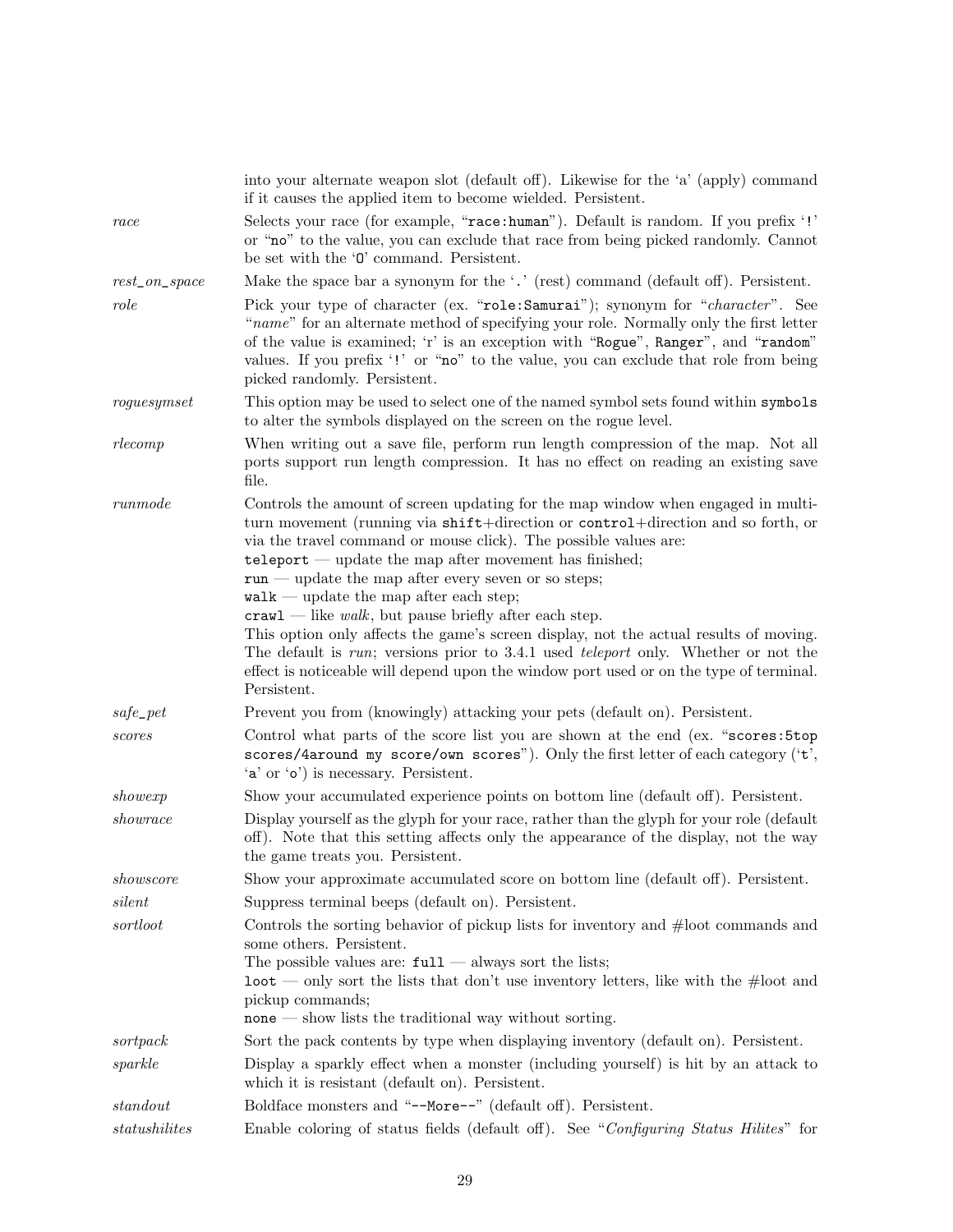into your alternate weapon slot (default off). Likewise for the 'a' (apply) command if it causes the applied item to become wielded. Persistent.

*race*
Selects your race (for example, "race:human"). Default is random. If you prefix '!' or "no" to the value, you can exclude that race from being picked randomly. Cannot be set with the 'O' command. Persistent.

*rest_on_space*
Make the space bar a synonym for the '.' (rest) command (default off). Persistent.

*role*
Pick your type of character (ex. "role:Samurai"); synonym for "*character*". See "*name*" for an alternate method of specifying your role. Normally only the first letter of the value is examined; 'r' is an exception with "Rogue", Ranger", and "random" values. If you prefix '!' or "no" to the value, you can exclude that role from being picked randomly. Persistent.

*roguesymset*
This option may be used to select one of the named symbol sets found within `symbols` to alter the symbols displayed on the screen on the rogue level.

*rlecomp*
When writing out a save file, perform run length compression of the map. Not all ports support run length compression. It has no effect on reading an existing save file.

*runmode*
Controls the amount of screen updating for the map window when engaged in multi-turn movement (running via `shift`+direction or `control`+direction and so forth, or via the travel command or mouse click). The possible values are:
`teleport` — update the map after movement has finished;
`run` — update the map after every seven or so steps;
`walk` — update the map after each step;
`crawl` — like *walk*, but pause briefly after each step.
This option only affects the game's screen display, not the actual results of moving. The default is *run*; versions prior to 3.4.1 used *teleport* only. Whether or not the effect is noticeable will depend upon the window port used or on the type of terminal. Persistent.

*safe_pet*
Prevent you from (knowingly) attacking your pets (default on). Persistent.

*scores*
Control what parts of the score list you are shown at the end (ex. "scores:5top scores/4around my score/own scores"). Only the first letter of each category ('t', 'a' or 'o') is necessary. Persistent.

*showexp*
Show your accumulated experience points on bottom line (default off). Persistent.

*showrace*
Display yourself as the glyph for your race, rather than the glyph for your role (default off). Note that this setting affects only the appearance of the display, not the way the game treats you. Persistent.

*showscore*
Show your approximate accumulated score on bottom line (default off). Persistent.

*silent*
Suppress terminal beeps (default on). Persistent.

*sortloot*
Controls the sorting behavior of pickup lists for inventory and #loot commands and some others. Persistent.
The possible values are: `full` — always sort the lists;
`loot` — only sort the lists that don't use inventory letters, like with the #loot and pickup commands;
`none` — show lists the traditional way without sorting.

*sortpack*
Sort the pack contents by type when displaying inventory (default on). Persistent.

*sparkle*
Display a sparkly effect when a monster (including yourself) is hit by an attack to which it is resistant (default on). Persistent.

*standout*
Boldface monsters and "--More--" (default off). Persistent.

*statushilites*
Enable coloring of status fields (default off). See "*Configuring Status Hilites*" for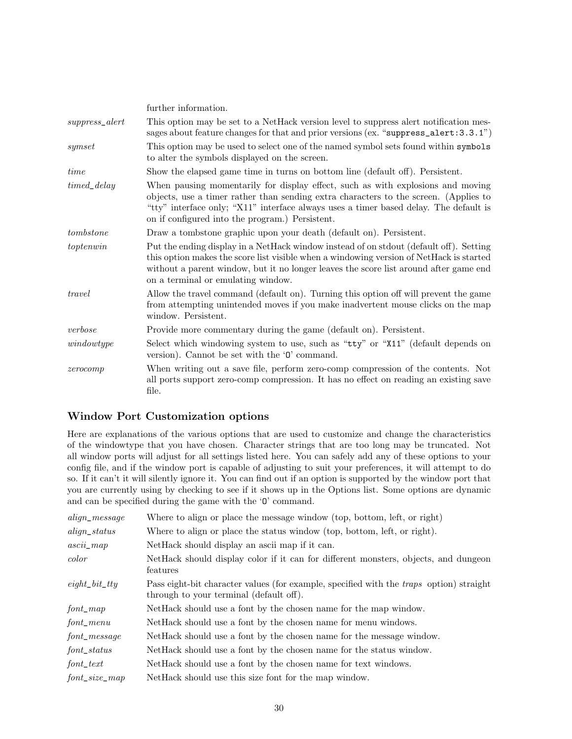further information.

*suppress_alert*
This option may be set to a NetHack version level to suppress alert notification messages about feature changes for that and prior versions (ex. "`suppress_alert:3.3.1`")

*symset*
This option may be used to select one of the named symbol sets found within `symbols` to alter the symbols displayed on the screen.

*time*
Show the elapsed game time in turns on bottom line (default off). Persistent.

*timed_delay*
When pausing momentarily for display effect, such as with explosions and moving objects, use a timer rather than sending extra characters to the screen. (Applies to "tty" interface only; "X11" interface always uses a timer based delay. The default is on if configured into the program.) Persistent.

*tombstone*
Draw a tombstone graphic upon your death (default on). Persistent.

*toptenwin*
Put the ending display in a NetHack window instead of on stdout (default off). Setting this option makes the score list visible when a windowing version of NetHack is started without a parent window, but it no longer leaves the score list around after game end on a terminal or emulating window.

*travel*
Allow the travel command (default on). Turning this option off will prevent the game from attempting unintended moves if you make inadvertent mouse clicks on the map window. Persistent.

*verbose*
Provide more commentary during the game (default on). Persistent.

*windowtype*
Select which windowing system to use, such as "`tty`" or "`X11`" (default depends on version). Cannot be set with the '`O`' command.

*zerocomp*
When writing out a save file, perform zero-comp compression of the contents. Not all ports support zero-comp compression. It has no effect on reading an existing save file.

## Window Port Customization options

Here are explanations of the various options that are used to customize and change the characteristics of the windowtype that you have chosen. Character strings that are too long may be truncated. Not all window ports will adjust for all settings listed here. You can safely add any of these options to your config file, and if the window port is capable of adjusting to suit your preferences, it will attempt to do so. If it can't it will silently ignore it. You can find out if an option is supported by the window port that you are currently using by checking to see if it shows up in the Options list. Some options are dynamic and can be specified during the game with the '`O`' command.

*align_message*
Where to align or place the message window (top, bottom, left, or right)

*align_status*
Where to align or place the status window (top, bottom, left, or right).

*ascii_map*
NetHack should display an ascii map if it can.

*color*
NetHack should display color if it can for different monsters, objects, and dungeon features

*eight_bit_tty*
Pass eight-bit character values (for example, specified with the *traps* option) straight through to your terminal (default off).

*font_map*
NetHack should use a font by the chosen name for the map window.

*font_menu*
NetHack should use a font by the chosen name for menu windows.

*font_message*
NetHack should use a font by the chosen name for the message window.

*font_status*
NetHack should use a font by the chosen name for the status window.

*font_text*
NetHack should use a font by the chosen name for text windows.

*font_size_map*
NetHack should use this size font for the map window.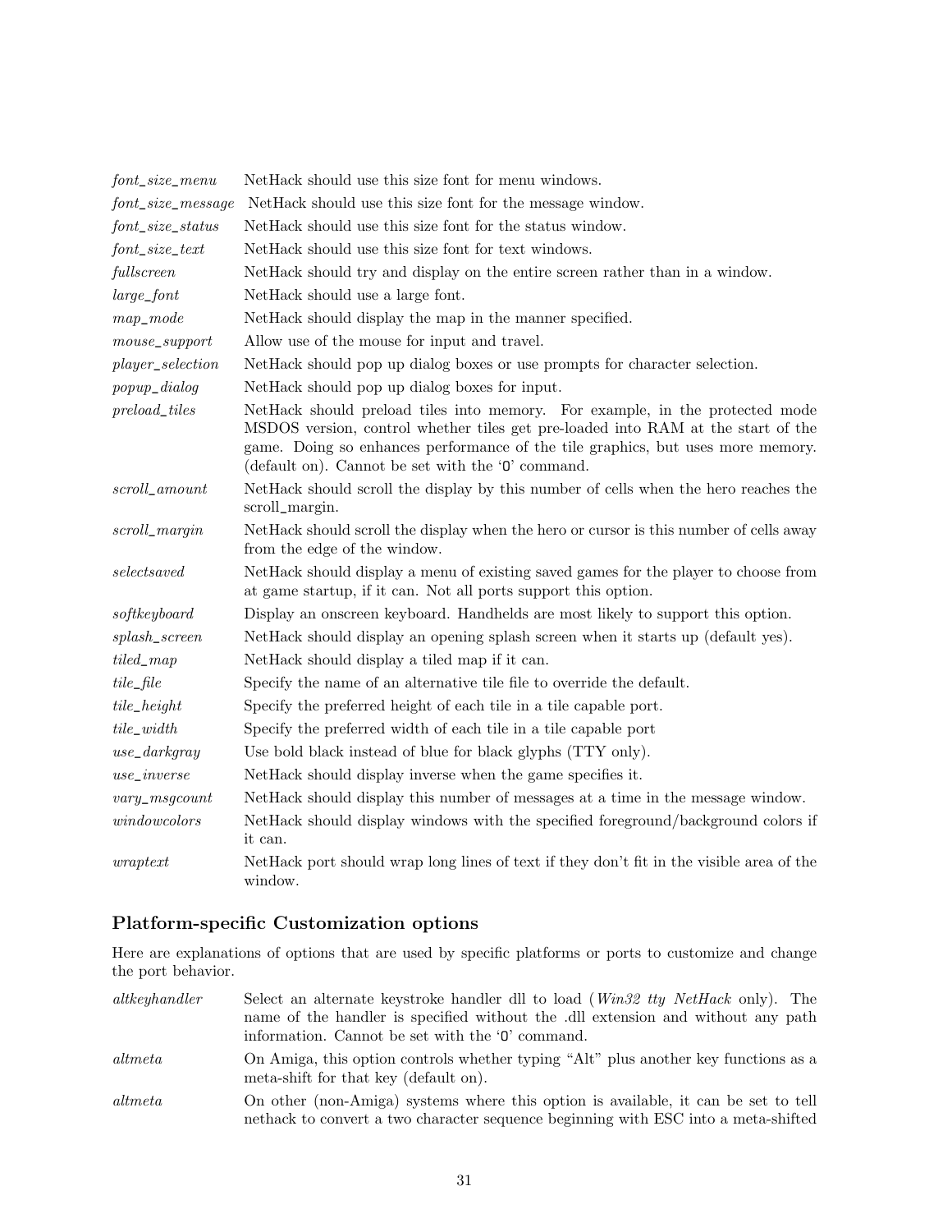*font_size_menu* NetHack should use this size font for menu windows.

*font_size_message* NetHack should use this size font for the message window.

*font_size_status* NetHack should use this size font for the status window.

*font_size_text* NetHack should use this size font for text windows.

*fullscreen* NetHack should try and display on the entire screen rather than in a window.

*large_font* NetHack should use a large font.

*map_mode* NetHack should display the map in the manner specified.

*mouse_support* Allow use of the mouse for input and travel.

*player_selection* NetHack should pop up dialog boxes or use prompts for character selection.

*popup_dialog* NetHack should pop up dialog boxes for input.

*preload_tiles* NetHack should preload tiles into memory. For example, in the protected mode MSDOS version, control whether tiles get pre-loaded into RAM at the start of the game. Doing so enhances performance of the tile graphics, but uses more memory. (default on). Cannot be set with the `O` command.

*scroll_amount* NetHack should scroll the display by this number of cells when the hero reaches the scroll_margin.

*scroll_margin* NetHack should scroll the display when the hero or cursor is this number of cells away from the edge of the window.

*selectsaved* NetHack should display a menu of existing saved games for the player to choose from at game startup, if it can. Not all ports support this option.

*softkeyboard* Display an onscreen keyboard. Handhelds are most likely to support this option.

*splash_screen* NetHack should display an opening splash screen when it starts up (default yes).

*tiled_map* NetHack should display a tiled map if it can.

*tile_file* Specify the name of an alternative tile file to override the default.

*tile_height* Specify the preferred height of each tile in a tile capable port.

*tile_width* Specify the preferred width of each tile in a tile capable port

*use_darkgray* Use bold black instead of blue for black glyphs (TTY only).

*use_inverse* NetHack should display inverse when the game specifies it.

*vary_msgcount* NetHack should display this number of messages at a time in the message window.

*windowcolors* NetHack should display windows with the specified foreground/background colors if it can.

*wraptext* NetHack port should wrap long lines of text if they don't fit in the visible area of the window.

## Platform-specific Customization options

Here are explanations of options that are used by specific platforms or ports to customize and change the port behavior.

*altkeyhandler* Select an alternate keystroke handler dll to load (*Win32 tty NetHack* only). The name of the handler is specified without the .dll extension and without any path information. Cannot be set with the `O` command.

*altmeta* On Amiga, this option controls whether typing "Alt" plus another key functions as a meta-shift for that key (default on).

*altmeta* On other (non-Amiga) systems where this option is available, it can be set to tell nethack to convert a two character sequence beginning with ESC into a meta-shifted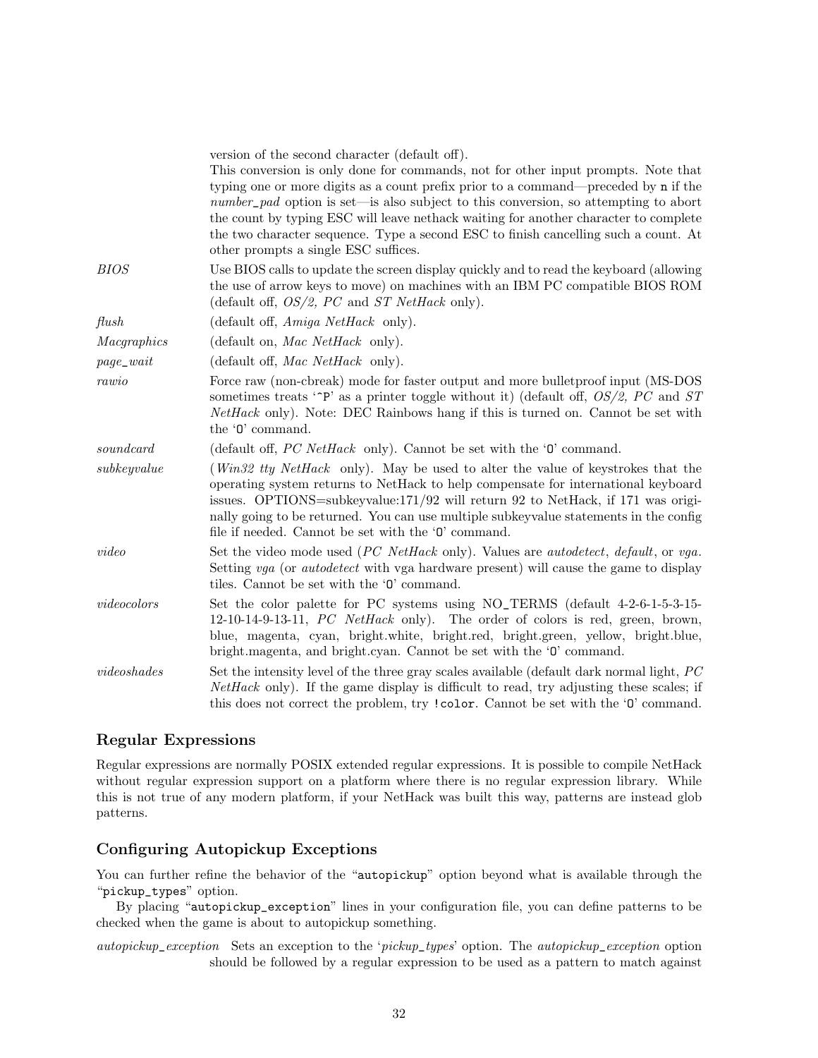version of the second character (default off).
This conversion is only done for commands, not for other input prompts. Note that typing one or more digits as a count prefix prior to a command—preceded by `n` if the *number_pad* option is set—is also subject to this conversion, so attempting to abort the count by typing ESC will leave nethack waiting for another character to complete the two character sequence. Type a second ESC to finish cancelling such a count. At other prompts a single ESC suffices.

*BIOS*
: Use BIOS calls to update the screen display quickly and to read the keyboard (allowing the use of arrow keys to move) on machines with an IBM PC compatible BIOS ROM (default off, *OS/2, PC* and *ST NetHack* only).

*flush*
: (default off, *Amiga NetHack* only).

*Macgraphics*
: (default on, *Mac NetHack* only).

*page_wait*
: (default off, *Mac NetHack* only).

*rawio*
: Force raw (non-cbreak) mode for faster output and more bulletproof input (MS-DOS sometimes treats '^P' as a printer toggle without it) (default off, *OS/2, PC* and *ST NetHack* only). Note: DEC Rainbows hang if this is turned on. Cannot be set with the '`O`' command.

*soundcard*
: (default off, *PC NetHack* only). Cannot be set with the '`O`' command.

*subkeyvalue*
: (*Win32 tty NetHack* only). May be used to alter the value of keystrokes that the operating system returns to NetHack to help compensate for international keyboard issues. OPTIONS=subkeyvalue:171/92 will return 92 to NetHack, if 171 was originally going to be returned. You can use multiple subkeyvalue statements in the config file if needed. Cannot be set with the '`O`' command.

*video*
: Set the video mode used (*PC NetHack* only). Values are *autodetect*, *default*, or *vga*. Setting *vga* (or *autodetect* with vga hardware present) will cause the game to display tiles. Cannot be set with the '`O`' command.

*videocolors*
: Set the color palette for PC systems using NO_TERMS (default 4-2-6-1-5-3-15-12-10-14-9-13-11, *PC NetHack* only). The order of colors is red, green, brown, blue, magenta, cyan, bright.white, bright.red, bright.green, yellow, bright.blue, bright.magenta, and bright.cyan. Cannot be set with the '`O`' command.

*videoshades*
: Set the intensity level of the three gray scales available (default dark normal light, *PC NetHack* only). If the game display is difficult to read, try adjusting these scales; if this does not correct the problem, try `!color`. Cannot be set with the '`O`' command.

### Regular Expressions

Regular expressions are normally POSIX extended regular expressions. It is possible to compile NetHack without regular expression support on a platform where there is no regular expression library. While this is not true of any modern platform, if your NetHack was built this way, patterns are instead glob patterns.

### Configuring Autopickup Exceptions

You can further refine the behavior of the "`autopickup`" option beyond what is available through the "`pickup_types`" option.

By placing "`autopickup_exception`" lines in your configuration file, you can define patterns to be checked when the game is about to autopickup something.

*autopickup_exception*
: Sets an exception to the '*pickup_types*' option. The *autopickup_exception* option should be followed by a regular expression to be used as a pattern to match against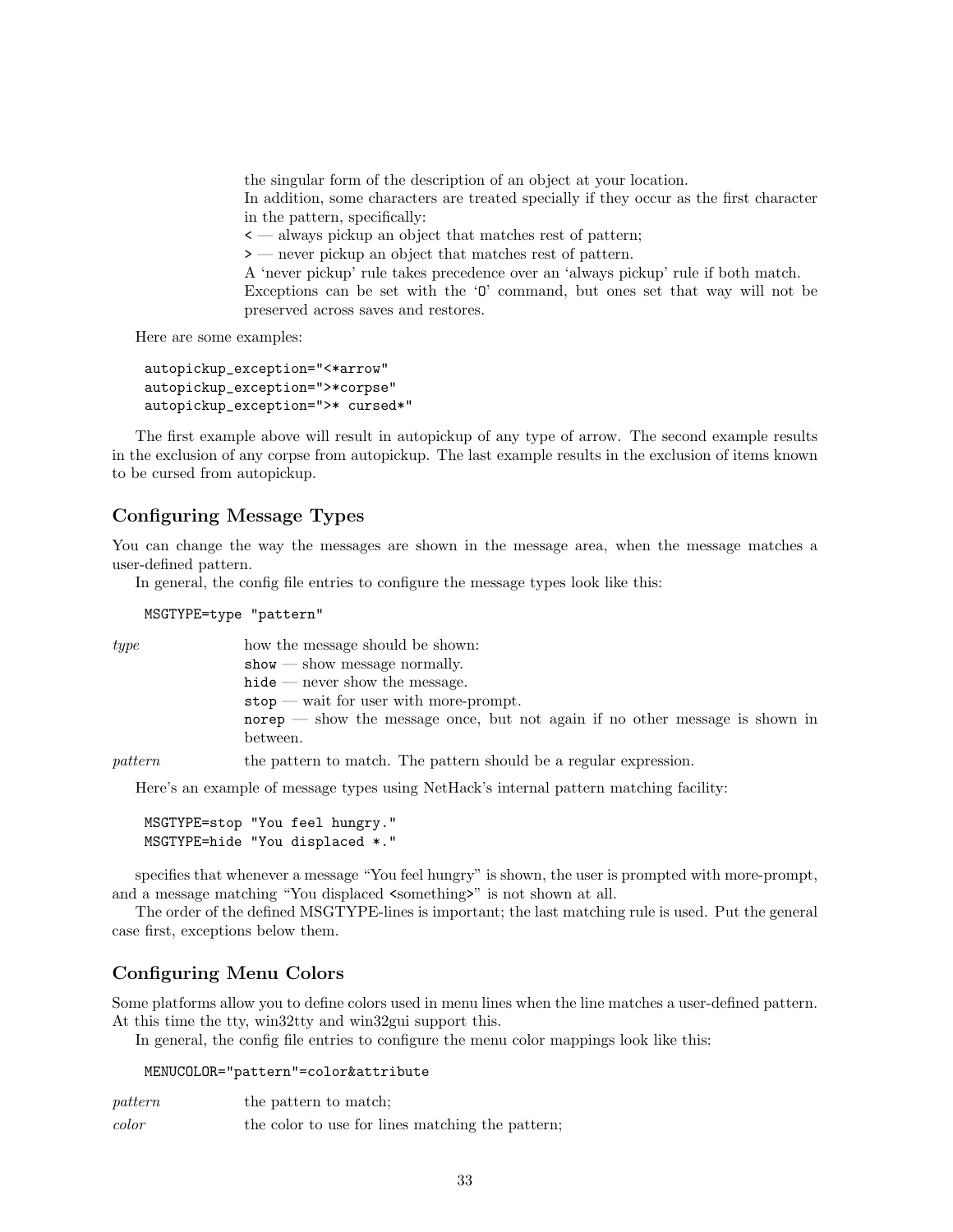the singular form of the description of an object at your location.
In addition, some characters are treated specially if they occur as the first character in the pattern, specifically:
`<` — always pickup an object that matches rest of pattern;
`>` — never pickup an object that matches rest of pattern.
A 'never pickup' rule takes precedence over an 'always pickup' rule if both match.
Exceptions can be set with the '`O`' command, but ones set that way will not be preserved across saves and restores.

Here are some examples:

```
autopickup_exception="<*arrow"
autopickup_exception=">*corpse"
autopickup_exception=">* cursed*"
```

The first example above will result in autopickup of any type of arrow. The second example results in the exclusion of any corpse from autopickup. The last example results in the exclusion of items known to be cursed from autopickup.

### Configuring Message Types

You can change the way the messages are shown in the message area, when the message matches a user-defined pattern.

In general, the config file entries to configure the message types look like this:

```
MSGTYPE=type "pattern"
```

*type* how the message should be shown:
`show` — show message normally.
`hide` — never show the message.
`stop` — wait for user with more-prompt.
`norep` — show the message once, but not again if no other message is shown in between.

*pattern* the pattern to match. The pattern should be a regular expression.

Here's an example of message types using NetHack's internal pattern matching facility:

```
MSGTYPE=stop "You feel hungry."
MSGTYPE=hide "You displaced *."
```

specifies that whenever a message "You feel hungry" is shown, the user is prompted with more-prompt, and a message matching "You displaced <something>" is not shown at all.

The order of the defined MSGTYPE-lines is important; the last matching rule is used. Put the general case first, exceptions below them.

### Configuring Menu Colors

Some platforms allow you to define colors used in menu lines when the line matches a user-defined pattern. At this time the tty, win32tty and win32gui support this.

In general, the config file entries to configure the menu color mappings look like this:

```
MENUCOLOR="pattern"=color&attribute
```

*pattern* the pattern to match;

*color* the color to use for lines matching the pattern;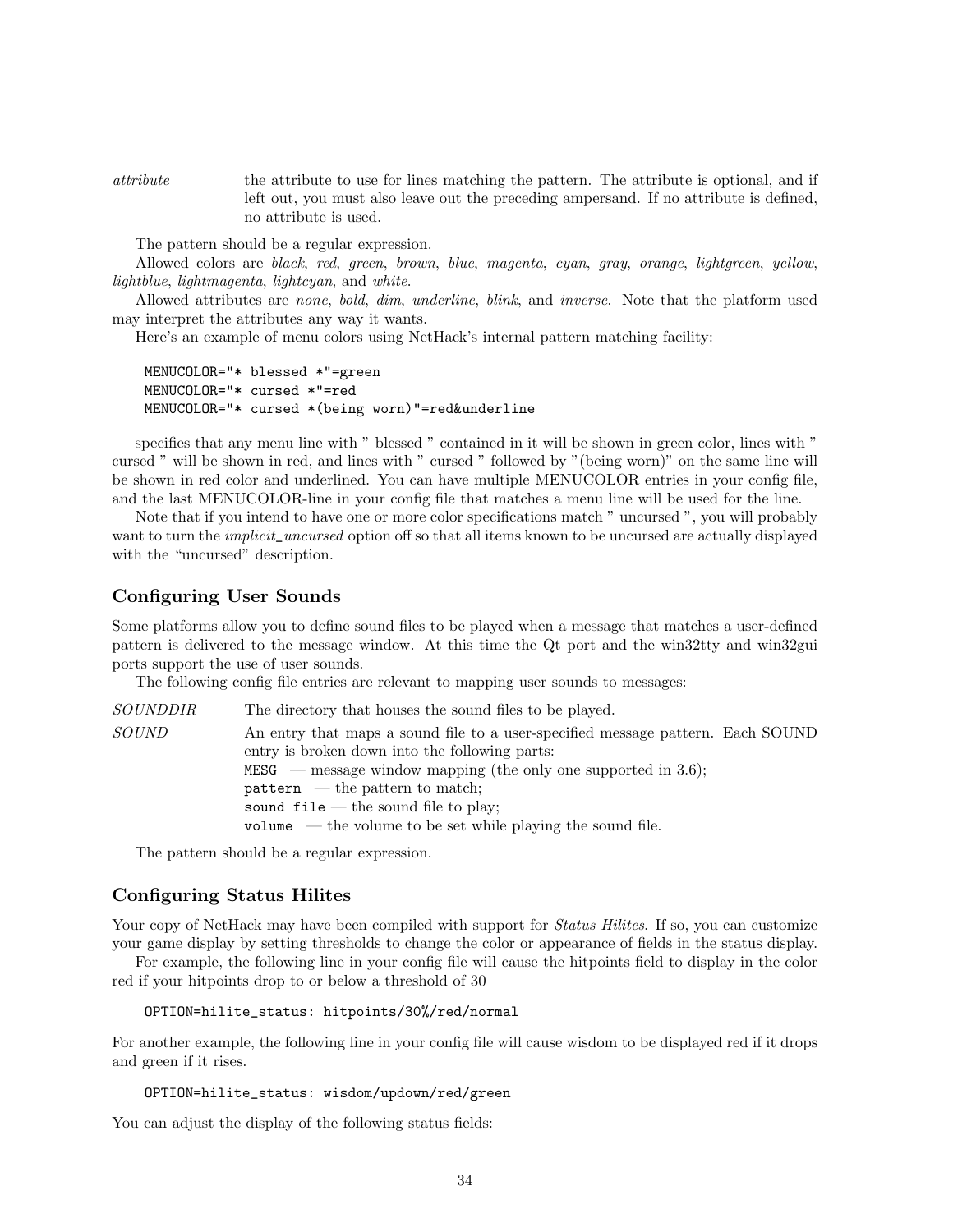*attribute* the attribute to use for lines matching the pattern. The attribute is optional, and if left out, you must also leave out the preceding ampersand. If no attribute is defined, no attribute is used.

The pattern should be a regular expression.

Allowed colors are *black*, *red*, *green*, *brown*, *blue*, *magenta*, *cyan*, *gray*, *orange*, *lightgreen*, *yellow*, *lightblue*, *lightmagenta*, *lightcyan*, and *white*.

Allowed attributes are *none*, *bold*, *dim*, *underline*, *blink*, and *inverse*. Note that the platform used may interpret the attributes any way it wants.

Here's an example of menu colors using NetHack's internal pattern matching facility:

```
MENUCOLOR="* blessed *"=green
MENUCOLOR="* cursed *"=red
MENUCOLOR="* cursed *(being worn)"=red&underline
```

specifies that any menu line with " blessed " contained in it will be shown in green color, lines with " cursed " will be shown in red, and lines with " cursed " followed by "(being worn)" on the same line will be shown in red color and underlined. You can have multiple MENUCOLOR entries in your config file, and the last MENUCOLOR-line in your config file that matches a menu line will be used for the line.

Note that if you intend to have one or more color specifications match " uncursed ", you will probably want to turn the *implicit_uncursed* option off so that all items known to be uncursed are actually displayed with the "uncursed" description.

## Configuring User Sounds

Some platforms allow you to define sound files to be played when a message that matches a user-defined pattern is delivered to the message window. At this time the Qt port and the win32tty and win32gui ports support the use of user sounds.

The following config file entries are relevant to mapping user sounds to messages:

*SOUNDDIR* The directory that houses the sound files to be played.

*SOUND* An entry that maps a sound file to a user-specified message pattern. Each SOUND entry is broken down into the following parts:
`MESG` — message window mapping (the only one supported in 3.6);
`pattern` — the pattern to match;
`sound file` — the sound file to play;
`volume` — the volume to be set while playing the sound file.

The pattern should be a regular expression.

## Configuring Status Hilites

Your copy of NetHack may have been compiled with support for *Status Hilites*. If so, you can customize your game display by setting thresholds to change the color or appearance of fields in the status display.

For example, the following line in your config file will cause the hitpoints field to display in the color red if your hitpoints drop to or below a threshold of 30

```
OPTION=hilite_status: hitpoints/30%/red/normal
```

For another example, the following line in your config file will cause wisdom to be displayed red if it drops and green if it rises.

```
OPTION=hilite_status: wisdom/updown/red/green
```

You can adjust the display of the following status fields: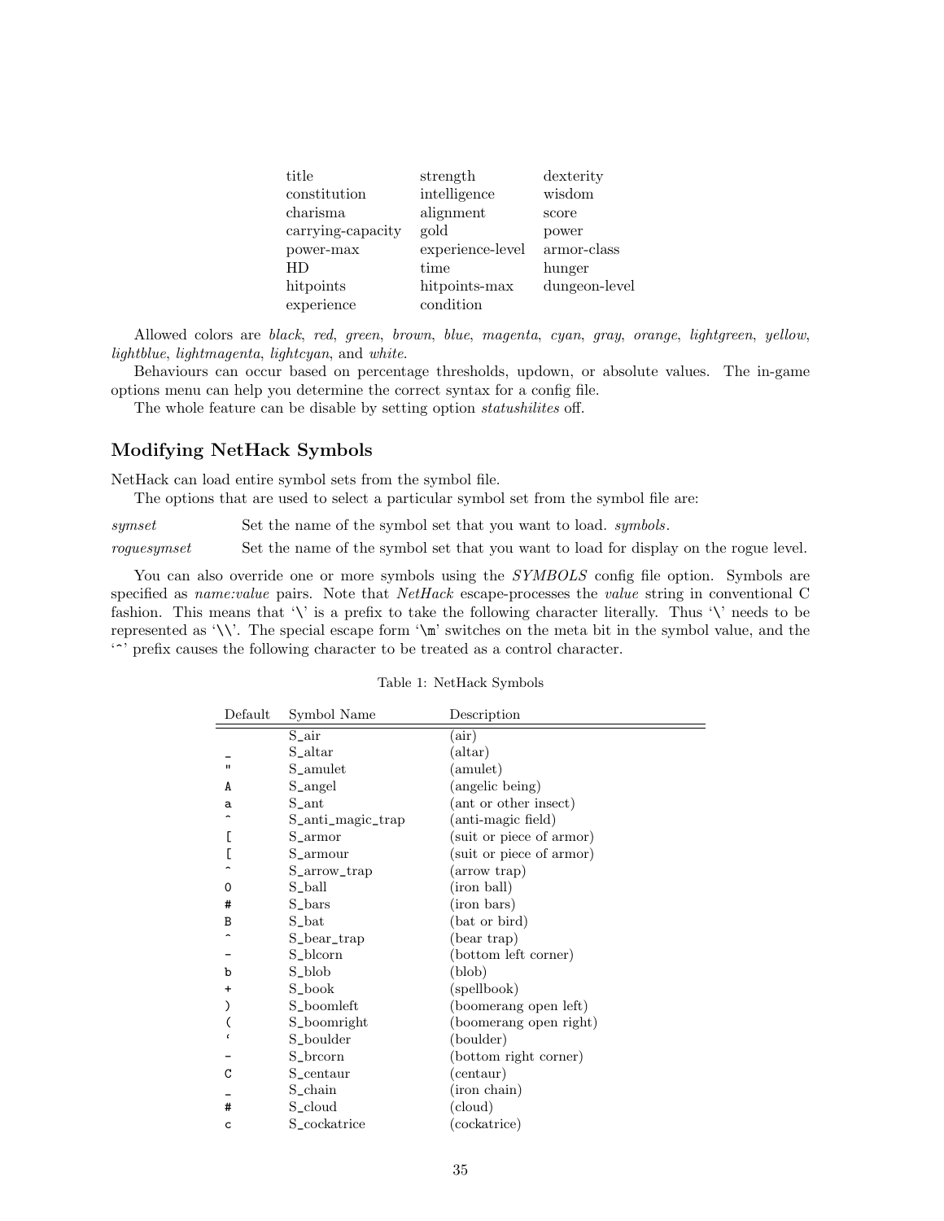| | | |
|---|---|---|
| title | strength | dexterity |
| constitution | intelligence | wisdom |
| charisma | alignment | score |
| carrying-capacity | gold | power |
| power-max | experience-level | armor-class |
| HD | time | hunger |
| hitpoints | hitpoints-max | dungeon-level |
| experience | condition | |

Allowed colors are *black*, *red*, *green*, *brown*, *blue*, *magenta*, *cyan*, *gray*, *orange*, *lightgreen*, *yellow*, *lightblue*, *lightmagenta*, *lightcyan*, and *white*.

Behaviours can occur based on percentage thresholds, updown, or absolute values. The in-game options menu can help you determine the correct syntax for a config file.

The whole feature can be disable by setting option *statushilites* off.

## Modifying NetHack Symbols

NetHack can load entire symbol sets from the symbol file.

The options that are used to select a particular symbol set from the symbol file are:

*symset* Set the name of the symbol set that you want to load. *symbols*.

*roguesymset* Set the name of the symbol set that you want to load for display on the rogue level.

You can also override one or more symbols using the *SYMBOLS* config file option. Symbols are specified as *name:value* pairs. Note that *NetHack* escape-processes the *value* string in conventional C fashion. This means that '\' is a prefix to take the following character literally. Thus '\' needs to be represented as '\\'. The special escape form '\m' switches on the meta bit in the symbol value, and the '^' prefix causes the following character to be treated as a control character.

Table 1: NetHack Symbols

| Default | Symbol Name | Description |
|---|---|---|
| | S_air | (air) |
| _ | S_altar | (altar) |
| " | S_amulet | (amulet) |
| A | S_angel | (angelic being) |
| a | S_ant | (ant or other insect) |
| ^ | S_anti_magic_trap | (anti-magic field) |
| [ | S_armor | (suit or piece of armor) |
| [ | S_armour | (suit or piece of armor) |
| ^ | S_arrow_trap | (arrow trap) |
| 0 | S_ball | (iron ball) |
| # | S_bars | (iron bars) |
| B | S_bat | (bat or bird) |
| ^ | S_bear_trap | (bear trap) |
| - | S_blcorn | (bottom left corner) |
| b | S_blob | (blob) |
| + | S_book | (spellbook) |
| ) | S_boomleft | (boomerang open left) |
| ( | S_boomright | (boomerang open right) |
| ` | S_boulder | (boulder) |
| - | S_brcorn | (bottom right corner) |
| C | S_centaur | (centaur) |
| _ | S_chain | (iron chain) |
| # | S_cloud | (cloud) |
| c | S_cockatrice | (cockatrice) |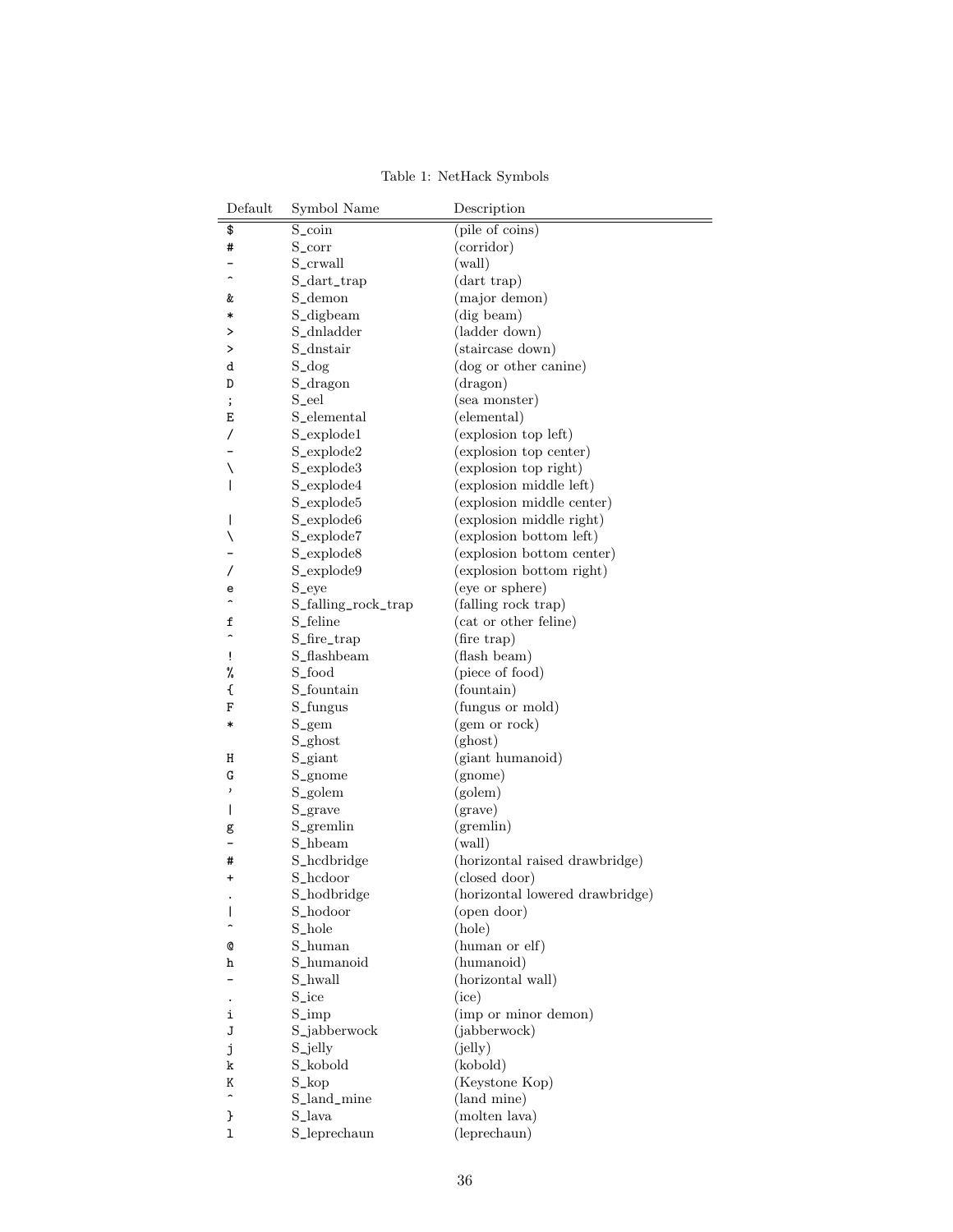Table 1: NetHack Symbols

| Default | Symbol Name | Description |
|---|---|---|
| $ | S_coin | (pile of coins) |
| # | S_corr | (corridor) |
| - | S_crwall | (wall) |
| ^ | S_dart_trap | (dart trap) |
| & | S_demon | (major demon) |
| * | S_digbeam | (dig beam) |
| > | S_dnladder | (ladder down) |
| > | S_dnstair | (staircase down) |
| d | S_dog | (dog or other canine) |
| D | S_dragon | (dragon) |
| ; | S_eel | (sea monster) |
| E | S_elemental | (elemental) |
| / | S_explode1 | (explosion top left) |
| - | S_explode2 | (explosion top center) |
| \ | S_explode3 | (explosion top right) |
| \| | S_explode4 | (explosion middle left) |
| | S_explode5 | (explosion middle center) |
| \| | S_explode6 | (explosion middle right) |
| \ | S_explode7 | (explosion bottom left) |
| - | S_explode8 | (explosion bottom center) |
| / | S_explode9 | (explosion bottom right) |
| e | S_eye | (eye or sphere) |
| ^ | S_falling_rock_trap | (falling rock trap) |
| f | S_feline | (cat or other feline) |
| ^ | S_fire_trap | (fire trap) |
| ! | S_flashbeam | (flash beam) |
| % | S_food | (piece of food) |
| { | S_fountain | (fountain) |
| F | S_fungus | (fungus or mold) |
| * | S_gem | (gem or rock) |
| | S_ghost | (ghost) |
| H | S_giant | (giant humanoid) |
| G | S_gnome | (gnome) |
| ' | S_golem | (golem) |
| \| | S_grave | (grave) |
| g | S_gremlin | (gremlin) |
| - | S_hbeam | (wall) |
| # | S_hcdbridge | (horizontal raised drawbridge) |
| + | S_hcdoor | (closed door) |
| . | S_hodbridge | (horizontal lowered drawbridge) |
| \| | S_hodoor | (open door) |
| ^ | S_hole | (hole) |
| @ | S_human | (human or elf) |
| h | S_humanoid | (humanoid) |
| - | S_hwall | (horizontal wall) |
| . | S_ice | (ice) |
| i | S_imp | (imp or minor demon) |
| J | S_jabberwock | (jabberwock) |
| j | S_jelly | (jelly) |
| k | S_kobold | (kobold) |
| K | S_kop | (Keystone Kop) |
| ^ | S_land_mine | (land mine) |
| } | S_lava | (molten lava) |
| l | S_leprechaun | (leprechaun) |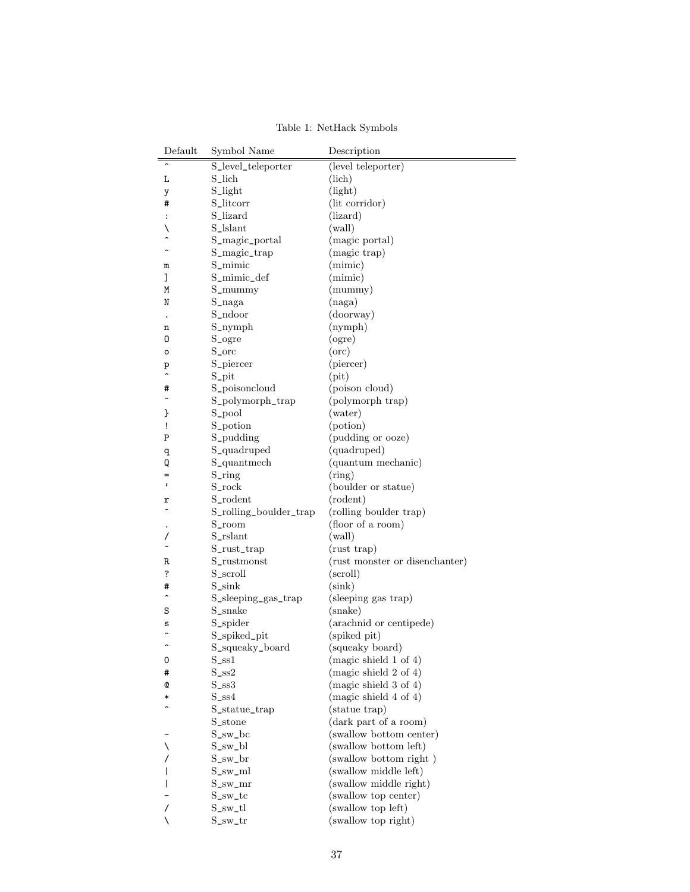Table 1: NetHack Symbols

| Default | Symbol Name | Description |
|---|---|---|
| ^ | S_level_teleporter | (level teleporter) |
| L | S_lich | (lich) |
| y | S_light | (light) |
| # | S_litcorr | (lit corridor) |
| : | S_lizard | (lizard) |
| \ | S_lslant | (wall) |
| ^ | S_magic_portal | (magic portal) |
| ^ | S_magic_trap | (magic trap) |
| m | S_mimic | (mimic) |
| ] | S_mimic_def | (mimic) |
| M | S_mummy | (mummy) |
| N | S_naga | (naga) |
| . | S_ndoor | (doorway) |
| n | S_nymph | (nymph) |
| O | S_ogre | (ogre) |
| o | S_orc | (orc) |
| p | S_piercer | (piercer) |
| ^ | S_pit | (pit) |
| # | S_poisoncloud | (poison cloud) |
| ^ | S_polymorph_trap | (polymorph trap) |
| } | S_pool | (water) |
| ! | S_potion | (potion) |
| P | S_pudding | (pudding or ooze) |
| q | S_quadruped | (quadruped) |
| Q | S_quantmech | (quantum mechanic) |
| = | S_ring | (ring) |
| ` | S_rock | (boulder or statue) |
| r | S_rodent | (rodent) |
| ^ | S_rolling_boulder_trap | (rolling boulder trap) |
| . | S_room | (floor of a room) |
| / | S_rslant | (wall) |
| ^ | S_rust_trap | (rust trap) |
| R | S_rustmonst | (rust monster or disenchanter) |
| ? | S_scroll | (scroll) |
| # | S_sink | (sink) |
| ^ | S_sleeping_gas_trap | (sleeping gas trap) |
| S | S_snake | (snake) |
| s | S_spider | (arachnid or centipede) |
| ^ | S_spiked_pit | (spiked pit) |
| ^ | S_squeaky_board | (squeaky board) |
| 0 | S_ss1 | (magic shield 1 of 4) |
| # | S_ss2 | (magic shield 2 of 4) |
| @ | S_ss3 | (magic shield 3 of 4) |
| * | S_ss4 | (magic shield 4 of 4) |
| ^ | S_statue_trap | (statue trap) |
| | S_stone | (dark part of a room) |
| - | S_sw_bc | (swallow bottom center) |
| \ | S_sw_bl | (swallow bottom left) |
| / | S_sw_br | (swallow bottom right ) |
| \| | S_sw_ml | (swallow middle left) |
| \| | S_sw_mr | (swallow middle right) |
| - | S_sw_tc | (swallow top center) |
| / | S_sw_tl | (swallow top left) |
| \ | S_sw_tr | (swallow top right) |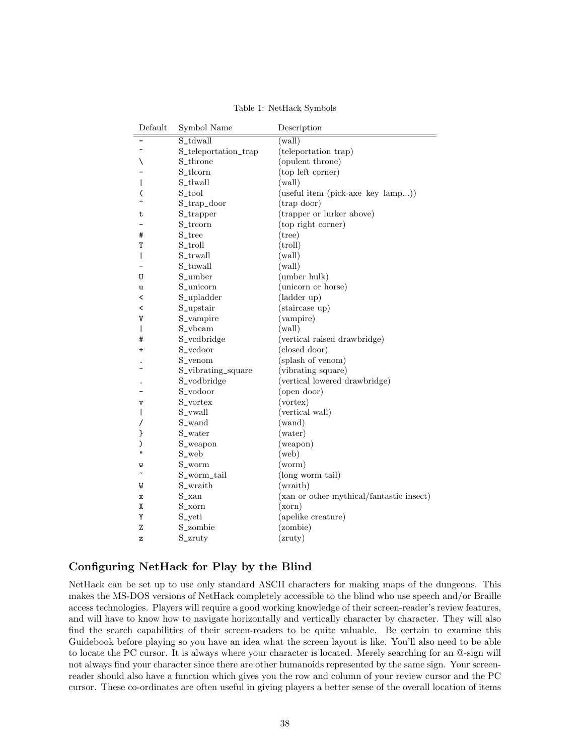Table 1: NetHack Symbols

| Default | Symbol Name | Description |
|---|---|---|
| - | S_tdwall | (wall) |
| ^ | S_teleportation_trap | (teleportation trap) |
| \ | S_throne | (opulent throne) |
| - | S_tlcorn | (top left corner) |
| \| | S_tlwall | (wall) |
| ( | S_tool | (useful item (pick-axe key lamp...)) |
| ^ | S_trap_door | (trap door) |
| t | S_trapper | (trapper or lurker above) |
| - | S_trcorn | (top right corner) |
| # | S_tree | (tree) |
| T | S_troll | (troll) |
| \| | S_trwall | (wall) |
| - | S_tuwall | (wall) |
| U | S_umber | (umber hulk) |
| u | S_unicorn | (unicorn or horse) |
| < | S_upladder | (ladder up) |
| < | S_upstair | (staircase up) |
| V | S_vampire | (vampire) |
| \| | S_vbeam | (wall) |
| # | S_vcdbridge | (vertical raised drawbridge) |
| + | S_vcdoor | (closed door) |
| . | S_venom | (splash of venom) |
| ^ | S_vibrating_square | (vibrating square) |
| . | S_vodbridge | (vertical lowered drawbridge) |
| - | S_vodoor | (open door) |
| v | S_vortex | (vortex) |
| \| | S_vwall | (vertical wall) |
| / | S_wand | (wand) |
| } | S_water | (water) |
| ) | S_weapon | (weapon) |
| " | S_web | (web) |
| w | S_worm | (worm) |
| ~ | S_worm_tail | (long worm tail) |
| W | S_wraith | (wraith) |
| x | S_xan | (xan or other mythical/fantastic insect) |
| X | S_xorn | (xorn) |
| Y | S_yeti | (apelike creature) |
| Z | S_zombie | (zombie) |
| z | S_zruty | (zruty) |

## Configuring NetHack for Play by the Blind

NetHack can be set up to use only standard ASCII characters for making maps of the dungeons. This makes the MS-DOS versions of NetHack completely accessible to the blind who use speech and/or Braille access technologies. Players will require a good working knowledge of their screen-reader's review features, and will have to know how to navigate horizontally and vertically character by character. They will also find the search capabilities of their screen-readers to be quite valuable. Be certain to examine this Guidebook before playing so you have an idea what the screen layout is like. You'll also need to be able to locate the PC cursor. It is always where your character is located. Merely searching for an @-sign will not always find your character since there are other humanoids represented by the same sign. Your screen-reader should also have a function which gives you the row and column of your review cursor and the PC cursor. These co-ordinates are often useful in giving players a better sense of the overall location of items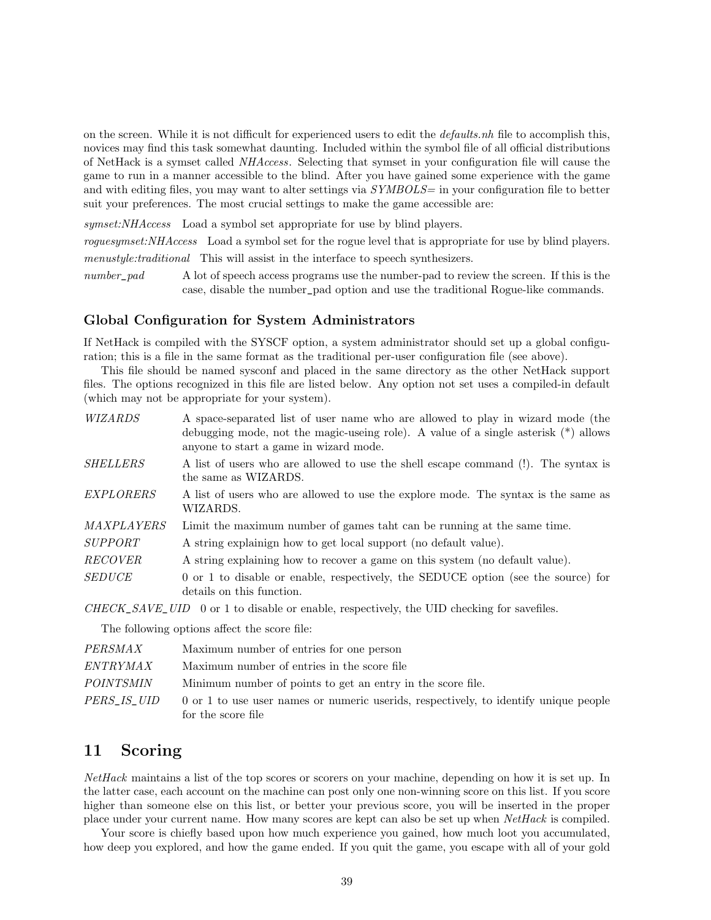on the screen. While it is not difficult for experienced users to edit the *defaults.nh* file to accomplish this, novices may find this task somewhat daunting. Included within the symbol file of all official distributions of NetHack is a symset called *NHAccess*. Selecting that symset in your configuration file will cause the game to run in a manner accessible to the blind. After you have gained some experience with the game and with editing files, you may want to alter settings via *SYMBOLS=* in your configuration file to better suit your preferences. The most crucial settings to make the game accessible are:

*symset:NHAccess* Load a symbol set appropriate for use by blind players.

*roguesymset:NHAccess* Load a symbol set for the rogue level that is appropriate for use by blind players.

*menustyle:traditional* This will assist in the interface to speech synthesizers.

*number_pad* A lot of speech access programs use the number-pad to review the screen. If this is the case, disable the number_pad option and use the traditional Rogue-like commands.

### Global Configuration for System Administrators

If NetHack is compiled with the SYSCF option, a system administrator should set up a global configuration; this is a file in the same format as the traditional per-user configuration file (see above).

This file should be named sysconf and placed in the same directory as the other NetHack support files. The options recognized in this file are listed below. Any option not set uses a compiled-in default (which may not be appropriate for your system).

*WIZARDS* A space-separated list of user name who are allowed to play in wizard mode (the debugging mode, not the magic-useing role). A value of a single asterisk (*) allows anyone to start a game in wizard mode.

*SHELLERS* A list of users who are allowed to use the shell escape command (!). The syntax is the same as WIZARDS.

*EXPLORERS* A list of users who are allowed to use the explore mode. The syntax is the same as WIZARDS.

*MAXPLAYERS* Limit the maximum number of games taht can be running at the same time.

*SUPPORT* A string explainign how to get local support (no default value).

*RECOVER* A string explaining how to recover a game on this system (no default value).

*SEDUCE* 0 or 1 to disable or enable, respectively, the SEDUCE option (see the source) for details on this function.

*CHECK_SAVE_UID* 0 or 1 to disable or enable, respectively, the UID checking for savefiles.

The following options affect the score file:

*PERSMAX* Maximum number of entries for one person

*ENTRYMAX* Maximum number of entries in the score file

*POINTSMIN* Minimum number of points to get an entry in the score file.

*PERS_IS_UID* 0 or 1 to use user names or numeric userids, respectively, to identify unique people for the score file

## 11 Scoring

*NetHack* maintains a list of the top scores or scorers on your machine, depending on how it is set up. In the latter case, each account on the machine can post only one non-winning score on this list. If you score higher than someone else on this list, or better your previous score, you will be inserted in the proper place under your current name. How many scores are kept can also be set up when *NetHack* is compiled.

Your score is chiefly based upon how much experience you gained, how much loot you accumulated, how deep you explored, and how the game ended. If you quit the game, you escape with all of your gold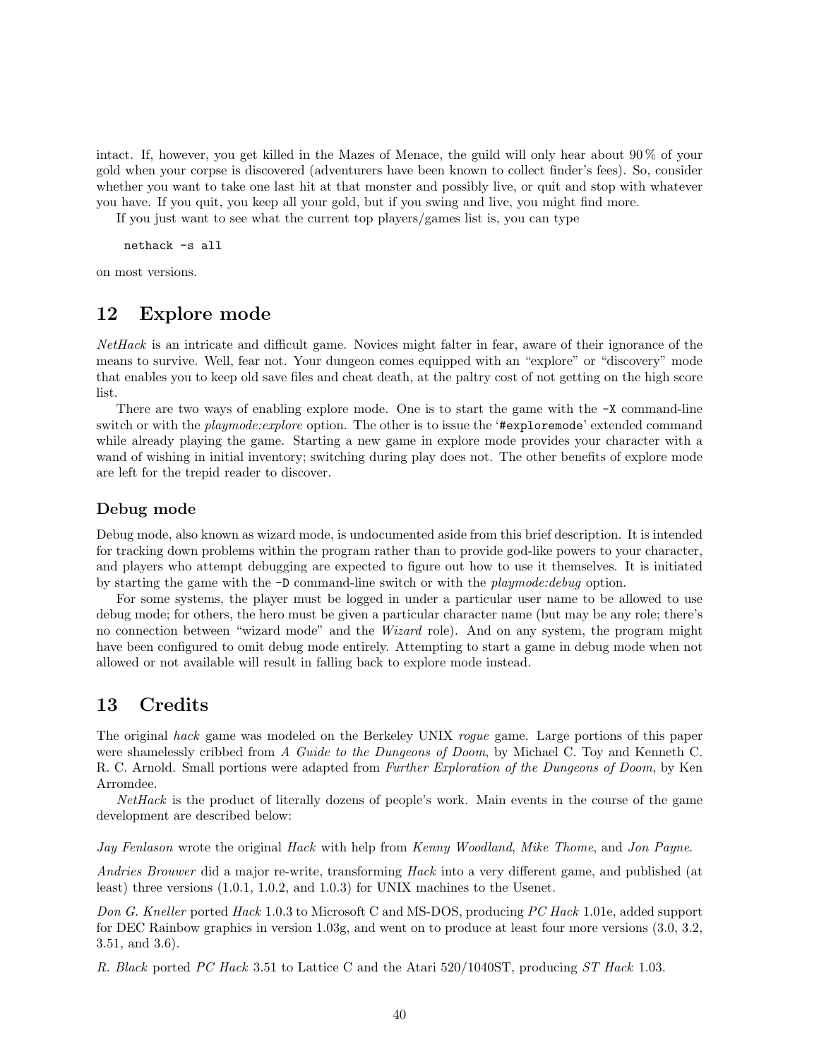intact. If, however, you get killed in the Mazes of Menace, the guild will only hear about 90% of your gold when your corpse is discovered (adventurers have been known to collect finder's fees). So, consider whether you want to take one last hit at that monster and possibly live, or quit and stop with whatever you have. If you quit, you keep all your gold, but if you swing and live, you might find more.

If you just want to see what the current top players/games list is, you can type

```
nethack -s all
```

on most versions.

## 12 Explore mode

*NetHack* is an intricate and difficult game. Novices might falter in fear, aware of their ignorance of the means to survive. Well, fear not. Your dungeon comes equipped with an "explore" or "discovery" mode that enables you to keep old save files and cheat death, at the paltry cost of not getting on the high score list.

There are two ways of enabling explore mode. One is to start the game with the `-X` command-line switch or with the *playmode:explore* option. The other is to issue the '`#exploremode`' extended command while already playing the game. Starting a new game in explore mode provides your character with a wand of wishing in initial inventory; switching during play does not. The other benefits of explore mode are left for the trepid reader to discover.

### Debug mode

Debug mode, also known as wizard mode, is undocumented aside from this brief description. It is intended for tracking down problems within the program rather than to provide god-like powers to your character, and players who attempt debugging are expected to figure out how to use it themselves. It is initiated by starting the game with the `-D` command-line switch or with the *playmode:debug* option.

For some systems, the player must be logged in under a particular user name to be allowed to use debug mode; for others, the hero must be given a particular character name (but may be any role; there's no connection between "wizard mode" and the *Wizard* role). And on any system, the program might have been configured to omit debug mode entirely. Attempting to start a game in debug mode when not allowed or not available will result in falling back to explore mode instead.

## 13 Credits

The original *hack* game was modeled on the Berkeley UNIX *rogue* game. Large portions of this paper were shamelessly cribbed from *A Guide to the Dungeons of Doom*, by Michael C. Toy and Kenneth C. R. C. Arnold. Small portions were adapted from *Further Exploration of the Dungeons of Doom*, by Ken Arromdee.

*NetHack* is the product of literally dozens of people's work. Main events in the course of the game development are described below:

*Jay Fenlason* wrote the original *Hack* with help from *Kenny Woodland*, *Mike Thome*, and *Jon Payne*.

*Andries Brouwer* did a major re-write, transforming *Hack* into a very different game, and published (at least) three versions (1.0.1, 1.0.2, and 1.0.3) for UNIX machines to the Usenet.

*Don G. Kneller* ported *Hack* 1.0.3 to Microsoft C and MS-DOS, producing *PC Hack* 1.01e, added support for DEC Rainbow graphics in version 1.03g, and went on to produce at least four more versions (3.0, 3.2, 3.51, and 3.6).

*R. Black* ported *PC Hack* 3.51 to Lattice C and the Atari 520/1040ST, producing *ST Hack* 1.03.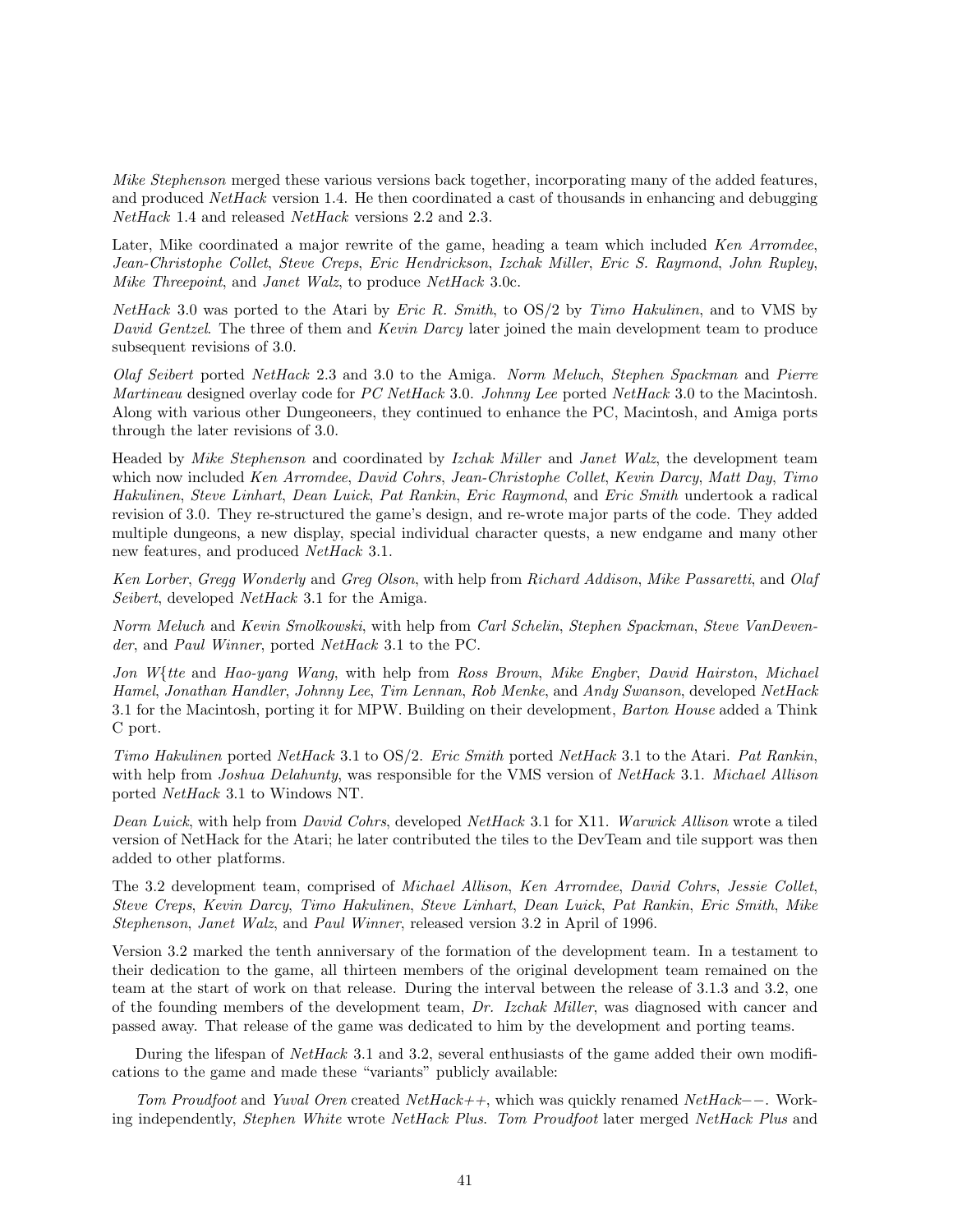*Mike Stephenson* merged these various versions back together, incorporating many of the added features, and produced *NetHack* version 1.4. He then coordinated a cast of thousands in enhancing and debugging *NetHack* 1.4 and released *NetHack* versions 2.2 and 2.3.

Later, Mike coordinated a major rewrite of the game, heading a team which included *Ken Arromdee*, *Jean-Christophe Collet*, *Steve Creps*, *Eric Hendrickson*, *Izchak Miller*, *Eric S. Raymond*, *John Rupley*, *Mike Threepoint*, and *Janet Walz*, to produce *NetHack* 3.0c.

*NetHack* 3.0 was ported to the Atari by *Eric R. Smith*, to OS/2 by *Timo Hakulinen*, and to VMS by *David Gentzel*. The three of them and *Kevin Darcy* later joined the main development team to produce subsequent revisions of 3.0.

*Olaf Seibert* ported *NetHack* 2.3 and 3.0 to the Amiga. *Norm Meluch*, *Stephen Spackman* and *Pierre Martineau* designed overlay code for *PC NetHack* 3.0. *Johnny Lee* ported *NetHack* 3.0 to the Macintosh. Along with various other Dungeoneers, they continued to enhance the PC, Macintosh, and Amiga ports through the later revisions of 3.0.

Headed by *Mike Stephenson* and coordinated by *Izchak Miller* and *Janet Walz*, the development team which now included *Ken Arromdee*, *David Cohrs*, *Jean-Christophe Collet*, *Kevin Darcy*, *Matt Day*, *Timo Hakulinen*, *Steve Linhart*, *Dean Luick*, *Pat Rankin*, *Eric Raymond*, and *Eric Smith* undertook a radical revision of 3.0. They re-structured the game's design, and re-wrote major parts of the code. They added multiple dungeons, a new display, special individual character quests, a new endgame and many other new features, and produced *NetHack* 3.1.

*Ken Lorber*, *Gregg Wonderly* and *Greg Olson*, with help from *Richard Addison*, *Mike Passaretti*, and *Olaf Seibert*, developed *NetHack* 3.1 for the Amiga.

*Norm Meluch* and *Kevin Smolkowski*, with help from *Carl Schelin*, *Stephen Spackman*, *Steve VanDevender*, and *Paul Winner*, ported *NetHack* 3.1 to the PC.

*Jon W{tte* and *Hao-yang Wang*, with help from *Ross Brown*, *Mike Engber*, *David Hairston*, *Michael Hamel*, *Jonathan Handler*, *Johnny Lee*, *Tim Lennan*, *Rob Menke*, and *Andy Swanson*, developed *NetHack* 3.1 for the Macintosh, porting it for MPW. Building on their development, *Barton House* added a Think C port.

*Timo Hakulinen* ported *NetHack* 3.1 to OS/2. *Eric Smith* ported *NetHack* 3.1 to the Atari. *Pat Rankin*, with help from *Joshua Delahunty*, was responsible for the VMS version of *NetHack* 3.1. *Michael Allison* ported *NetHack* 3.1 to Windows NT.

*Dean Luick*, with help from *David Cohrs*, developed *NetHack* 3.1 for X11. *Warwick Allison* wrote a tiled version of NetHack for the Atari; he later contributed the tiles to the DevTeam and tile support was then added to other platforms.

The 3.2 development team, comprised of *Michael Allison*, *Ken Arromdee*, *David Cohrs*, *Jessie Collet*, *Steve Creps*, *Kevin Darcy*, *Timo Hakulinen*, *Steve Linhart*, *Dean Luick*, *Pat Rankin*, *Eric Smith*, *Mike Stephenson*, *Janet Walz*, and *Paul Winner*, released version 3.2 in April of 1996.

Version 3.2 marked the tenth anniversary of the formation of the development team. In a testament to their dedication to the game, all thirteen members of the original development team remained on the team at the start of work on that release. During the interval between the release of 3.1.3 and 3.2, one of the founding members of the development team, *Dr. Izchak Miller*, was diagnosed with cancer and passed away. That release of the game was dedicated to him by the development and porting teams.

During the lifespan of *NetHack* 3.1 and 3.2, several enthusiasts of the game added their own modifications to the game and made these "variants" publicly available:

*Tom Proudfoot* and *Yuval Oren* created *NetHack++*, which was quickly renamed *NetHack−−*. Working independently, *Stephen White* wrote *NetHack Plus*. *Tom Proudfoot* later merged *NetHack Plus* and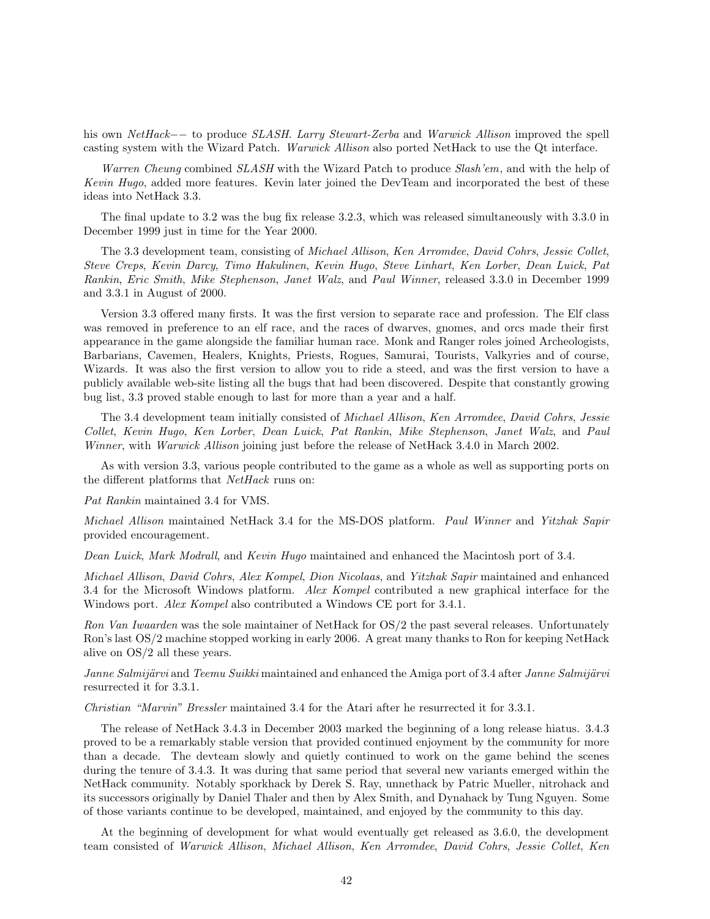his own *NetHack−−* to produce *SLASH*. *Larry Stewart-Zerba* and *Warwick Allison* improved the spell casting system with the Wizard Patch. *Warwick Allison* also ported NetHack to use the Qt interface.

*Warren Cheung* combined *SLASH* with the Wizard Patch to produce *Slash'em*, and with the help of *Kevin Hugo*, added more features. Kevin later joined the DevTeam and incorporated the best of these ideas into NetHack 3.3.

The final update to 3.2 was the bug fix release 3.2.3, which was released simultaneously with 3.3.0 in December 1999 just in time for the Year 2000.

The 3.3 development team, consisting of *Michael Allison*, *Ken Arromdee*, *David Cohrs*, *Jessie Collet*, *Steve Creps*, *Kevin Darcy*, *Timo Hakulinen*, *Kevin Hugo*, *Steve Linhart*, *Ken Lorber*, *Dean Luick*, *Pat Rankin*, *Eric Smith*, *Mike Stephenson*, *Janet Walz*, and *Paul Winner*, released 3.3.0 in December 1999 and 3.3.1 in August of 2000.

Version 3.3 offered many firsts. It was the first version to separate race and profession. The Elf class was removed in preference to an elf race, and the races of dwarves, gnomes, and orcs made their first appearance in the game alongside the familiar human race. Monk and Ranger roles joined Archeologists, Barbarians, Cavemen, Healers, Knights, Priests, Rogues, Samurai, Tourists, Valkyries and of course, Wizards. It was also the first version to allow you to ride a steed, and was the first version to have a publicly available web-site listing all the bugs that had been discovered. Despite that constantly growing bug list, 3.3 proved stable enough to last for more than a year and a half.

The 3.4 development team initially consisted of *Michael Allison*, *Ken Arromdee*, *David Cohrs*, *Jessie Collet*, *Kevin Hugo*, *Ken Lorber*, *Dean Luick*, *Pat Rankin*, *Mike Stephenson*, *Janet Walz*, and *Paul Winner*, with *Warwick Allison* joining just before the release of NetHack 3.4.0 in March 2002.

As with version 3.3, various people contributed to the game as a whole as well as supporting ports on the different platforms that *NetHack* runs on:

*Pat Rankin* maintained 3.4 for VMS.

*Michael Allison* maintained NetHack 3.4 for the MS-DOS platform. *Paul Winner* and *Yitzhak Sapir* provided encouragement.

*Dean Luick*, *Mark Modrall*, and *Kevin Hugo* maintained and enhanced the Macintosh port of 3.4.

*Michael Allison*, *David Cohrs*, *Alex Kompel*, *Dion Nicolaas*, and *Yitzhak Sapir* maintained and enhanced 3.4 for the Microsoft Windows platform. *Alex Kompel* contributed a new graphical interface for the Windows port. *Alex Kompel* also contributed a Windows CE port for 3.4.1.

*Ron Van Iwaarden* was the sole maintainer of NetHack for OS/2 the past several releases. Unfortunately Ron's last OS/2 machine stopped working in early 2006. A great many thanks to Ron for keeping NetHack alive on OS/2 all these years.

*Janne Salmijärvi* and *Teemu Suikki* maintained and enhanced the Amiga port of 3.4 after *Janne Salmijärvi* resurrected it for 3.3.1.

*Christian "Marvin" Bressler* maintained 3.4 for the Atari after he resurrected it for 3.3.1.

The release of NetHack 3.4.3 in December 2003 marked the beginning of a long release hiatus. 3.4.3 proved to be a remarkably stable version that provided continued enjoyment by the community for more than a decade. The devteam slowly and quietly continued to work on the game behind the scenes during the tenure of 3.4.3. It was during that same period that several new variants emerged within the NetHack community. Notably sporkhack by Derek S. Ray, unnethack by Patric Mueller, nitrohack and its successors originally by Daniel Thaler and then by Alex Smith, and Dynahack by Tung Nguyen. Some of those variants continue to be developed, maintained, and enjoyed by the community to this day.

At the beginning of development for what would eventually get released as 3.6.0, the development team consisted of *Warwick Allison*, *Michael Allison*, *Ken Arromdee*, *David Cohrs*, *Jessie Collet*, *Ken*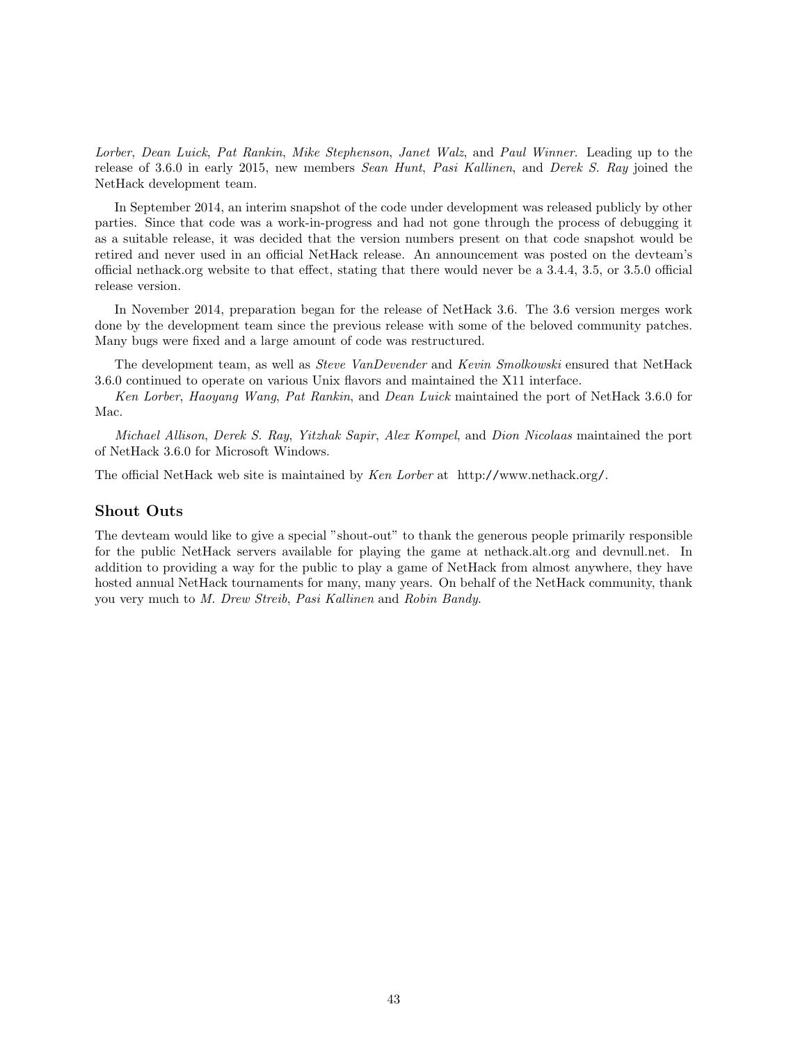*Lorber*, *Dean Luick*, *Pat Rankin*, *Mike Stephenson*, *Janet Walz*, and *Paul Winner*. Leading up to the release of 3.6.0 in early 2015, new members *Sean Hunt*, *Pasi Kallinen*, and *Derek S. Ray* joined the NetHack development team.

In September 2014, an interim snapshot of the code under development was released publicly by other parties. Since that code was a work-in-progress and had not gone through the process of debugging it as a suitable release, it was decided that the version numbers present on that code snapshot would be retired and never used in an official NetHack release. An announcement was posted on the devteam's official nethack.org website to that effect, stating that there would never be a 3.4.4, 3.5, or 3.5.0 official release version.

In November 2014, preparation began for the release of NetHack 3.6. The 3.6 version merges work done by the development team since the previous release with some of the beloved community patches. Many bugs were fixed and a large amount of code was restructured.

The development team, as well as *Steve VanDevender* and *Kevin Smolkowski* ensured that NetHack 3.6.0 continued to operate on various Unix flavors and maintained the X11 interface.

*Ken Lorber*, *Haoyang Wang*, *Pat Rankin*, and *Dean Luick* maintained the port of NetHack 3.6.0 for Mac.

*Michael Allison*, *Derek S. Ray*, *Yitzhak Sapir*, *Alex Kompel*, and *Dion Nicolaas* maintained the port of NetHack 3.6.0 for Microsoft Windows.

The official NetHack web site is maintained by *Ken Lorber* at http://www.nethack.org/.

## Shout Outs

The devteam would like to give a special "shout-out" to thank the generous people primarily responsible for the public NetHack servers available for playing the game at nethack.alt.org and devnull.net. In addition to providing a way for the public to play a game of NetHack from almost anywhere, they have hosted annual NetHack tournaments for many, many years. On behalf of the NetHack community, thank you very much to *M. Drew Streib*, *Pasi Kallinen* and *Robin Bandy*.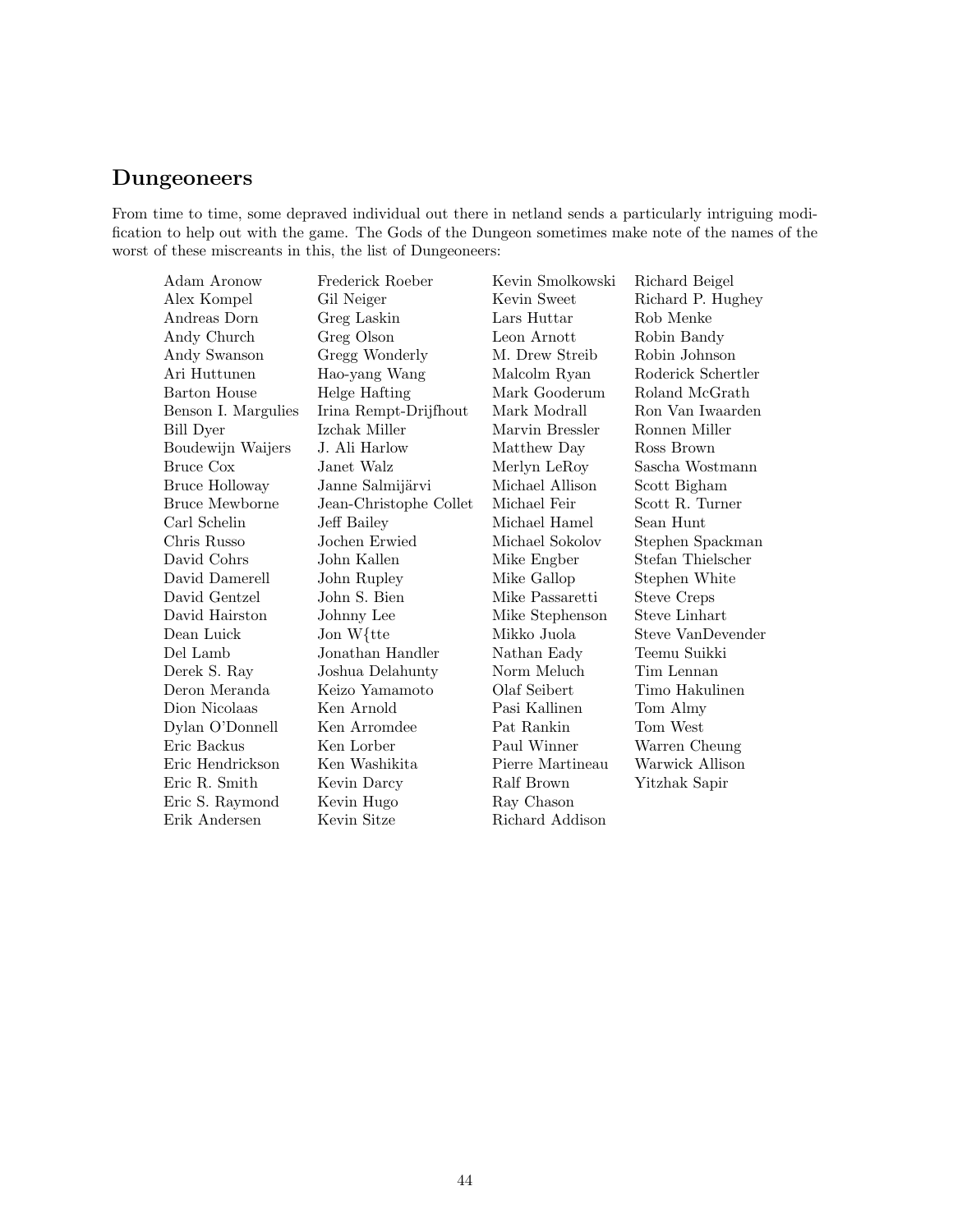## Dungeoneers

From time to time, some depraved individual out there in netland sends a particularly intriguing modification to help out with the game. The Gods of the Dungeon sometimes make note of the names of the worst of these miscreants in this, the list of Dungeoneers:

Adam Aronow
Alex Kompel
Andreas Dorn
Andy Church
Andy Swanson
Ari Huttunen
Barton House
Benson I. Margulies
Bill Dyer
Boudewijn Waijers
Bruce Cox
Bruce Holloway
Bruce Mewborne
Carl Schelin
Chris Russo
David Cohrs
David Damerell
David Gentzel
David Hairston
Dean Luick
Del Lamb
Derek S. Ray
Deron Meranda
Dion Nicolaas
Dylan O'Donnell
Eric Backus
Eric Hendrickson
Eric R. Smith
Eric S. Raymond
Erik Andersen
Frederick Roeber
Gil Neiger
Greg Laskin
Greg Olson
Gregg Wonderly
Hao-yang Wang
Helge Hafting
Irina Rempt-Drijfhout
Izchak Miller
J. Ali Harlow
Janet Walz
Janne Salmijärvi
Jean-Christophe Collet
Jeff Bailey
Jochen Erwied
John Kallen
John Rupley
John S. Bien
Johnny Lee
Jon W{tte
Jonathan Handler
Joshua Delahunty
Keizo Yamamoto
Ken Arnold
Ken Arromdee
Ken Lorber
Ken Washikita
Kevin Darcy
Kevin Hugo
Kevin Sitze
Kevin Smolkowski
Kevin Sweet
Lars Huttar
Leon Arnott
M. Drew Streib
Malcolm Ryan
Mark Gooderum
Mark Modrall
Marvin Bressler
Matthew Day
Merlyn LeRoy
Michael Allison
Michael Feir
Michael Hamel
Michael Sokolov
Mike Engber
Mike Gallop
Mike Passaretti
Mike Stephenson
Mikko Juola
Nathan Eady
Norm Meluch
Olaf Seibert
Pasi Kallinen
Pat Rankin
Paul Winner
Pierre Martineau
Ralf Brown
Ray Chason
Richard Addison
Richard Beigel
Richard P. Hughey
Rob Menke
Robin Bandy
Robin Johnson
Roderick Schertler
Roland McGrath
Ron Van Iwaarden
Ronnen Miller
Ross Brown
Sascha Wostmann
Scott Bigham
Scott R. Turner
Sean Hunt
Stephen Spackman
Stefan Thielscher
Stephen White
Steve Creps
Steve Linhart
Steve VanDevender
Teemu Suikki
Tim Lennan
Timo Hakulinen
Tom Almy
Tom West
Warren Cheung
Warwick Allison
Yitzhak Sapir